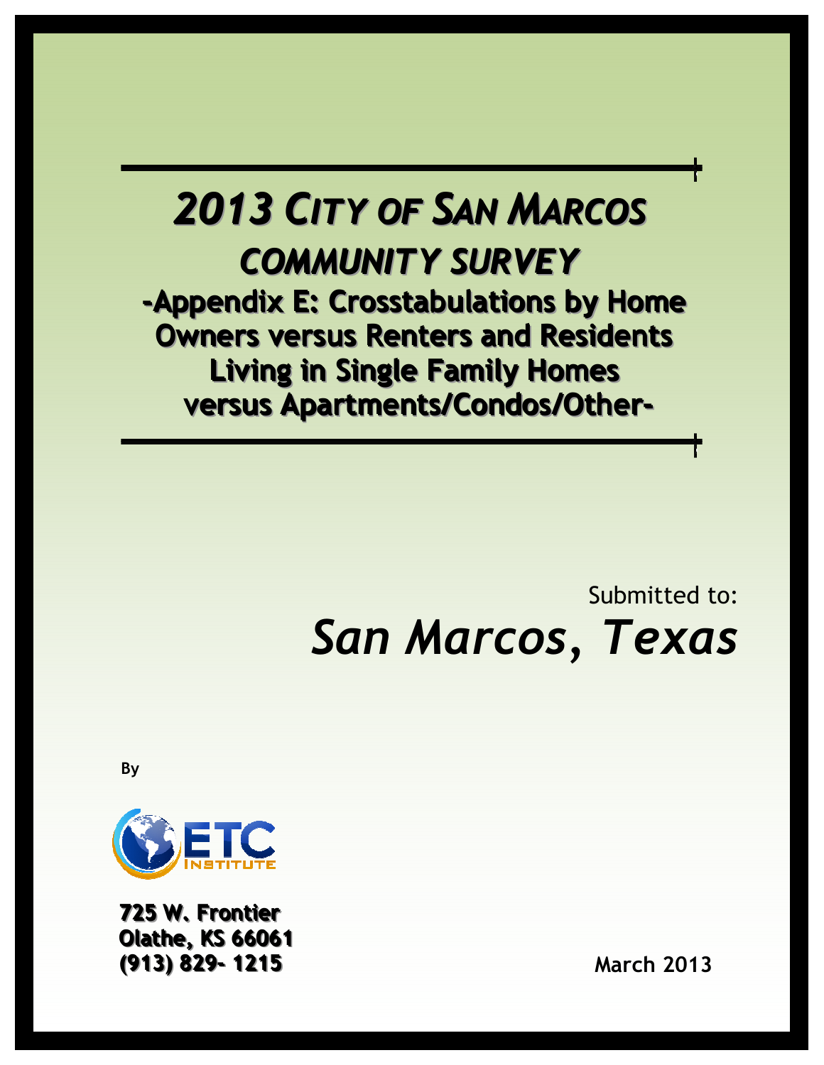# 2013 CITY OF SAN MARCOS

## COMMUNITY SURVEY

### -Appendix E: Crosstabulations by Home Owners versus Renters and Residents Living in Single Family Homes versus Apartments/Condos/Other-

Submitted to:

*San Marcos, Texas*

By

ETC INSTITUTE

**725 W. Frontier**
**Olathe, KS 66061**
**(913) 829- 1215**

**March 2013**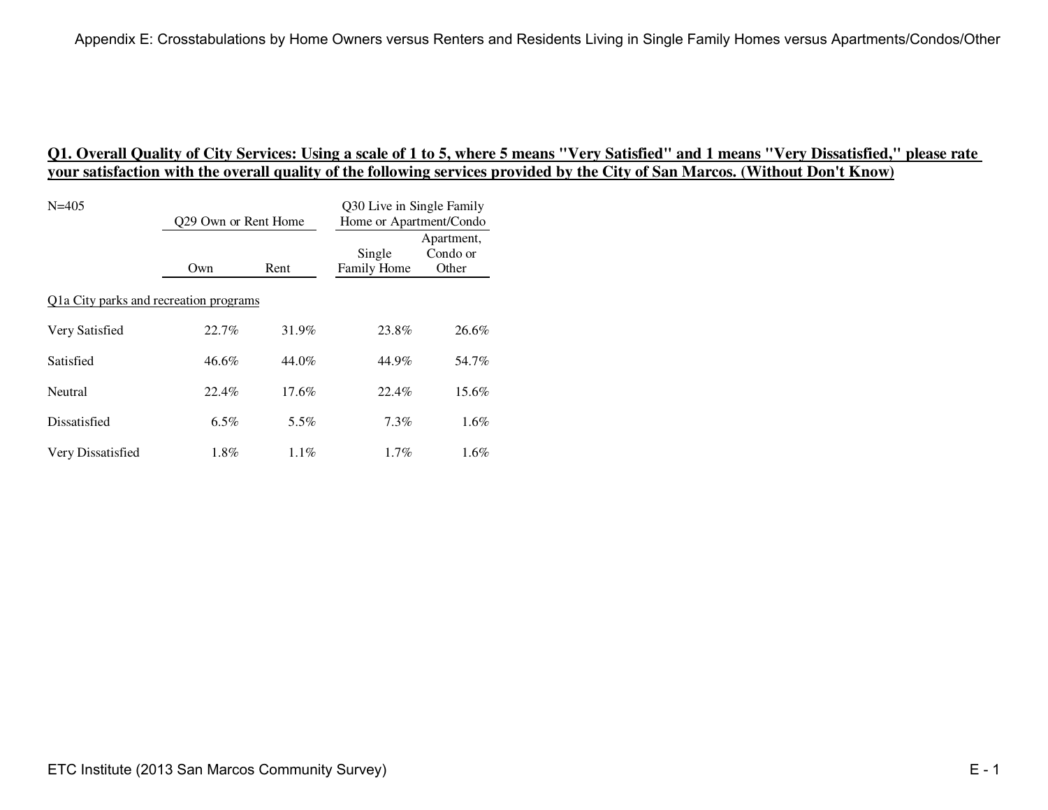## Q1. Overall Quality of City Services: Using a scale of 1 to 5, where 5 means "Very Satisfied" and 1 means "Very Dissatisfied," please rate your satisfaction with the overall quality of the following services provided by the City of San Marcos. (Without Don't Know)

| N=405 | Q29 Own or Rent Home | | Q30 Live in Single Family Home or Apartment/Condo | |
|---|---|---|---|---|
| | Own | Rent | Single Family Home | Apartment, Condo or Other |
| Q1a City parks and recreation programs | | | | |
| Very Satisfied | 22.7% | 31.9% | 23.8% | 26.6% |
| Satisfied | 46.6% | 44.0% | 44.9% | 54.7% |
| Neutral | 22.4% | 17.6% | 22.4% | 15.6% |
| Dissatisfied | 6.5% | 5.5% | 7.3% | 1.6% |
| Very Dissatisfied | 1.8% | 1.1% | 1.7% | 1.6% |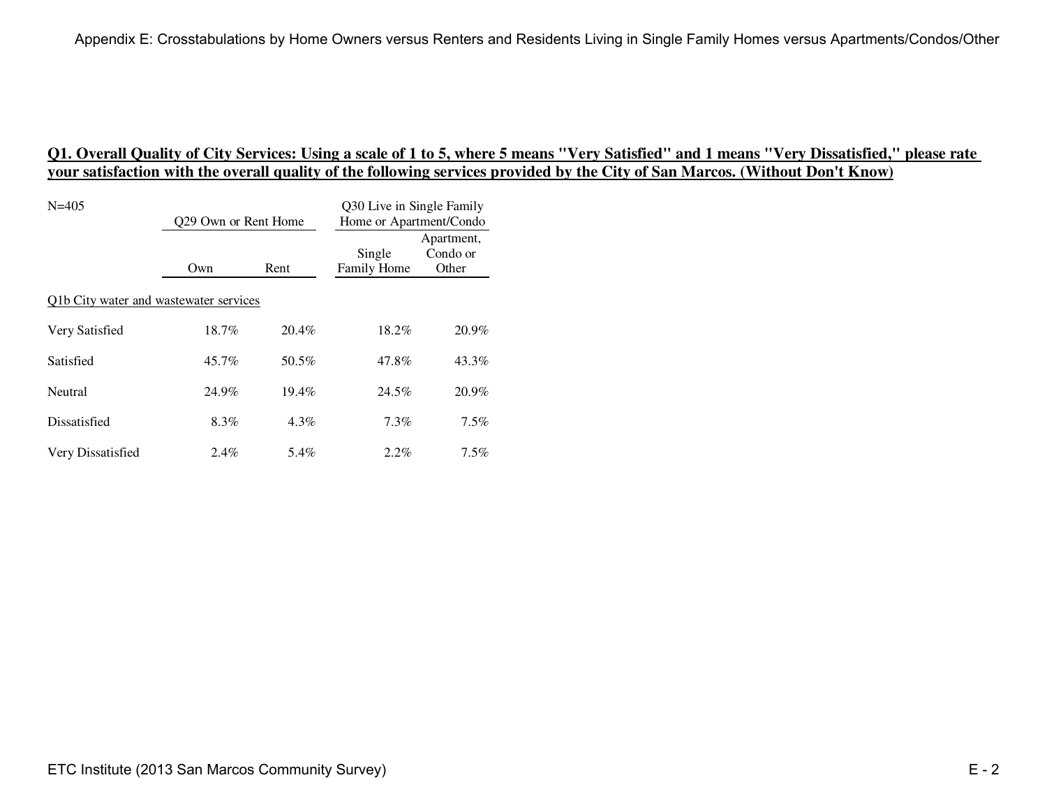**Q1. Overall Quality of City Services: Using a scale of 1 to 5, where 5 means "Very Satisfied" and 1 means "Very Dissatisfied," please rate your satisfaction with the overall quality of the following services provided by the City of San Marcos. (Without Don't Know)**

| N=405 | Q29 Own or Rent Home | | Q30 Live in Single Family Home or Apartment/Condo | |
|---|---|---|---|---|
| | Own | Rent | Single Family Home | Apartment, Condo or Other |
| Q1b City water and wastewater services | | | | |
| Very Satisfied | 18.7% | 20.4% | 18.2% | 20.9% |
| Satisfied | 45.7% | 50.5% | 47.8% | 43.3% |
| Neutral | 24.9% | 19.4% | 24.5% | 20.9% |
| Dissatisfied | 8.3% | 4.3% | 7.3% | 7.5% |
| Very Dissatisfied | 2.4% | 5.4% | 2.2% | 7.5% |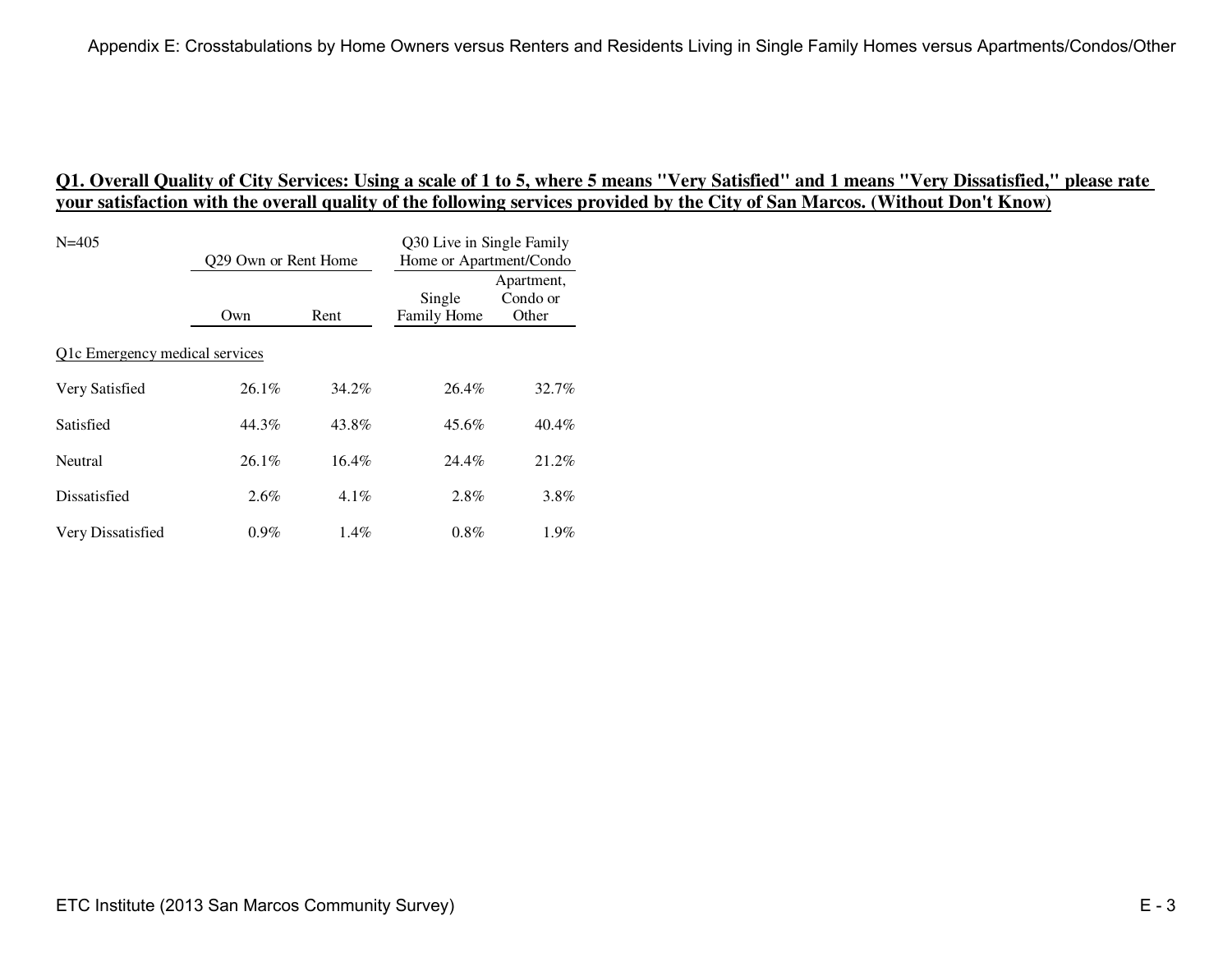## Q1. Overall Quality of City Services: Using a scale of 1 to 5, where 5 means "Very Satisfied" and 1 means "Very Dissatisfied," please rate your satisfaction with the overall quality of the following services provided by the City of San Marcos. (Without Don't Know)

| N=405 | Q29 Own or Rent Home | | Q30 Live in Single Family Home or Apartment/Condo | |
|---|---|---|---|---|
| | Own | Rent | Single Family Home | Apartment, Condo or Other |
| Q1c Emergency medical services | | | | |
| Very Satisfied | 26.1% | 34.2% | 26.4% | 32.7% |
| Satisfied | 44.3% | 43.8% | 45.6% | 40.4% |
| Neutral | 26.1% | 16.4% | 24.4% | 21.2% |
| Dissatisfied | 2.6% | 4.1% | 2.8% | 3.8% |
| Very Dissatisfied | 0.9% | 1.4% | 0.8% | 1.9% |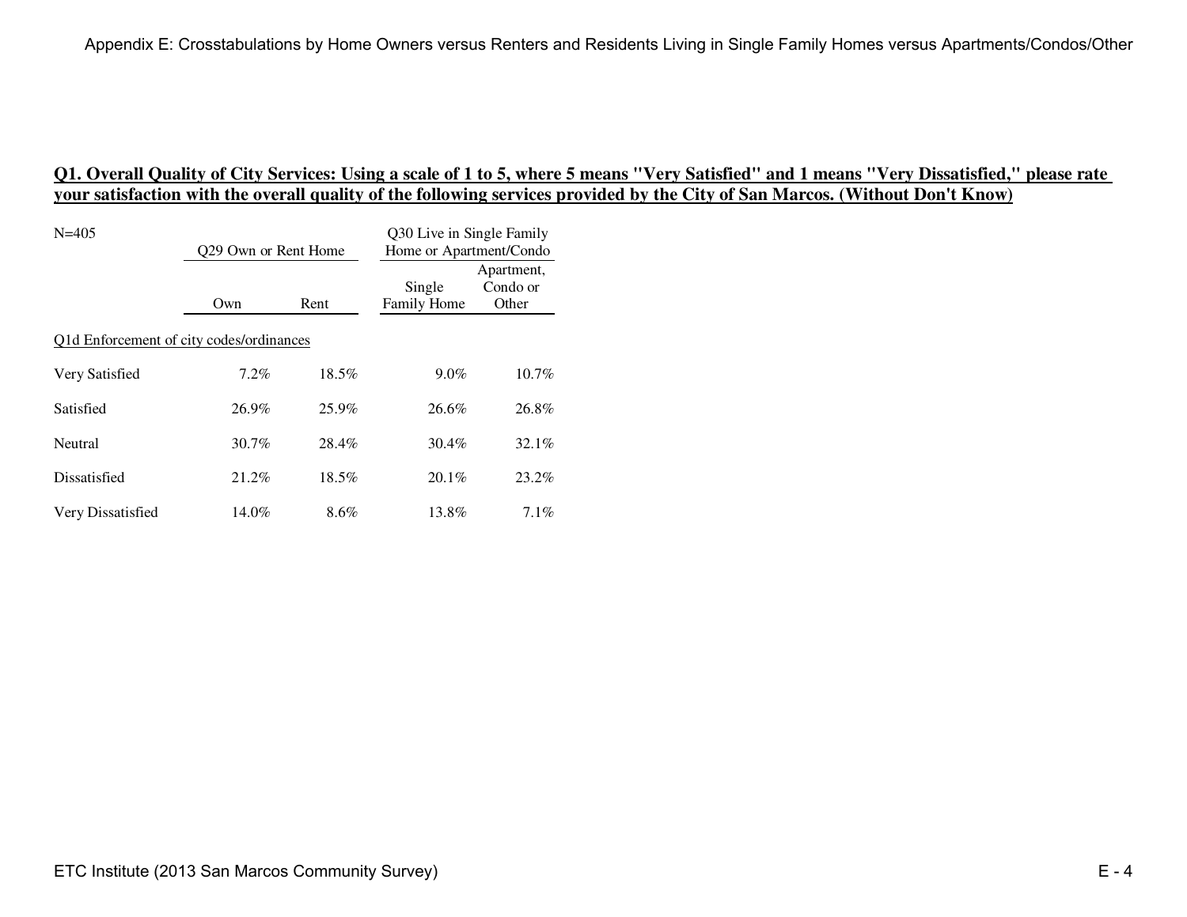## Q1. Overall Quality of City Services: Using a scale of 1 to 5, where 5 means "Very Satisfied" and 1 means "Very Dissatisfied," please rate your satisfaction with the overall quality of the following services provided by the City of San Marcos. (Without Don't Know)

| N=405 | Q29 Own or Rent Home | | Q30 Live in Single Family Home or Apartment/Condo | |
|---|---|---|---|---|
| | Own | Rent | Single Family Home | Apartment, Condo or Other |
| Q1d Enforcement of city codes/ordinances | | | | |
| Very Satisfied | 7.2% | 18.5% | 9.0% | 10.7% |
| Satisfied | 26.9% | 25.9% | 26.6% | 26.8% |
| Neutral | 30.7% | 28.4% | 30.4% | 32.1% |
| Dissatisfied | 21.2% | 18.5% | 20.1% | 23.2% |
| Very Dissatisfied | 14.0% | 8.6% | 13.8% | 7.1% |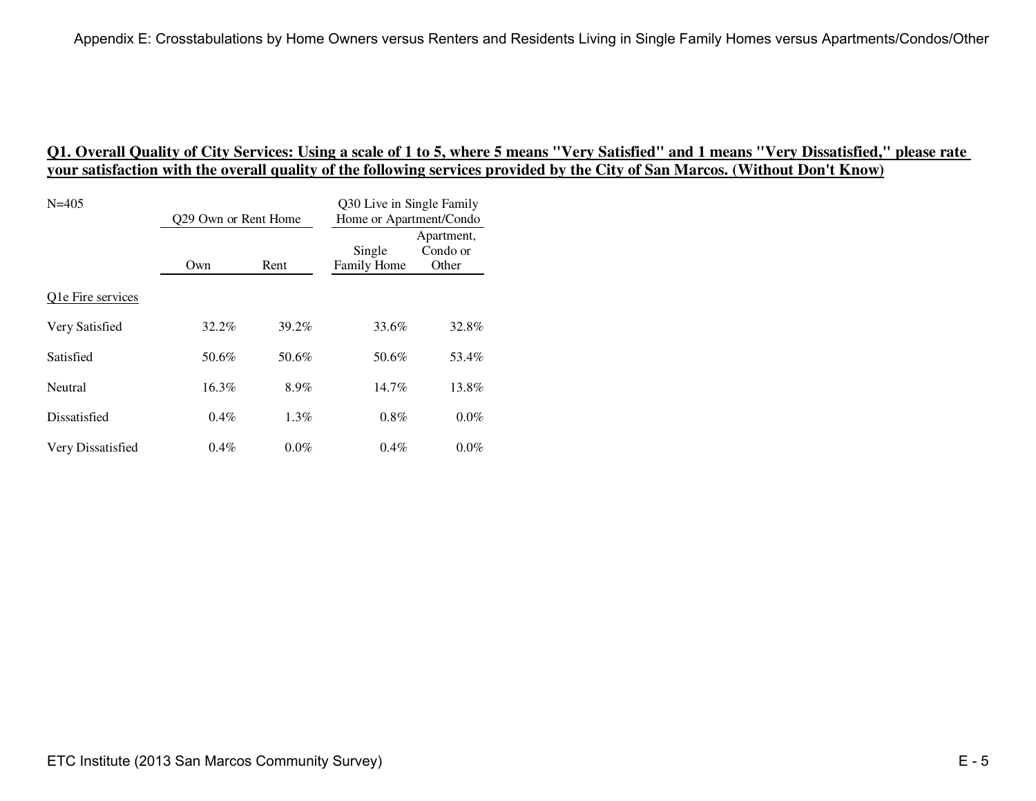**Q1. Overall Quality of City Services: Using a scale of 1 to 5, where 5 means "Very Satisfied" and 1 means "Very Dissatisfied," please rate your satisfaction with the overall quality of the following services provided by the City of San Marcos. (Without Don't Know)**

| N=405 | Q29 Own or Rent Home | | Q30 Live in Single Family Home or Apartment/Condo | |
|---|---|---|---|---|
| | Own | Rent | Single Family Home | Apartment, Condo or Other |
| Q1e Fire services | | | | |
| Very Satisfied | 32.2% | 39.2% | 33.6% | 32.8% |
| Satisfied | 50.6% | 50.6% | 50.6% | 53.4% |
| Neutral | 16.3% | 8.9% | 14.7% | 13.8% |
| Dissatisfied | 0.4% | 1.3% | 0.8% | 0.0% |
| Very Dissatisfied | 0.4% | 0.0% | 0.4% | 0.0% |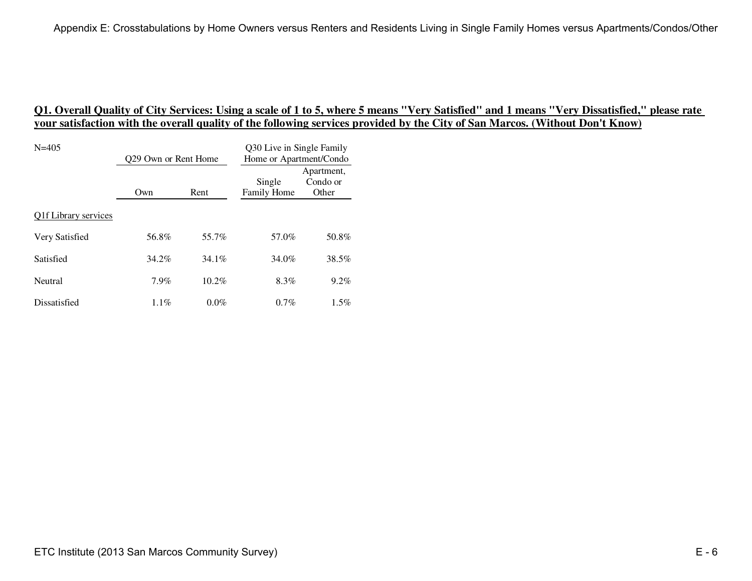**Q1. Overall Quality of City Services: Using a scale of 1 to 5, where 5 means "Very Satisfied" and 1 means "Very Dissatisfied," please rate your satisfaction with the overall quality of the following services provided by the City of San Marcos. (Without Don't Know)**

| N=405 | Q29 Own or Rent Home | | Q30 Live in Single Family Home or Apartment/Condo | |
|---|---|---|---|---|
| | Own | Rent | Single Family Home | Apartment, Condo or Other |
| Q1f Library services | | | | |
| Very Satisfied | 56.8% | 55.7% | 57.0% | 50.8% |
| Satisfied | 34.2% | 34.1% | 34.0% | 38.5% |
| Neutral | 7.9% | 10.2% | 8.3% | 9.2% |
| Dissatisfied | 1.1% | 0.0% | 0.7% | 1.5% |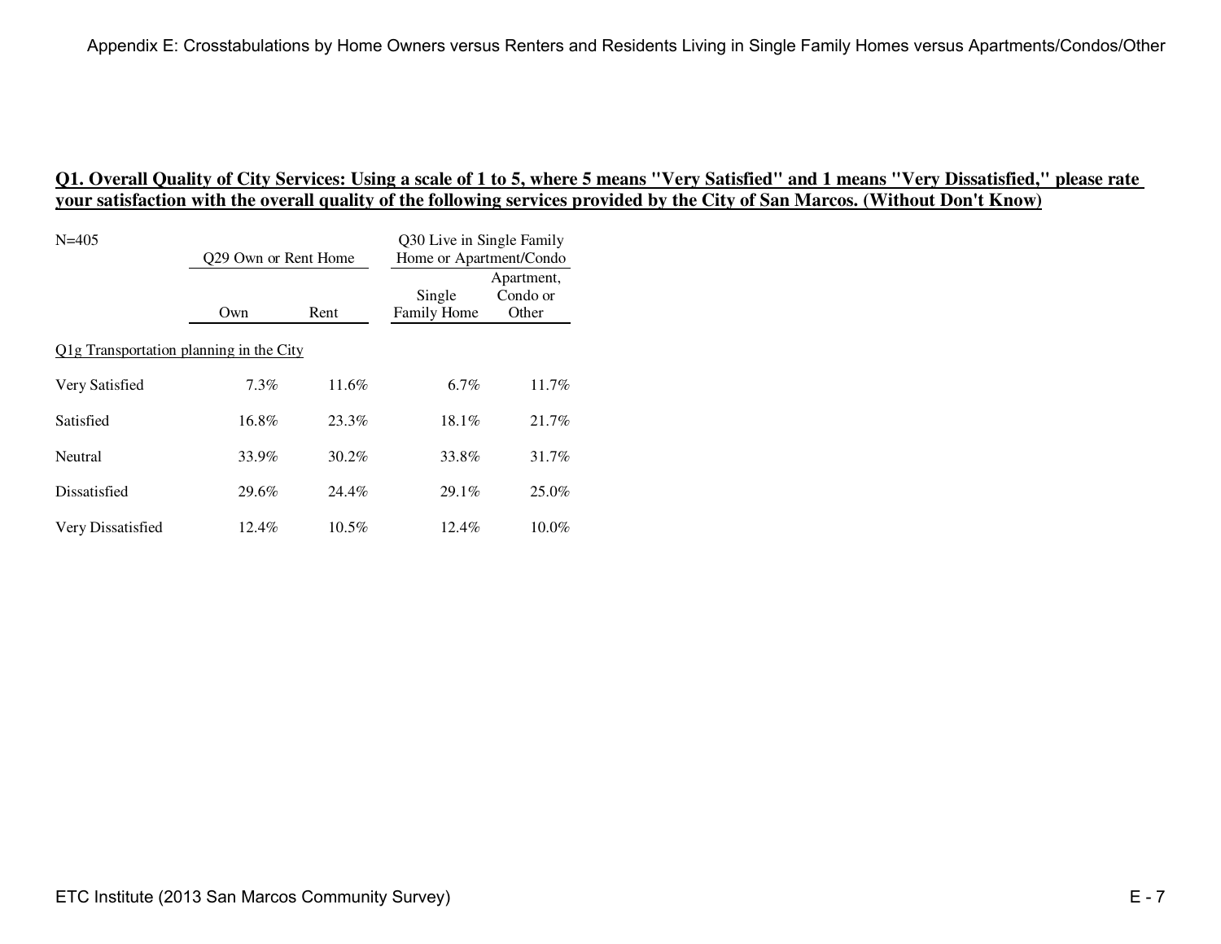## Q1. Overall Quality of City Services: Using a scale of 1 to 5, where 5 means "Very Satisfied" and 1 means "Very Dissatisfied," please rate your satisfaction with the overall quality of the following services provided by the City of San Marcos. (Without Don't Know)

| N=405 | Q29 Own or Rent Home | | Q30 Live in Single Family Home or Apartment/Condo | |
|---|---|---|---|---|
| | Own | Rent | Single Family Home | Apartment, Condo or Other |
| Q1g Transportation planning in the City | | | | |
| Very Satisfied | 7.3% | 11.6% | 6.7% | 11.7% |
| Satisfied | 16.8% | 23.3% | 18.1% | 21.7% |
| Neutral | 33.9% | 30.2% | 33.8% | 31.7% |
| Dissatisfied | 29.6% | 24.4% | 29.1% | 25.0% |
| Very Dissatisfied | 12.4% | 10.5% | 12.4% | 10.0% |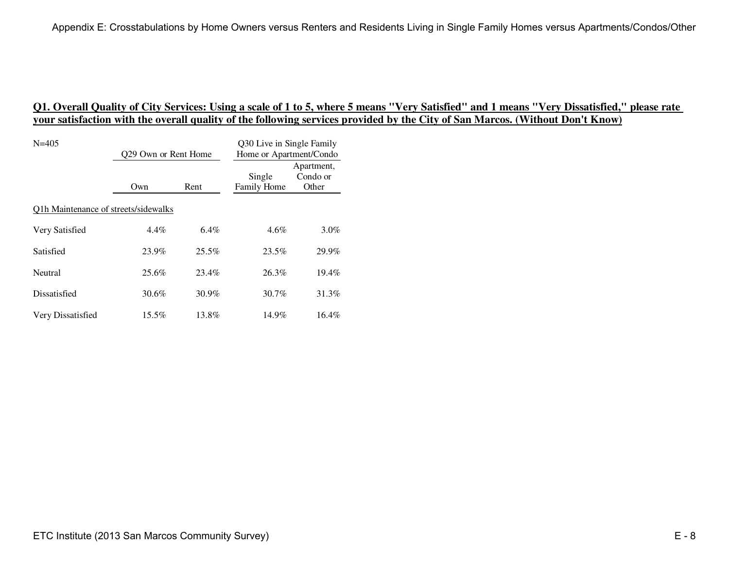**Q1. Overall Quality of City Services: Using a scale of 1 to 5, where 5 means "Very Satisfied" and 1 means "Very Dissatisfied," please rate your satisfaction with the overall quality of the following services provided by the City of San Marcos. (Without Don't Know)**

| N=405 | Q29 Own or Rent Home | | Q30 Live in Single Family Home or Apartment/Condo | |
|---|---|---|---|---|
| | Own | Rent | Single Family Home | Apartment, Condo or Other |
| Q1h Maintenance of streets/sidewalks | | | | |
| Very Satisfied | 4.4% | 6.4% | 4.6% | 3.0% |
| Satisfied | 23.9% | 25.5% | 23.5% | 29.9% |
| Neutral | 25.6% | 23.4% | 26.3% | 19.4% |
| Dissatisfied | 30.6% | 30.9% | 30.7% | 31.3% |
| Very Dissatisfied | 15.5% | 13.8% | 14.9% | 16.4% |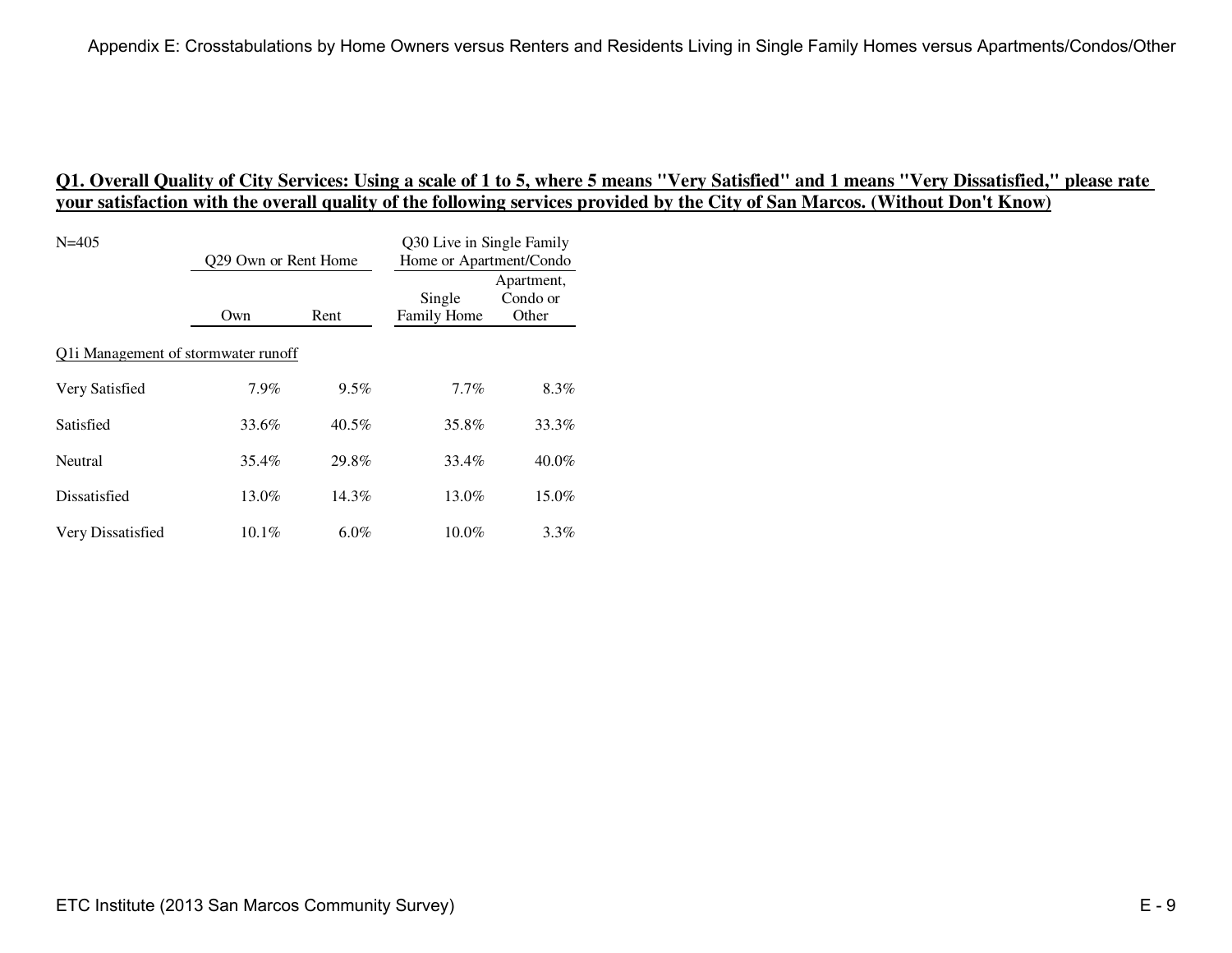## Q1. Overall Quality of City Services: Using a scale of 1 to 5, where 5 means "Very Satisfied" and 1 means "Very Dissatisfied," please rate your satisfaction with the overall quality of the following services provided by the City of San Marcos. (Without Don't Know)

| N=405 | Q29 Own or Rent Home | | Q30 Live in Single Family Home or Apartment/Condo | |
|---|---|---|---|---|
| | Own | Rent | Single Family Home | Apartment, Condo or Other |
| Q1i Management of stormwater runoff | | | | |
| Very Satisfied | 7.9% | 9.5% | 7.7% | 8.3% |
| Satisfied | 33.6% | 40.5% | 35.8% | 33.3% |
| Neutral | 35.4% | 29.8% | 33.4% | 40.0% |
| Dissatisfied | 13.0% | 14.3% | 13.0% | 15.0% |
| Very Dissatisfied | 10.1% | 6.0% | 10.0% | 3.3% |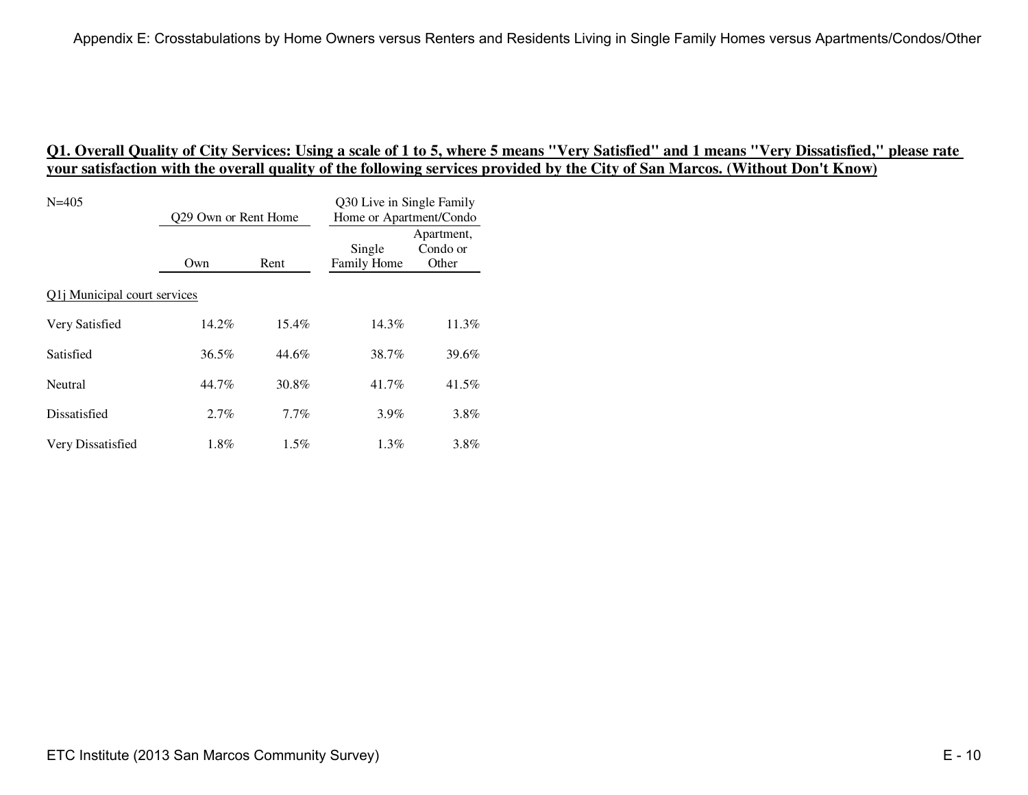**Q1. Overall Quality of City Services: Using a scale of 1 to 5, where 5 means "Very Satisfied" and 1 means "Very Dissatisfied," please rate your satisfaction with the overall quality of the following services provided by the City of San Marcos. (Without Don't Know)**

| N=405 | Q29 Own or Rent Home | | Q30 Live in Single Family Home or Apartment/Condo | |
|---|---|---|---|---|
| | Own | Rent | Single Family Home | Apartment, Condo or Other |
| Q1j Municipal court services | | | | |
| Very Satisfied | 14.2% | 15.4% | 14.3% | 11.3% |
| Satisfied | 36.5% | 44.6% | 38.7% | 39.6% |
| Neutral | 44.7% | 30.8% | 41.7% | 41.5% |
| Dissatisfied | 2.7% | 7.7% | 3.9% | 3.8% |
| Very Dissatisfied | 1.8% | 1.5% | 1.3% | 3.8% |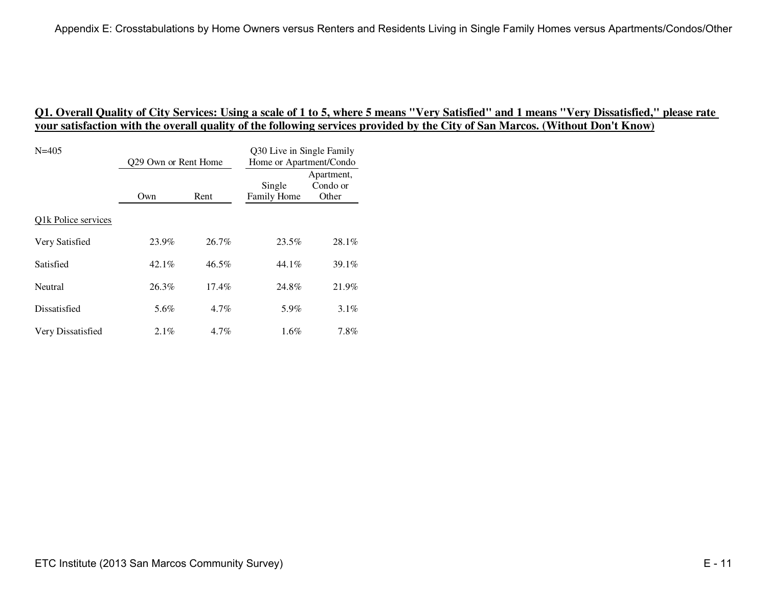## Q1. Overall Quality of City Services: Using a scale of 1 to 5, where 5 means "Very Satisfied" and 1 means "Very Dissatisfied," please rate your satisfaction with the overall quality of the following services provided by the City of San Marcos. (Without Don't Know)

| N=405 | Q29 Own or Rent Home | | Q30 Live in Single Family Home or Apartment/Condo | |
|---|---|---|---|---|
| | Own | Rent | Single Family Home | Apartment, Condo or Other |
| Q1k Police services | | | | |
| Very Satisfied | 23.9% | 26.7% | 23.5% | 28.1% |
| Satisfied | 42.1% | 46.5% | 44.1% | 39.1% |
| Neutral | 26.3% | 17.4% | 24.8% | 21.9% |
| Dissatisfied | 5.6% | 4.7% | 5.9% | 3.1% |
| Very Dissatisfied | 2.1% | 4.7% | 1.6% | 7.8% |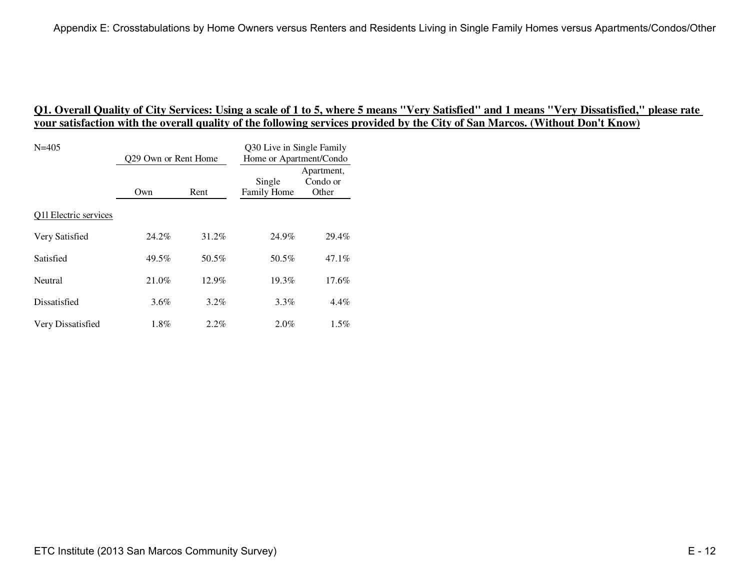## Q1. Overall Quality of City Services: Using a scale of 1 to 5, where 5 means "Very Satisfied" and 1 means "Very Dissatisfied," please rate your satisfaction with the overall quality of the following services provided by the City of San Marcos. (Without Don't Know)

| N=405 | Q29 Own or Rent Home | | Q30 Live in Single Family Home or Apartment/Condo | |
|---|---|---|---|---|
| | Own | Rent | Single Family Home | Apartment, Condo or Other |
| Q1l Electric services | | | | |
| Very Satisfied | 24.2% | 31.2% | 24.9% | 29.4% |
| Satisfied | 49.5% | 50.5% | 50.5% | 47.1% |
| Neutral | 21.0% | 12.9% | 19.3% | 17.6% |
| Dissatisfied | 3.6% | 3.2% | 3.3% | 4.4% |
| Very Dissatisfied | 1.8% | 2.2% | 2.0% | 1.5% |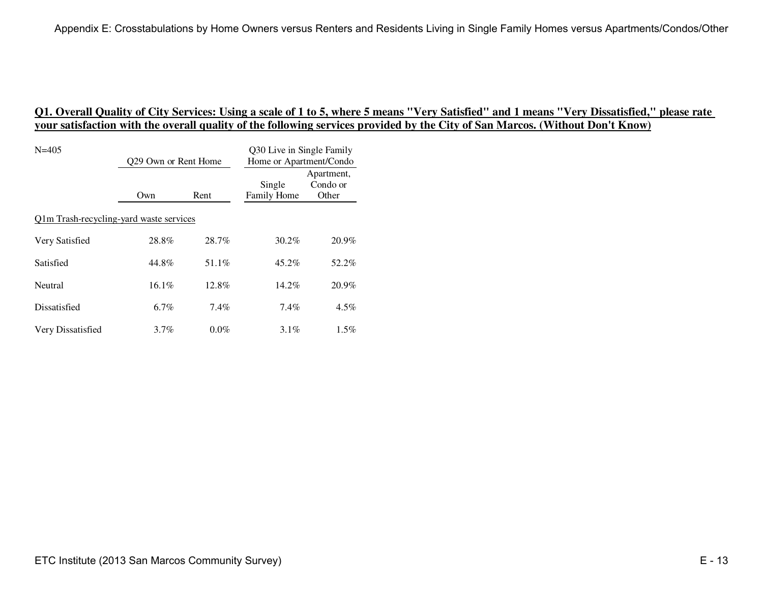Appendix E: Crosstabulations by Home Owners versus Renters and Residents Living in Single Family Homes versus Apartments/Condos/Other

## Q1. Overall Quality of City Services: Using a scale of 1 to 5, where 5 means "Very Satisfied" and 1 means "Very Dissatisfied," please rate your satisfaction with the overall quality of the following services provided by the City of San Marcos. (Without Don't Know)

| N=405 | Q29 Own or Rent Home | | Q30 Live in Single Family Home or Apartment/Condo | |
|---|---|---|---|---|
| | Own | Rent | Single Family Home | Apartment, Condo or Other |
| Q1m Trash-recycling-yard waste services | | | | |
| Very Satisfied | 28.8% | 28.7% | 30.2% | 20.9% |
| Satisfied | 44.8% | 51.1% | 45.2% | 52.2% |
| Neutral | 16.1% | 12.8% | 14.2% | 20.9% |
| Dissatisfied | 6.7% | 7.4% | 7.4% | 4.5% |
| Very Dissatisfied | 3.7% | 0.0% | 3.1% | 1.5% |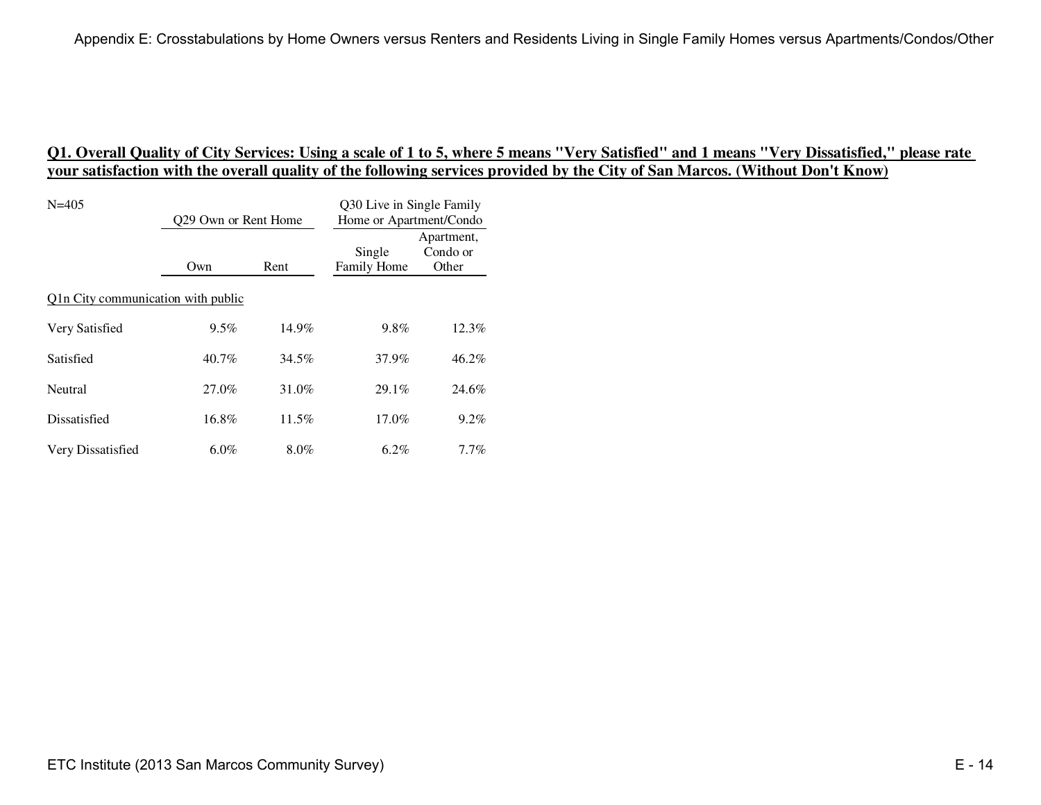## Q1. Overall Quality of City Services: Using a scale of 1 to 5, where 5 means "Very Satisfied" and 1 means "Very Dissatisfied," please rate your satisfaction with the overall quality of the following services provided by the City of San Marcos. (Without Don't Know)

| N=405 | Q29 Own or Rent Home | | Q30 Live in Single Family Home or Apartment/Condo | |
|---|---|---|---|---|
| | Own | Rent | Single Family Home | Apartment, Condo or Other |
| Q1n City communication with public | | | | |
| Very Satisfied | 9.5% | 14.9% | 9.8% | 12.3% |
| Satisfied | 40.7% | 34.5% | 37.9% | 46.2% |
| Neutral | 27.0% | 31.0% | 29.1% | 24.6% |
| Dissatisfied | 16.8% | 11.5% | 17.0% | 9.2% |
| Very Dissatisfied | 6.0% | 8.0% | 6.2% | 7.7% |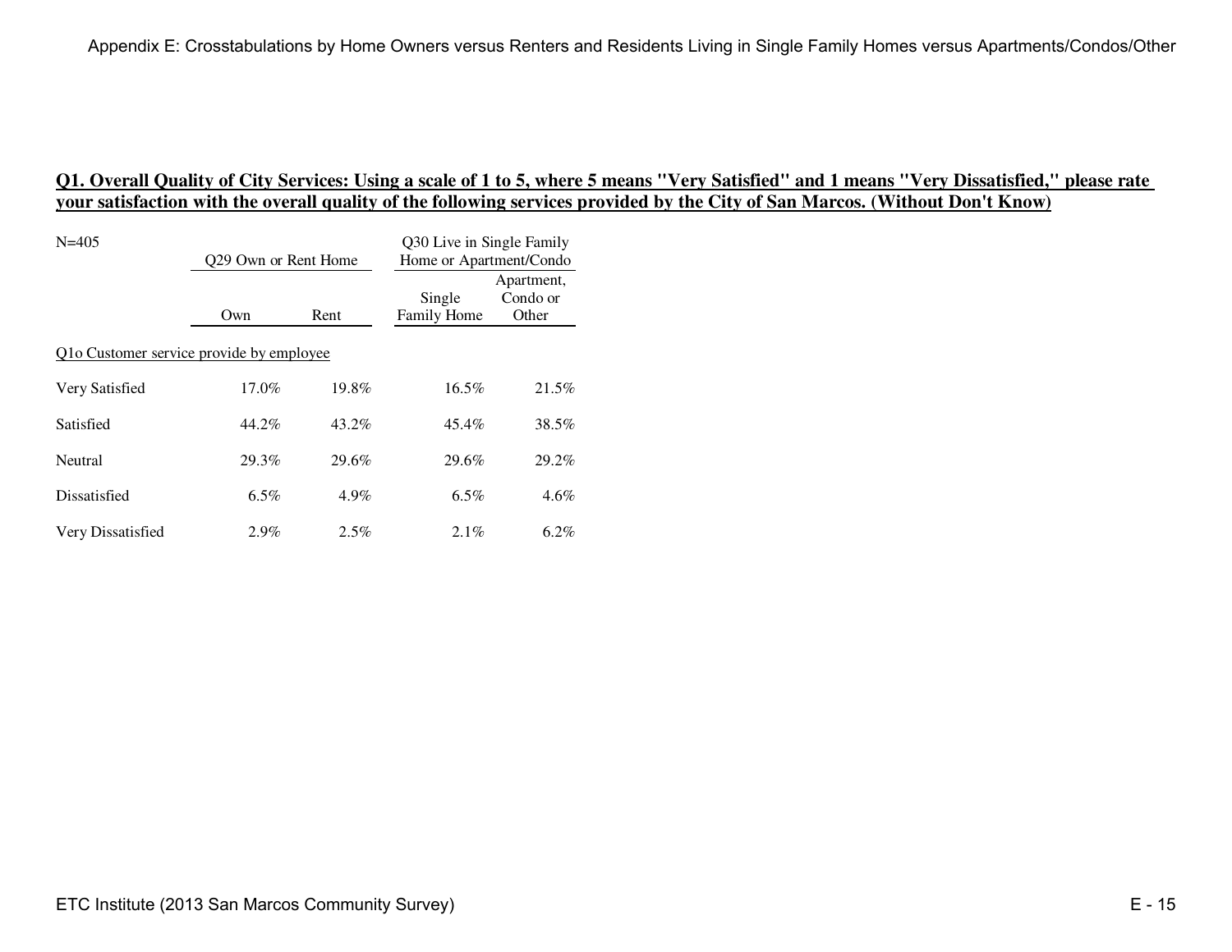## Q1. Overall Quality of City Services: Using a scale of 1 to 5, where 5 means "Very Satisfied" and 1 means "Very Dissatisfied," please rate your satisfaction with the overall quality of the following services provided by the City of San Marcos. (Without Don't Know)

| N=405 | Q29 Own or Rent Home | | Q30 Live in Single Family Home or Apartment/Condo | |
|---|---|---|---|---|
| | Own | Rent | Single Family Home | Apartment, Condo or Other |
| Q1o Customer service provide by employee | | | | |
| Very Satisfied | 17.0% | 19.8% | 16.5% | 21.5% |
| Satisfied | 44.2% | 43.2% | 45.4% | 38.5% |
| Neutral | 29.3% | 29.6% | 29.6% | 29.2% |
| Dissatisfied | 6.5% | 4.9% | 6.5% | 4.6% |
| Very Dissatisfied | 2.9% | 2.5% | 2.1% | 6.2% |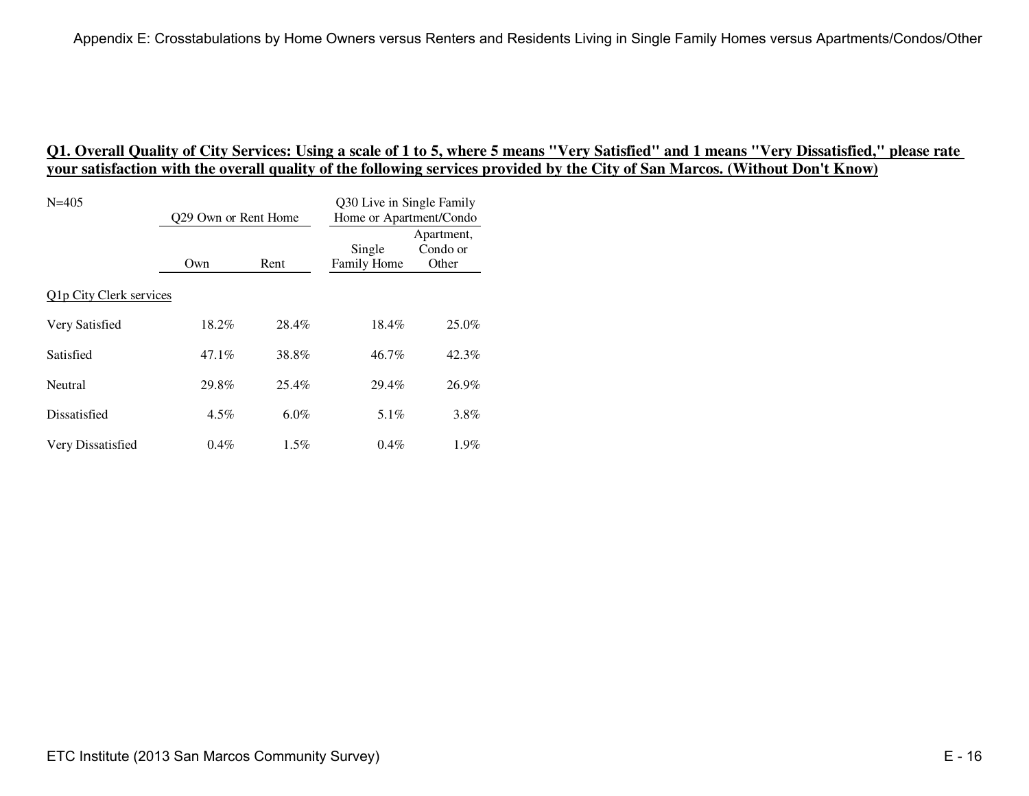## Q1. Overall Quality of City Services: Using a scale of 1 to 5, where 5 means "Very Satisfied" and 1 means "Very Dissatisfied," please rate your satisfaction with the overall quality of the following services provided by the City of San Marcos. (Without Don't Know)

| N=405 | Q29 Own or Rent Home | | Q30 Live in Single Family Home or Apartment/Condo | |
|---|---|---|---|---|
| | Own | Rent | Single Family Home | Apartment, Condo or Other |
| Q1p City Clerk services | | | | |
| Very Satisfied | 18.2% | 28.4% | 18.4% | 25.0% |
| Satisfied | 47.1% | 38.8% | 46.7% | 42.3% |
| Neutral | 29.8% | 25.4% | 29.4% | 26.9% |
| Dissatisfied | 4.5% | 6.0% | 5.1% | 3.8% |
| Very Dissatisfied | 0.4% | 1.5% | 0.4% | 1.9% |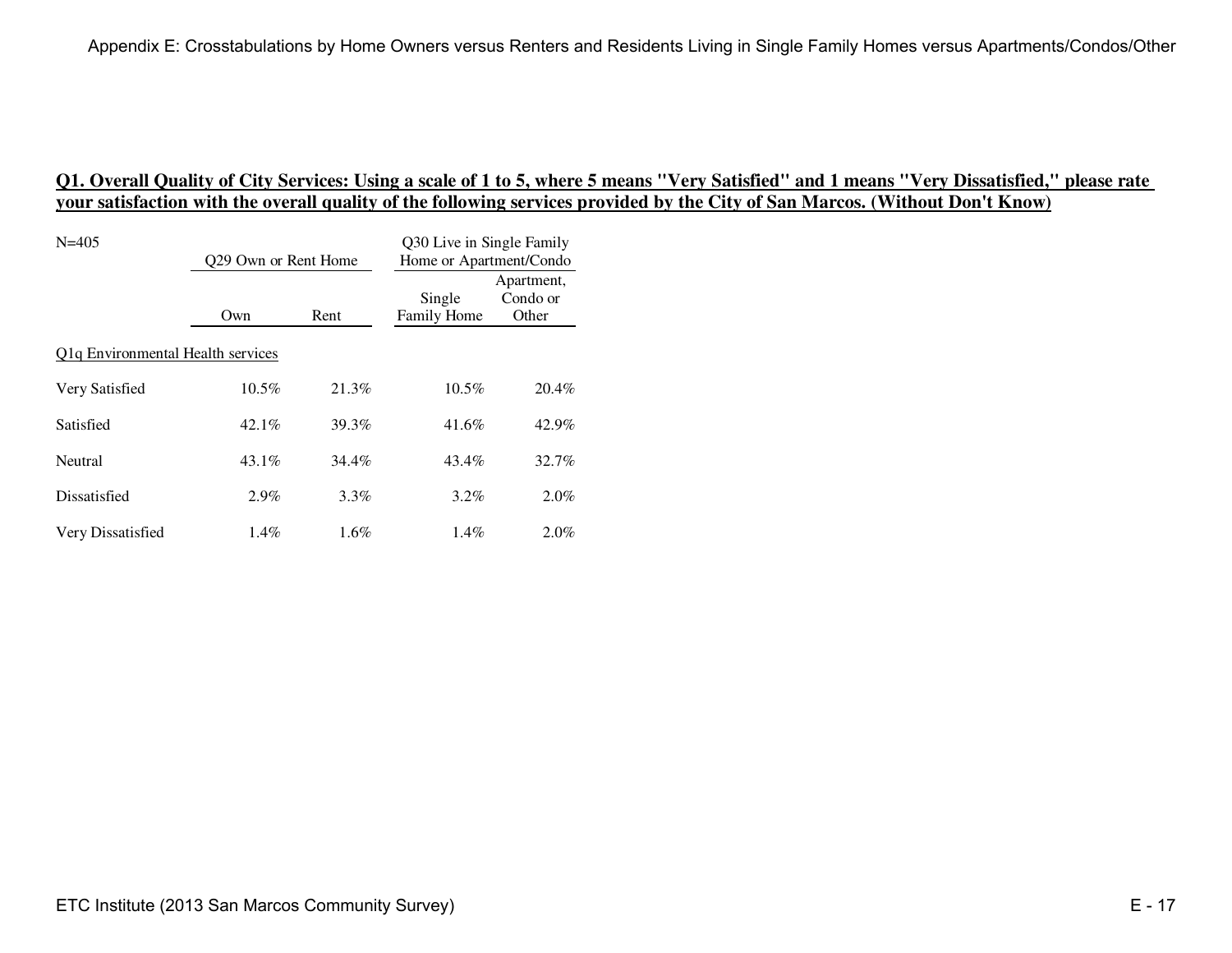## Q1. Overall Quality of City Services: Using a scale of 1 to 5, where 5 means "Very Satisfied" and 1 means "Very Dissatisfied," please rate your satisfaction with the overall quality of the following services provided by the City of San Marcos. (Without Don't Know)

| N=405 | Q29 Own or Rent Home | | Q30 Live in Single Family Home or Apartment/Condo | |
|---|---|---|---|---|
| | Own | Rent | Single Family Home | Apartment, Condo or Other |
| Q1q Environmental Health services | | | | |
| Very Satisfied | 10.5% | 21.3% | 10.5% | 20.4% |
| Satisfied | 42.1% | 39.3% | 41.6% | 42.9% |
| Neutral | 43.1% | 34.4% | 43.4% | 32.7% |
| Dissatisfied | 2.9% | 3.3% | 3.2% | 2.0% |
| Very Dissatisfied | 1.4% | 1.6% | 1.4% | 2.0% |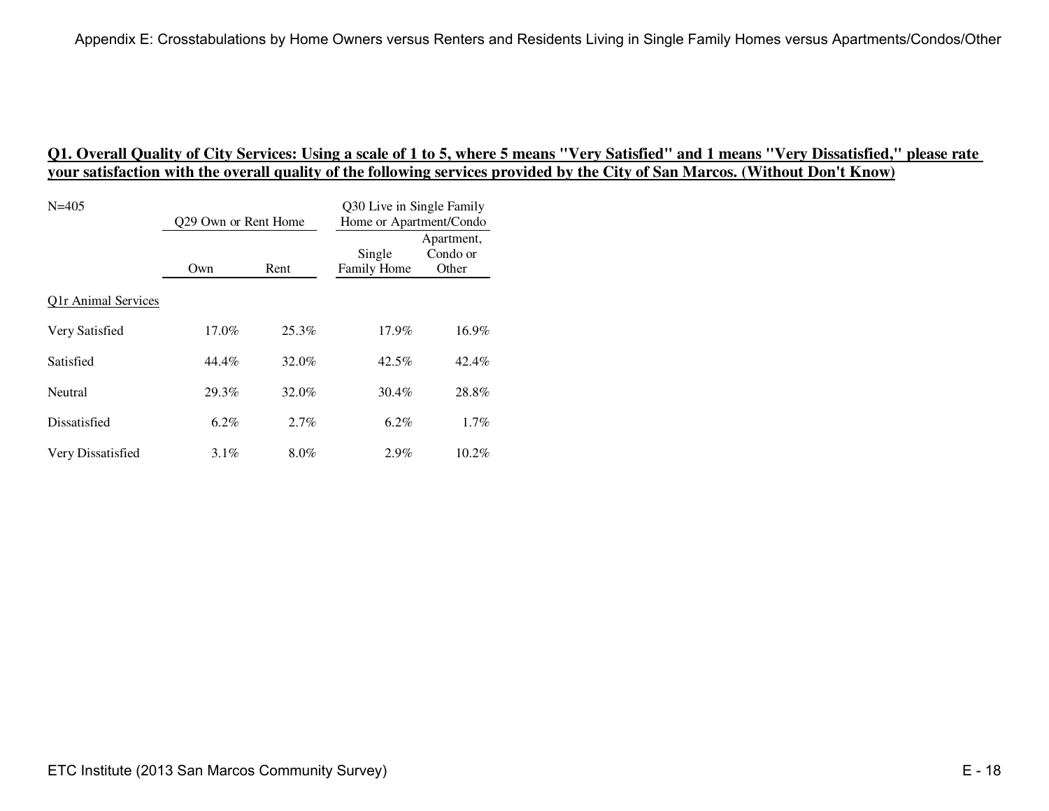**Q1. Overall Quality of City Services: Using a scale of 1 to 5, where 5 means "Very Satisfied" and 1 means "Very Dissatisfied," please rate your satisfaction with the overall quality of the following services provided by the City of San Marcos. (Without Don't Know)**

| N=405 | Q29 Own or Rent Home | | Q30 Live in Single Family Home or Apartment/Condo | |
|---|---|---|---|---|
| | Own | Rent | Single Family Home | Apartment, Condo or Other |
| Q1r Animal Services | | | | |
| Very Satisfied | 17.0% | 25.3% | 17.9% | 16.9% |
| Satisfied | 44.4% | 32.0% | 42.5% | 42.4% |
| Neutral | 29.3% | 32.0% | 30.4% | 28.8% |
| Dissatisfied | 6.2% | 2.7% | 6.2% | 1.7% |
| Very Dissatisfied | 3.1% | 8.0% | 2.9% | 10.2% |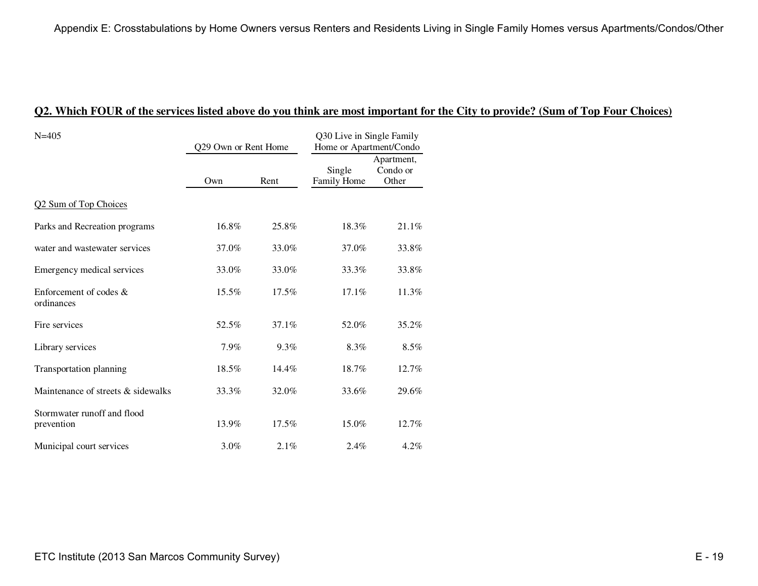Appendix E: Crosstabulations by Home Owners versus Renters and Residents Living in Single Family Homes versus Apartments/Condos/Other

## Q2. Which FOUR of the services listed above do you think are most important for the City to provide? (Sum of Top Four Choices)

| N=405 | Q29 Own or Rent Home | | Q30 Live in Single Family Home or Apartment/Condo | |
|---|---|---|---|---|
| | Own | Rent | Single Family Home | Apartment, Condo or Other |
| Q2 Sum of Top Choices | | | | |
| Parks and Recreation programs | 16.8% | 25.8% | 18.3% | 21.1% |
| water and wastewater services | 37.0% | 33.0% | 37.0% | 33.8% |
| Emergency medical services | 33.0% | 33.0% | 33.3% | 33.8% |
| Enforcement of codes & ordinances | 15.5% | 17.5% | 17.1% | 11.3% |
| Fire services | 52.5% | 37.1% | 52.0% | 35.2% |
| Library services | 7.9% | 9.3% | 8.3% | 8.5% |
| Transportation planning | 18.5% | 14.4% | 18.7% | 12.7% |
| Maintenance of streets & sidewalks | 33.3% | 32.0% | 33.6% | 29.6% |
| Stormwater runoff and flood prevention | 13.9% | 17.5% | 15.0% | 12.7% |
| Municipal court services | 3.0% | 2.1% | 2.4% | 4.2% |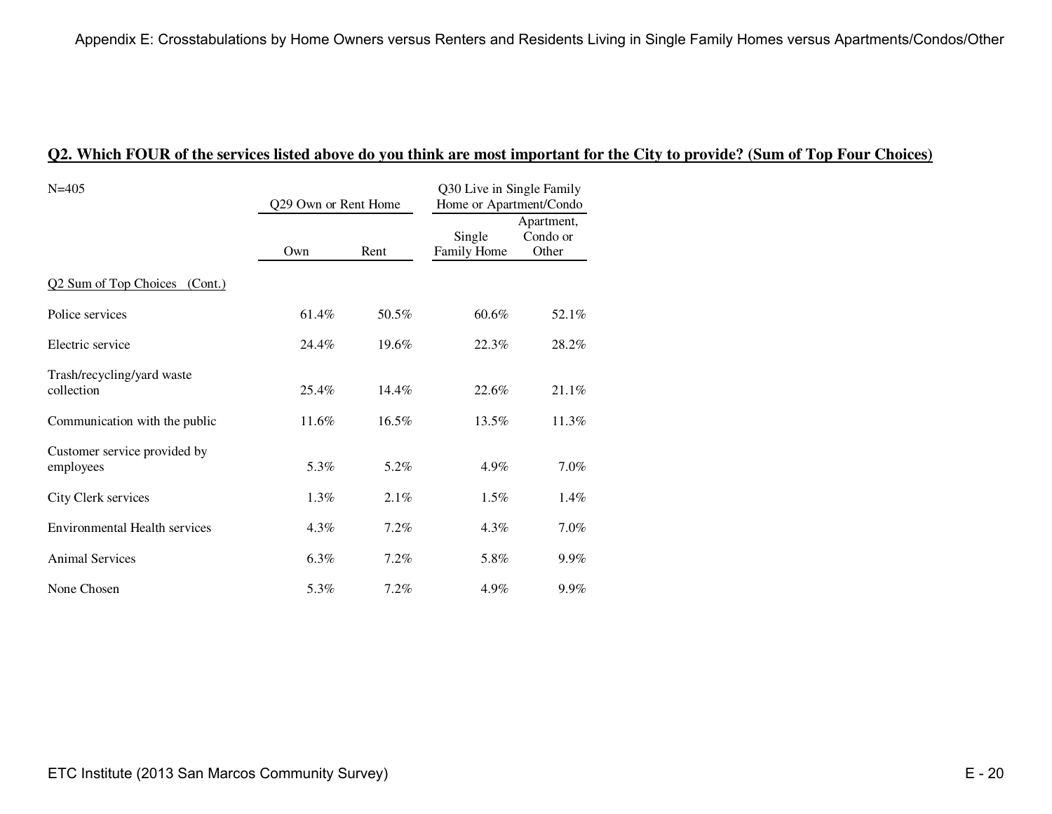## Q2. Which FOUR of the services listed above do you think are most important for the City to provide? (Sum of Top Four Choices)

N=405

| | Q29 Own or Rent Home | | Q30 Live in Single Family Home or Apartment/Condo | |
|---|---|---|---|---|
| | Own | Rent | Single Family Home | Apartment, Condo or Other |
| Q2 Sum of Top Choices (Cont.) | | | | |
| Police services | 61.4% | 50.5% | 60.6% | 52.1% |
| Electric service | 24.4% | 19.6% | 22.3% | 28.2% |
| Trash/recycling/yard waste collection | 25.4% | 14.4% | 22.6% | 21.1% |
| Communication with the public | 11.6% | 16.5% | 13.5% | 11.3% |
| Customer service provided by employees | 5.3% | 5.2% | 4.9% | 7.0% |
| City Clerk services | 1.3% | 2.1% | 1.5% | 1.4% |
| Environmental Health services | 4.3% | 7.2% | 4.3% | 7.0% |
| Animal Services | 6.3% | 7.2% | 5.8% | 9.9% |
| None Chosen | 5.3% | 7.2% | 4.9% | 9.9% |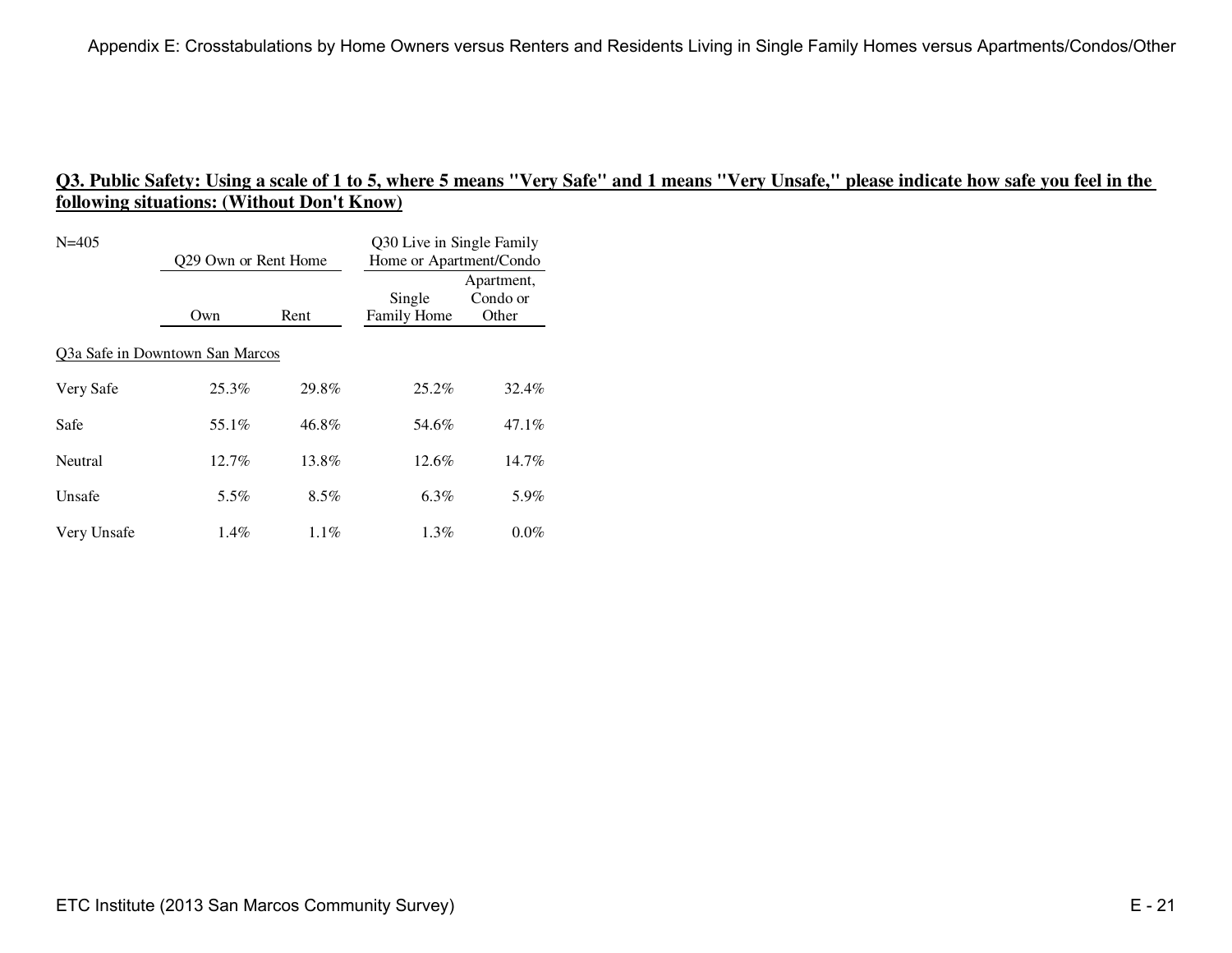## Q3. Public Safety: Using a scale of 1 to 5, where 5 means "Very Safe" and 1 means "Very Unsafe," please indicate how safe you feel in the following situations: (Without Don't Know)

N=405

| | Q29 Own or Rent Home | | Q30 Live in Single Family Home or Apartment/Condo | |
|---|---|---|---|---|
| | Own | Rent | Single Family Home | Apartment, Condo or Other |
| Q3a Safe in Downtown San Marcos | | | | |
| Very Safe | 25.3% | 29.8% | 25.2% | 32.4% |
| Safe | 55.1% | 46.8% | 54.6% | 47.1% |
| Neutral | 12.7% | 13.8% | 12.6% | 14.7% |
| Unsafe | 5.5% | 8.5% | 6.3% | 5.9% |
| Very Unsafe | 1.4% | 1.1% | 1.3% | 0.0% |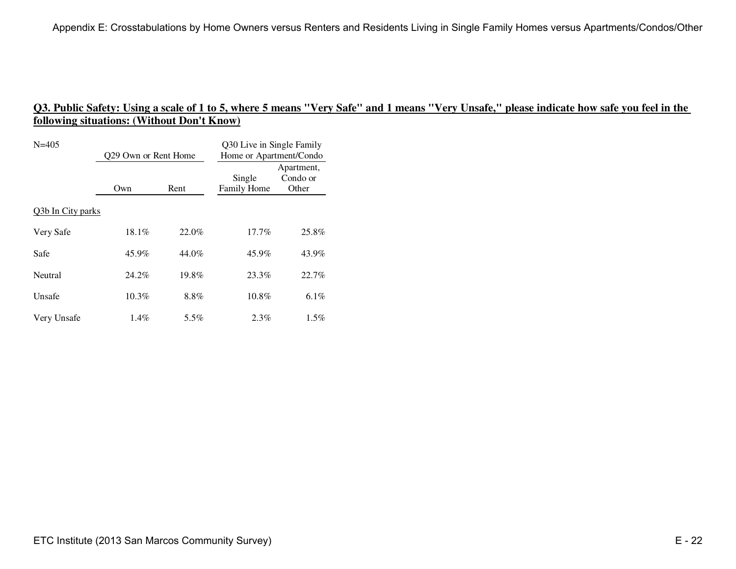## Q3. Public Safety: Using a scale of 1 to 5, where 5 means "Very Safe" and 1 means "Very Unsafe," please indicate how safe you feel in the following situations: (Without Don't Know)

| N=405 | Q29 Own or Rent Home | | Q30 Live in Single Family Home or Apartment/Condo | |
|---|---|---|---|---|
| | Own | Rent | Single Family Home | Apartment, Condo or Other |
| Q3b In City parks | | | | |
| Very Safe | 18.1% | 22.0% | 17.7% | 25.8% |
| Safe | 45.9% | 44.0% | 45.9% | 43.9% |
| Neutral | 24.2% | 19.8% | 23.3% | 22.7% |
| Unsafe | 10.3% | 8.8% | 10.8% | 6.1% |
| Very Unsafe | 1.4% | 5.5% | 2.3% | 1.5% |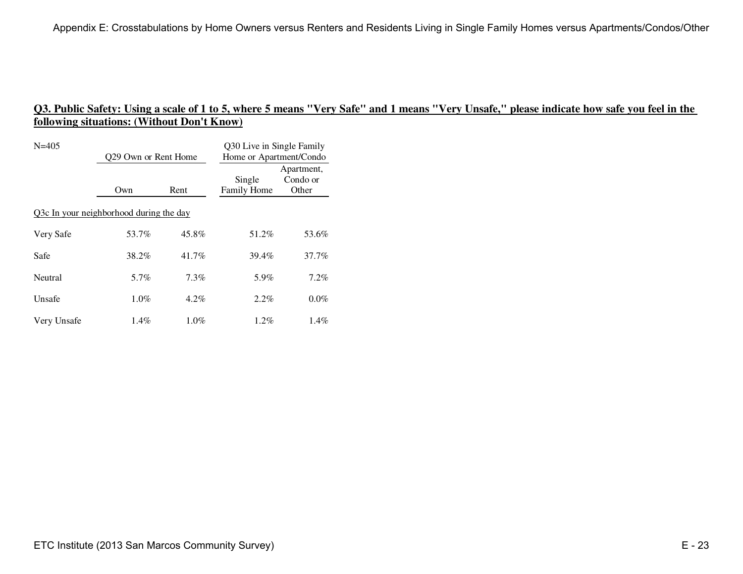## Q3. Public Safety: Using a scale of 1 to 5, where 5 means "Very Safe" and 1 means "Very Unsafe," please indicate how safe you feel in the following situations: (Without Don't Know)

| N=405 | Q29 Own or Rent Home | | Q30 Live in Single Family Home or Apartment/Condo | |
|---|---|---|---|---|
| | Own | Rent | Single Family Home | Apartment, Condo or Other |
| Q3c In your neighborhood during the day | | | | |
| Very Safe | 53.7% | 45.8% | 51.2% | 53.6% |
| Safe | 38.2% | 41.7% | 39.4% | 37.7% |
| Neutral | 5.7% | 7.3% | 5.9% | 7.2% |
| Unsafe | 1.0% | 4.2% | 2.2% | 0.0% |
| Very Unsafe | 1.4% | 1.0% | 1.2% | 1.4% |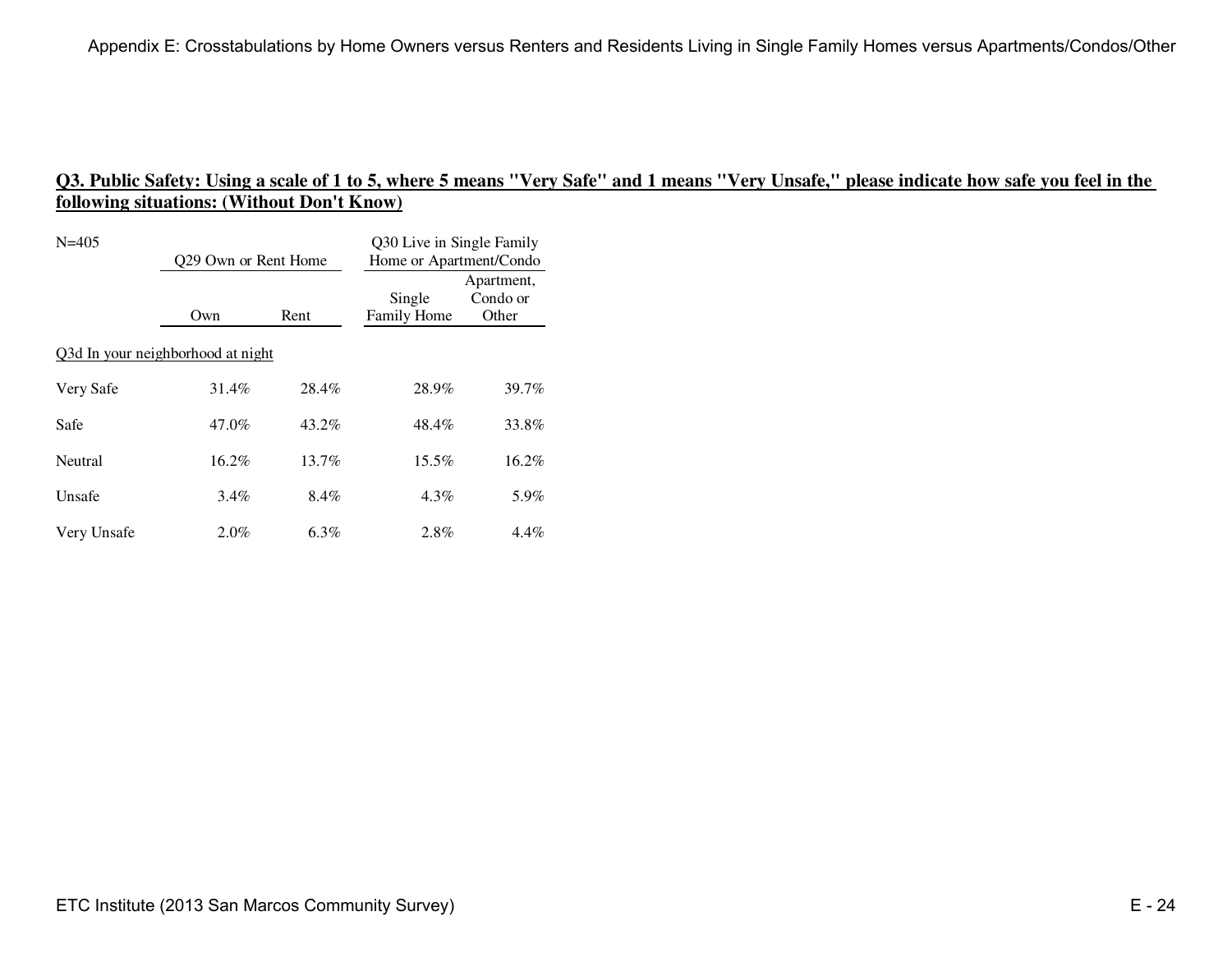## Q3. Public Safety: Using a scale of 1 to 5, where 5 means "Very Safe" and 1 means "Very Unsafe," please indicate how safe you feel in the following situations: (Without Don't Know)

| N=405 | Q29 Own or Rent Home | | Q30 Live in Single Family Home or Apartment/Condo | |
|---|---|---|---|---|
| | Own | Rent | Single Family Home | Apartment, Condo or Other |
| Q3d In your neighborhood at night | | | | |
| Very Safe | 31.4% | 28.4% | 28.9% | 39.7% |
| Safe | 47.0% | 43.2% | 48.4% | 33.8% |
| Neutral | 16.2% | 13.7% | 15.5% | 16.2% |
| Unsafe | 3.4% | 8.4% | 4.3% | 5.9% |
| Very Unsafe | 2.0% | 6.3% | 2.8% | 4.4% |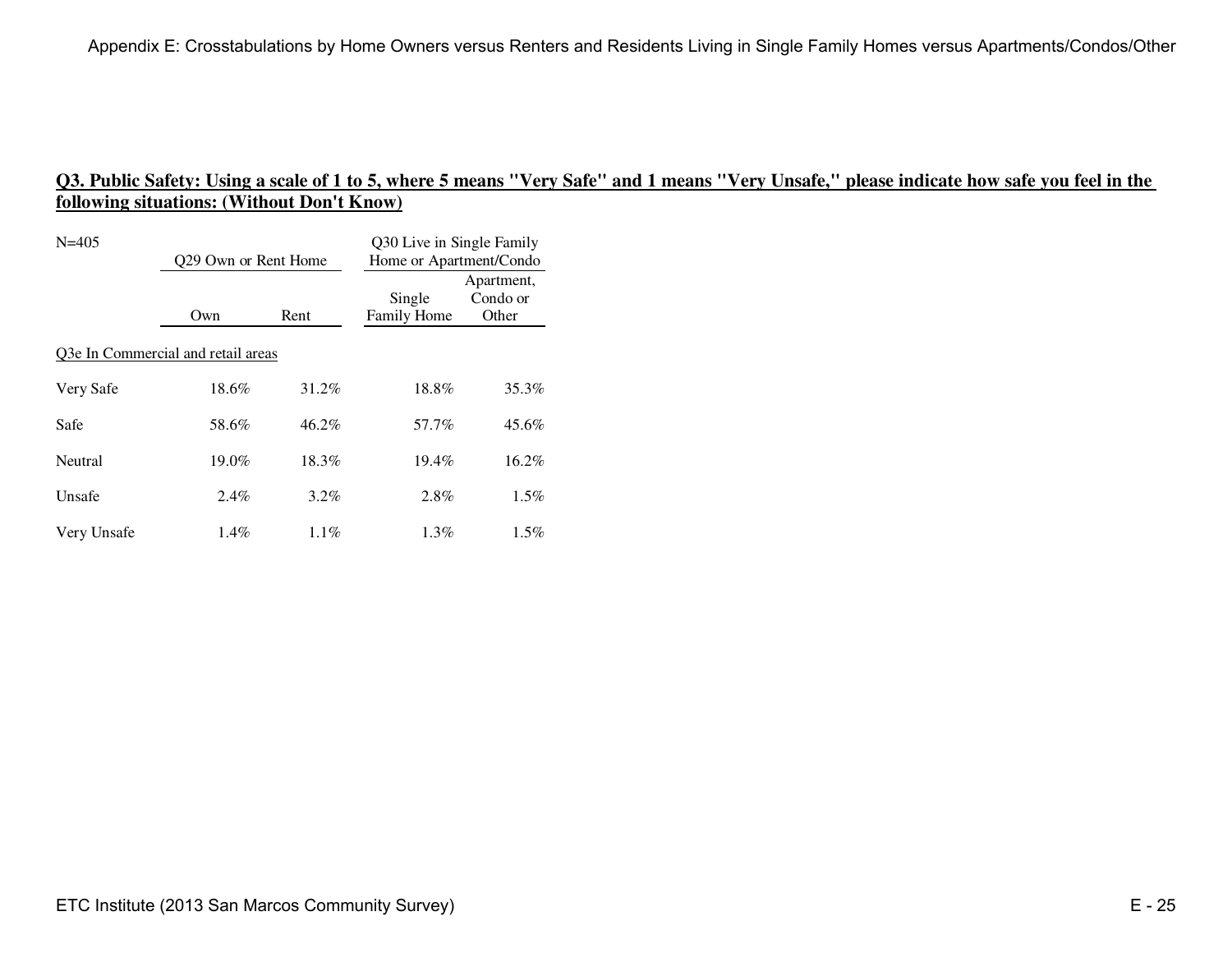## Q3. Public Safety: Using a scale of 1 to 5, where 5 means "Very Safe" and 1 means "Very Unsafe," please indicate how safe you feel in the following situations: (Without Don't Know)

| N=405 | Q29 Own or Rent Home | | Q30 Live in Single Family Home or Apartment/Condo | |
|---|---|---|---|---|
| | Own | Rent | Single Family Home | Apartment, Condo or Other |
| Q3e In Commercial and retail areas | | | | |
| Very Safe | 18.6% | 31.2% | 18.8% | 35.3% |
| Safe | 58.6% | 46.2% | 57.7% | 45.6% |
| Neutral | 19.0% | 18.3% | 19.4% | 16.2% |
| Unsafe | 2.4% | 3.2% | 2.8% | 1.5% |
| Very Unsafe | 1.4% | 1.1% | 1.3% | 1.5% |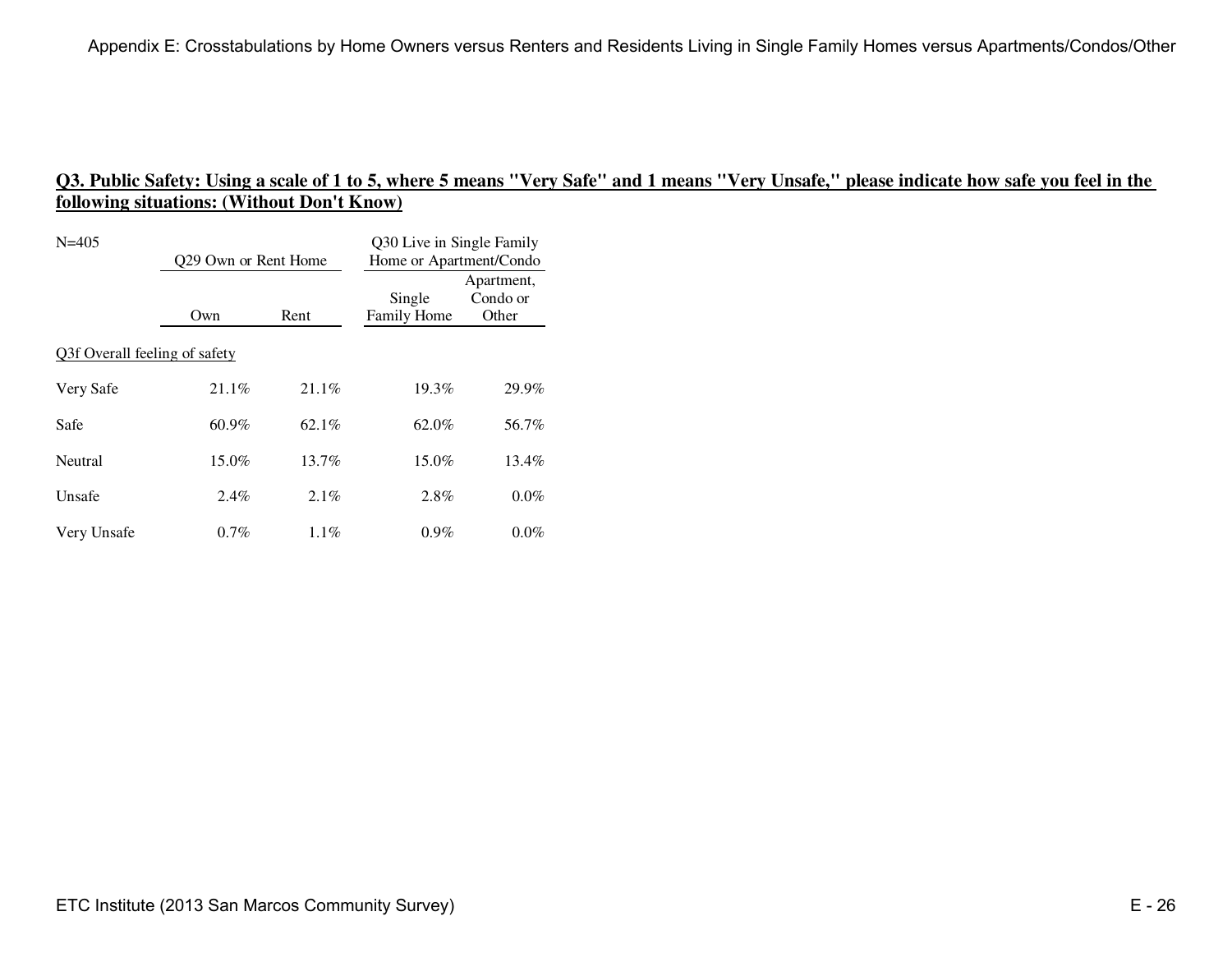## Q3. Public Safety: Using a scale of 1 to 5, where 5 means "Very Safe" and 1 means "Very Unsafe," please indicate how safe you feel in the following situations: (Without Don't Know)

| N=405 | Q29 Own or Rent Home | | Q30 Live in Single Family Home or Apartment/Condo | |
|---|---|---|---|---|
| | Own | Rent | Single Family Home | Apartment, Condo or Other |
| Q3f Overall feeling of safety | | | | |
| Very Safe | 21.1% | 21.1% | 19.3% | 29.9% |
| Safe | 60.9% | 62.1% | 62.0% | 56.7% |
| Neutral | 15.0% | 13.7% | 15.0% | 13.4% |
| Unsafe | 2.4% | 2.1% | 2.8% | 0.0% |
| Very Unsafe | 0.7% | 1.1% | 0.9% | 0.0% |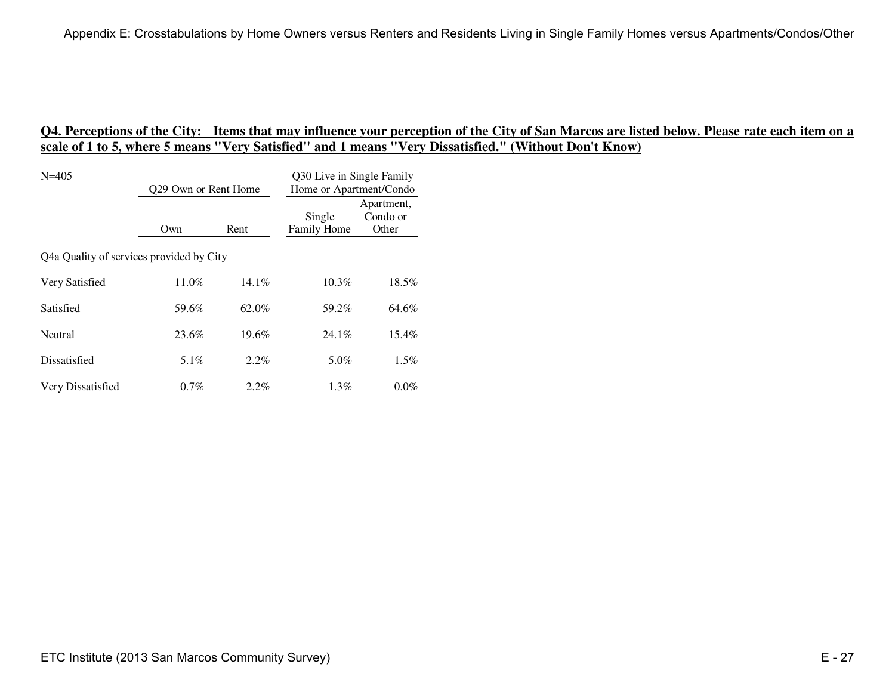**Q4. Perceptions of the City: Items that may influence your perception of the City of San Marcos are listed below. Please rate each item on a scale of 1 to 5, where 5 means "Very Satisfied" and 1 means "Very Dissatisfied." (Without Don't Know)**

N=405

| | Q29 Own or Rent Home | | Q30 Live in Single Family Home or Apartment/Condo | |
|---|---|---|---|---|
| | Own | Rent | Single Family Home | Apartment, Condo or Other |
| Q4a Quality of services provided by City | | | | |
| Very Satisfied | 11.0% | 14.1% | 10.3% | 18.5% |
| Satisfied | 59.6% | 62.0% | 59.2% | 64.6% |
| Neutral | 23.6% | 19.6% | 24.1% | 15.4% |
| Dissatisfied | 5.1% | 2.2% | 5.0% | 1.5% |
| Very Dissatisfied | 0.7% | 2.2% | 1.3% | 0.0% |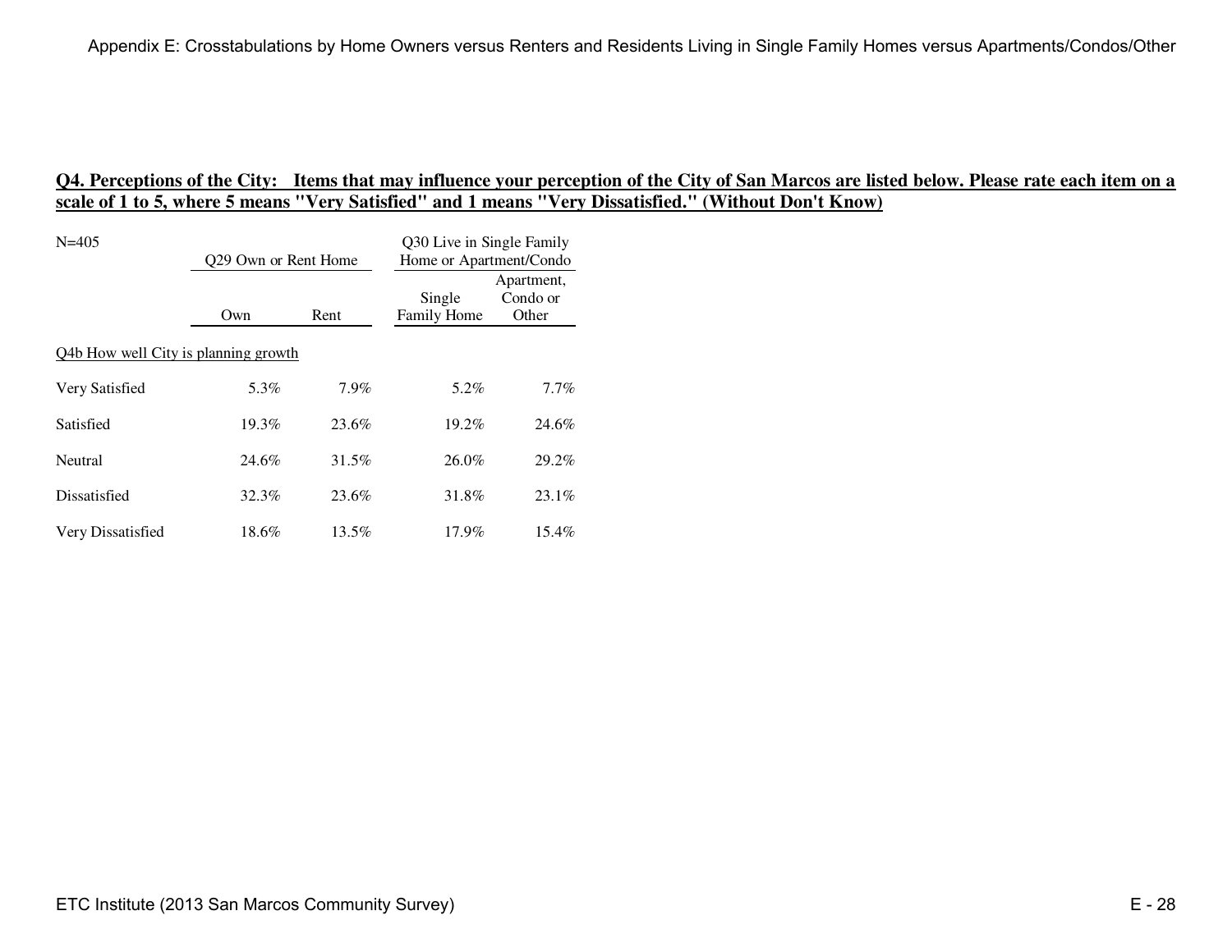## Q4. Perceptions of the City: Items that may influence your perception of the City of San Marcos are listed below. Please rate each item on a scale of 1 to 5, where 5 means "Very Satisfied" and 1 means "Very Dissatisfied." (Without Don't Know)

N=405

| | Q29 Own or Rent Home | | Q30 Live in Single Family Home or Apartment/Condo | |
|---|---|---|---|---|
| | Own | Rent | Single Family Home | Apartment, Condo or Other |
| Q4b How well City is planning growth | | | | |
| Very Satisfied | 5.3% | 7.9% | 5.2% | 7.7% |
| Satisfied | 19.3% | 23.6% | 19.2% | 24.6% |
| Neutral | 24.6% | 31.5% | 26.0% | 29.2% |
| Dissatisfied | 32.3% | 23.6% | 31.8% | 23.1% |
| Very Dissatisfied | 18.6% | 13.5% | 17.9% | 15.4% |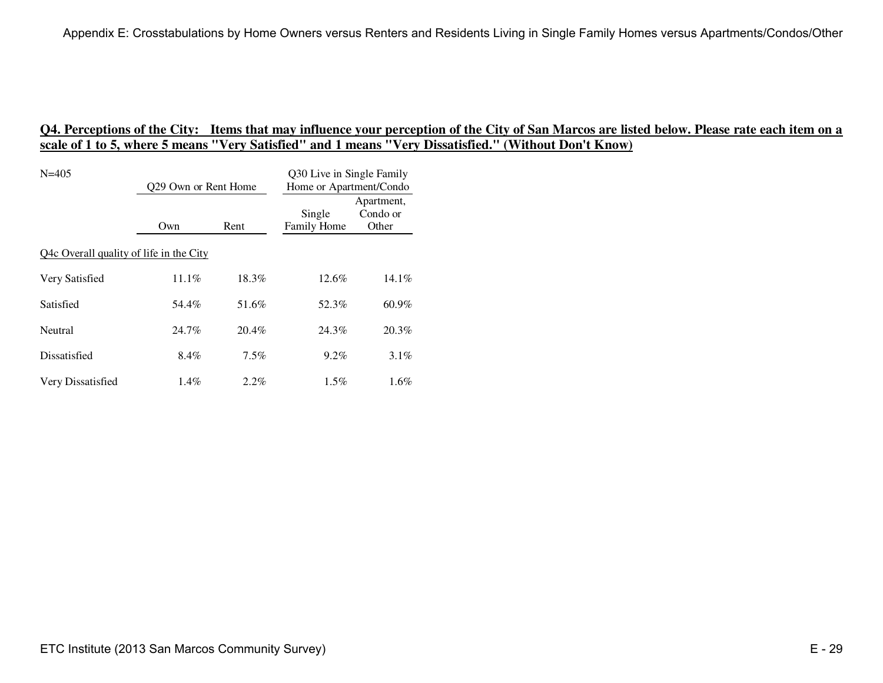**Q4. Perceptions of the City: Items that may influence your perception of the City of San Marcos are listed below. Please rate each item on a scale of 1 to 5, where 5 means "Very Satisfied" and 1 means "Very Dissatisfied." (Without Don't Know)**

| N=405 | Q29 Own or Rent Home | | Q30 Live in Single Family Home or Apartment/Condo | |
|---|---|---|---|---|
| | Own | Rent | Single Family Home | Apartment, Condo or Other |
| Q4c Overall quality of life in the City | | | | |
| Very Satisfied | 11.1% | 18.3% | 12.6% | 14.1% |
| Satisfied | 54.4% | 51.6% | 52.3% | 60.9% |
| Neutral | 24.7% | 20.4% | 24.3% | 20.3% |
| Dissatisfied | 8.4% | 7.5% | 9.2% | 3.1% |
| Very Dissatisfied | 1.4% | 2.2% | 1.5% | 1.6% |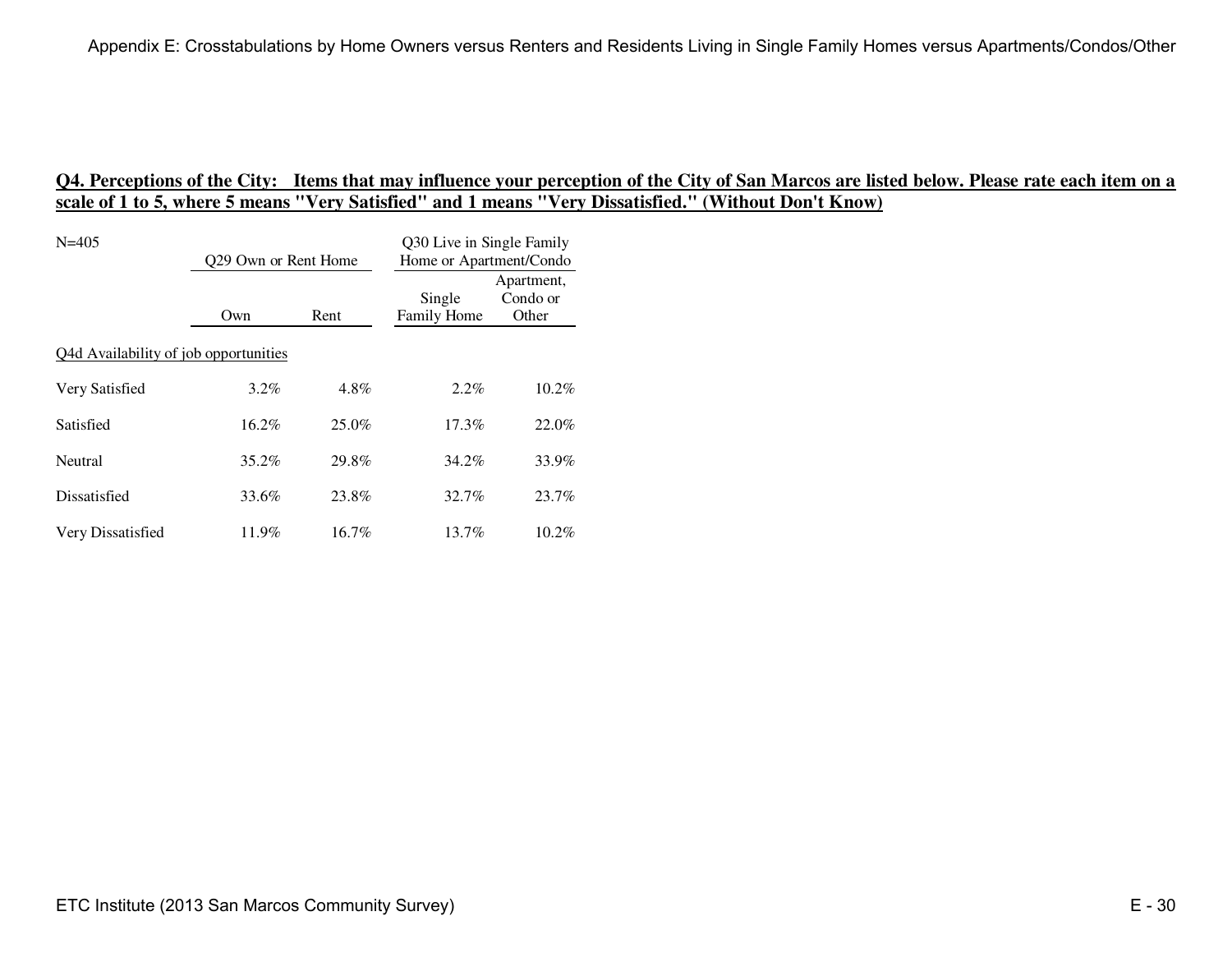## Q4. Perceptions of the City: Items that may influence your perception of the City of San Marcos are listed below. Please rate each item on a scale of 1 to 5, where 5 means "Very Satisfied" and 1 means "Very Dissatisfied." (Without Don't Know)

| N=405 | Q29 Own or Rent Home | | Q30 Live in Single Family Home or Apartment/Condo | |
|---|---|---|---|---|
| | Own | Rent | Single Family Home | Apartment, Condo or Other |
| Q4d Availability of job opportunities | | | | |
| Very Satisfied | 3.2% | 4.8% | 2.2% | 10.2% |
| Satisfied | 16.2% | 25.0% | 17.3% | 22.0% |
| Neutral | 35.2% | 29.8% | 34.2% | 33.9% |
| Dissatisfied | 33.6% | 23.8% | 32.7% | 23.7% |
| Very Dissatisfied | 11.9% | 16.7% | 13.7% | 10.2% |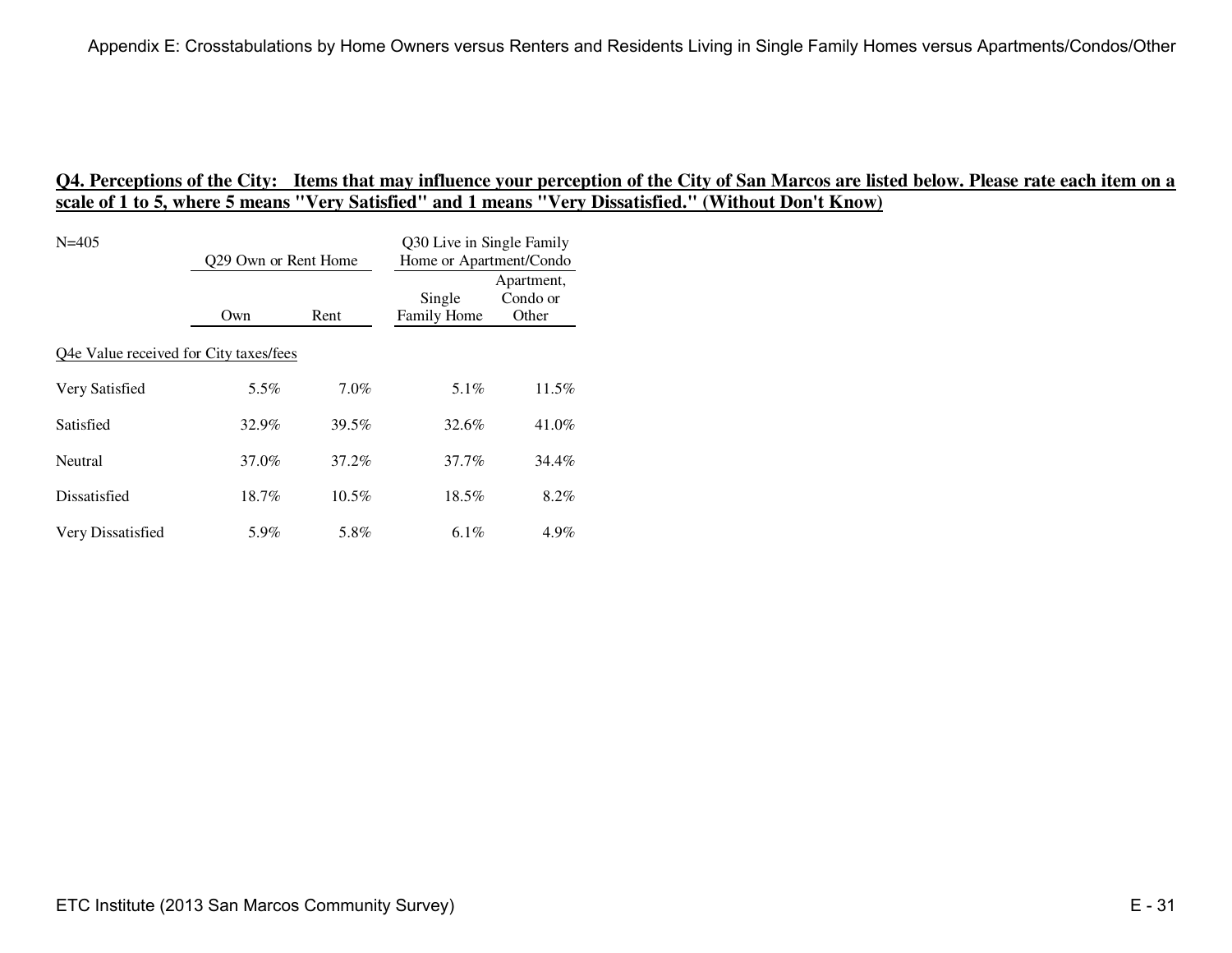## Q4. Perceptions of the City: Items that may influence your perception of the City of San Marcos are listed below. Please rate each item on a scale of 1 to 5, where 5 means "Very Satisfied" and 1 means "Very Dissatisfied." (Without Don't Know)

N=405

| | Q29 Own or Rent Home | | Q30 Live in Single Family Home or Apartment/Condo | |
|---|---|---|---|---|
| | Own | Rent | Single Family Home | Apartment, Condo or Other |
| Q4e Value received for City taxes/fees | | | | |
| Very Satisfied | 5.5% | 7.0% | 5.1% | 11.5% |
| Satisfied | 32.9% | 39.5% | 32.6% | 41.0% |
| Neutral | 37.0% | 37.2% | 37.7% | 34.4% |
| Dissatisfied | 18.7% | 10.5% | 18.5% | 8.2% |
| Very Dissatisfied | 5.9% | 5.8% | 6.1% | 4.9% |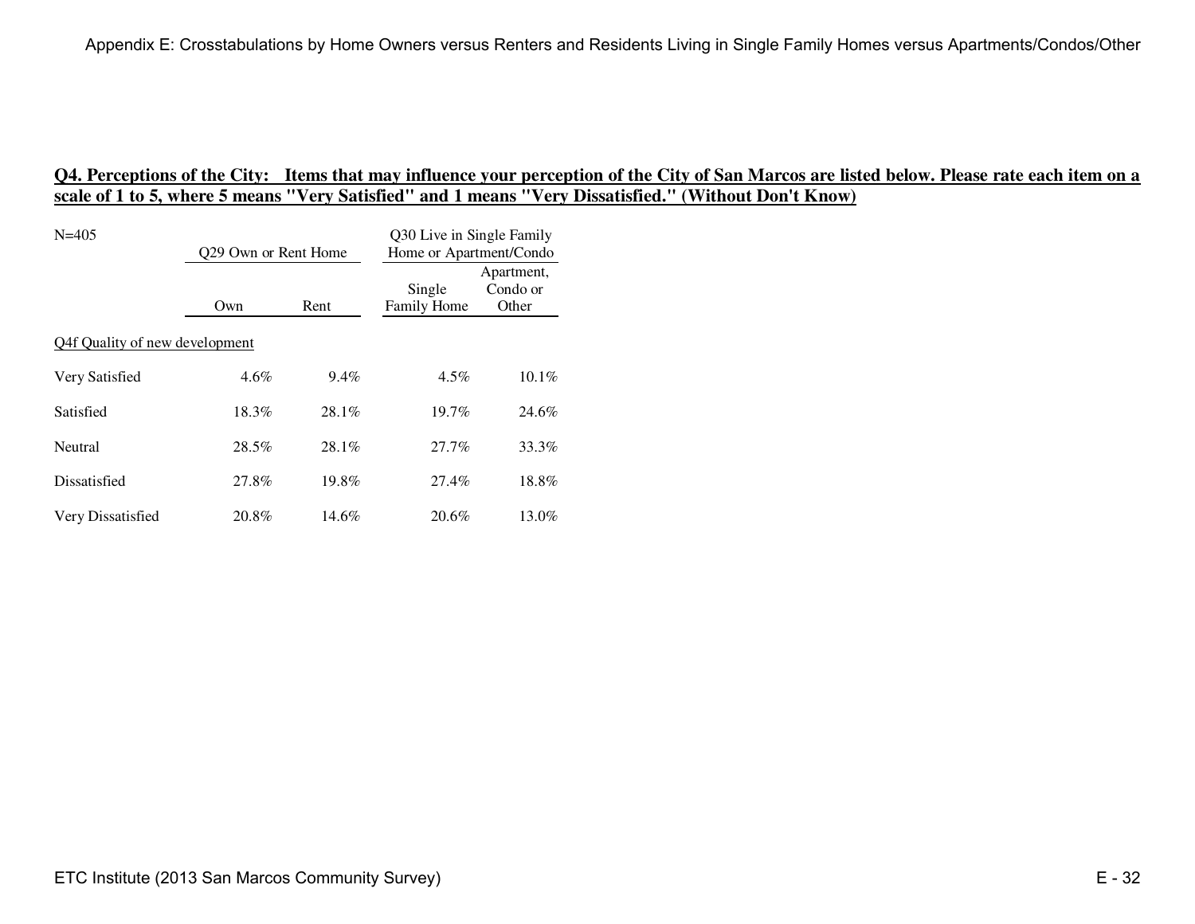## Q4. Perceptions of the City: Items that may influence your perception of the City of San Marcos are listed below. Please rate each item on a scale of 1 to 5, where 5 means "Very Satisfied" and 1 means "Very Dissatisfied." (Without Don't Know)

| N=405 | Q29 Own or Rent Home | | Q30 Live in Single Family Home or Apartment/Condo | |
|---|---|---|---|---|
| | Own | Rent | Single Family Home | Apartment, Condo or Other |
| Q4f Quality of new development | | | | |
| Very Satisfied | 4.6% | 9.4% | 4.5% | 10.1% |
| Satisfied | 18.3% | 28.1% | 19.7% | 24.6% |
| Neutral | 28.5% | 28.1% | 27.7% | 33.3% |
| Dissatisfied | 27.8% | 19.8% | 27.4% | 18.8% |
| Very Dissatisfied | 20.8% | 14.6% | 20.6% | 13.0% |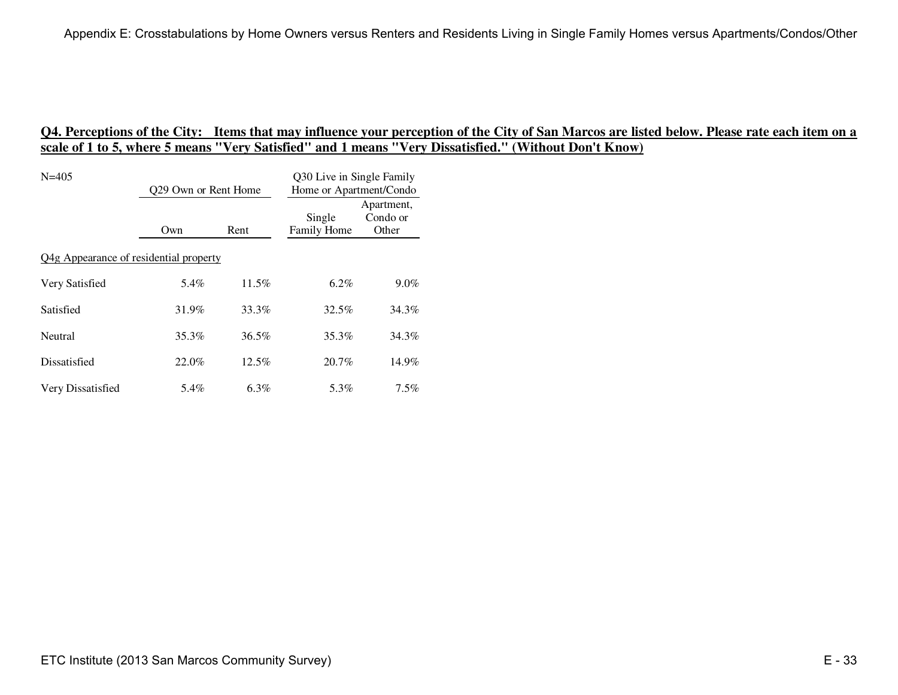## Q4. Perceptions of the City: Items that may influence your perception of the City of San Marcos are listed below. Please rate each item on a scale of 1 to 5, where 5 means "Very Satisfied" and 1 means "Very Dissatisfied." (Without Don't Know)

| N=405 | Q29 Own or Rent Home | | Q30 Live in Single Family Home or Apartment/Condo | |
|---|---|---|---|---|
| | Own | Rent | Single Family Home | Apartment, Condo or Other |
| Q4g Appearance of residential property | | | | |
| Very Satisfied | 5.4% | 11.5% | 6.2% | 9.0% |
| Satisfied | 31.9% | 33.3% | 32.5% | 34.3% |
| Neutral | 35.3% | 36.5% | 35.3% | 34.3% |
| Dissatisfied | 22.0% | 12.5% | 20.7% | 14.9% |
| Very Dissatisfied | 5.4% | 6.3% | 5.3% | 7.5% |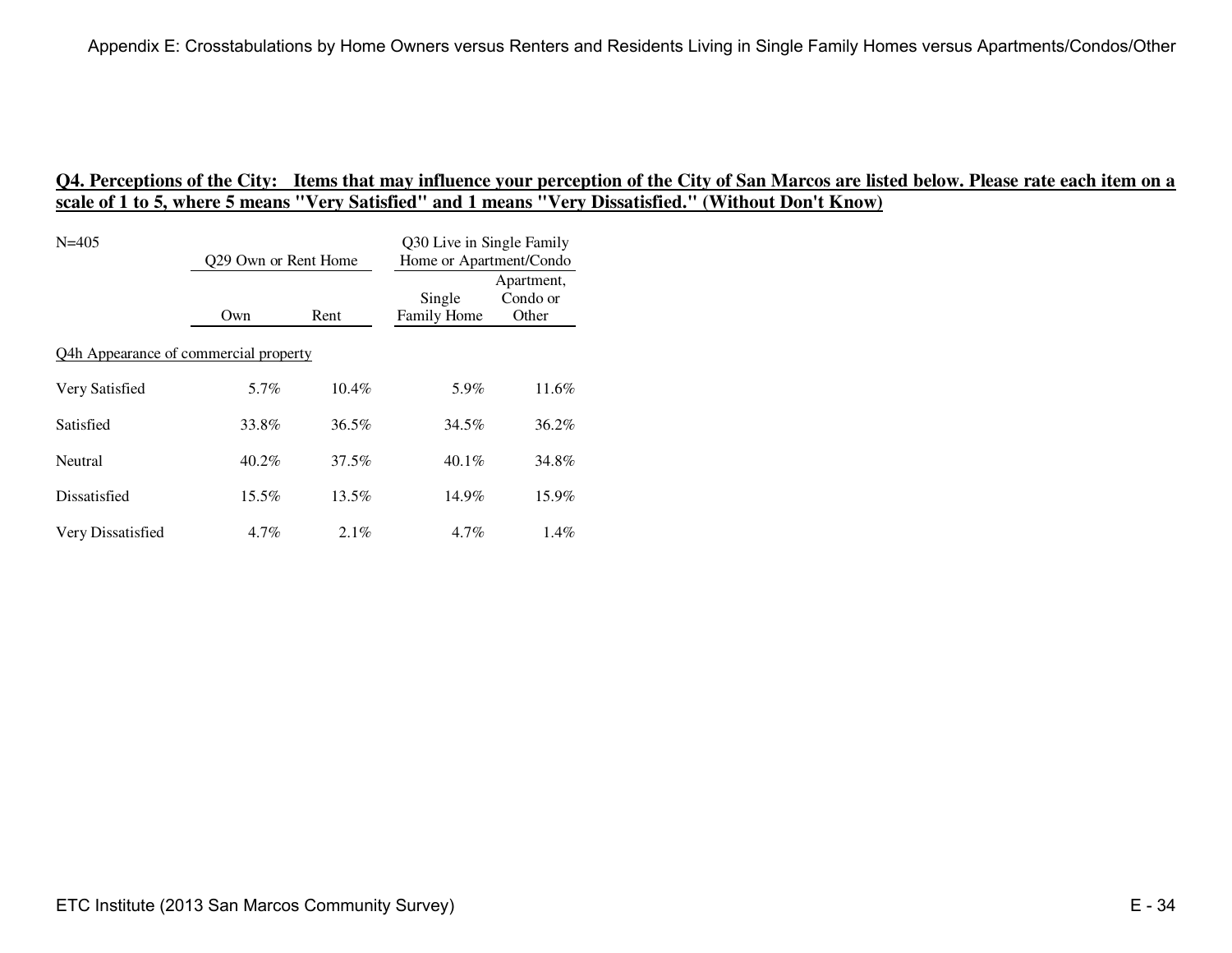## Q4. Perceptions of the City: Items that may influence your perception of the City of San Marcos are listed below. Please rate each item on a scale of 1 to 5, where 5 means "Very Satisfied" and 1 means "Very Dissatisfied." (Without Don't Know)

| N=405 | Q29 Own or Rent Home | | Q30 Live in Single Family Home or Apartment/Condo | |
|---|---|---|---|---|
| | Own | Rent | Single Family Home | Apartment, Condo or Other |
| Q4h Appearance of commercial property | | | | |
| Very Satisfied | 5.7% | 10.4% | 5.9% | 11.6% |
| Satisfied | 33.8% | 36.5% | 34.5% | 36.2% |
| Neutral | 40.2% | 37.5% | 40.1% | 34.8% |
| Dissatisfied | 15.5% | 13.5% | 14.9% | 15.9% |
| Very Dissatisfied | 4.7% | 2.1% | 4.7% | 1.4% |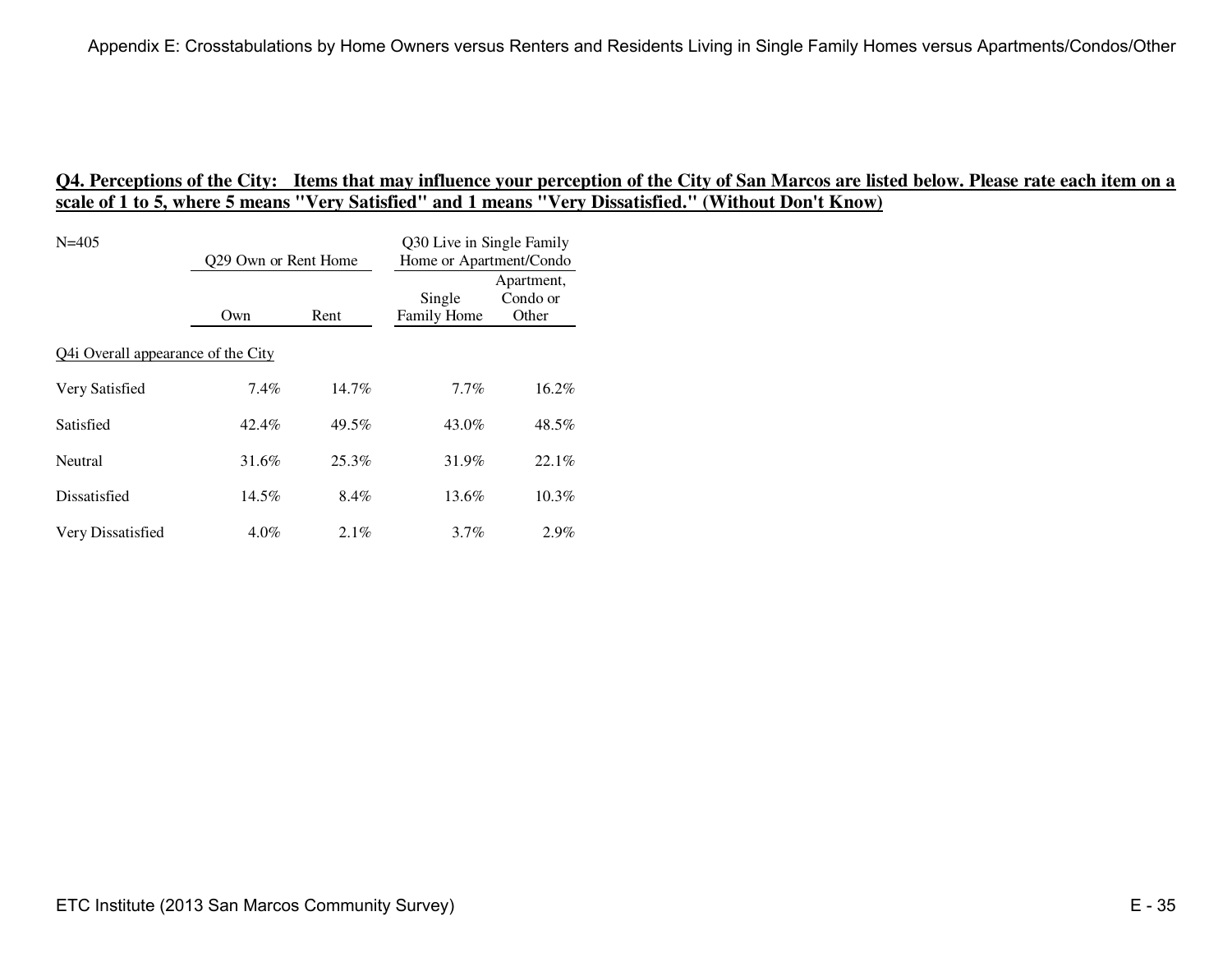**Q4. Perceptions of the City: Items that may influence your perception of the City of San Marcos are listed below. Please rate each item on a scale of 1 to 5, where 5 means "Very Satisfied" and 1 means "Very Dissatisfied." (Without Don't Know)**

N=405

| | Q29 Own or Rent Home | | Q30 Live in Single Family Home or Apartment/Condo | |
|---|---|---|---|---|
| | Own | Rent | Single Family Home | Apartment, Condo or Other |
| Q4i Overall appearance of the City | | | | |
| Very Satisfied | 7.4% | 14.7% | 7.7% | 16.2% |
| Satisfied | 42.4% | 49.5% | 43.0% | 48.5% |
| Neutral | 31.6% | 25.3% | 31.9% | 22.1% |
| Dissatisfied | 14.5% | 8.4% | 13.6% | 10.3% |
| Very Dissatisfied | 4.0% | 2.1% | 3.7% | 2.9% |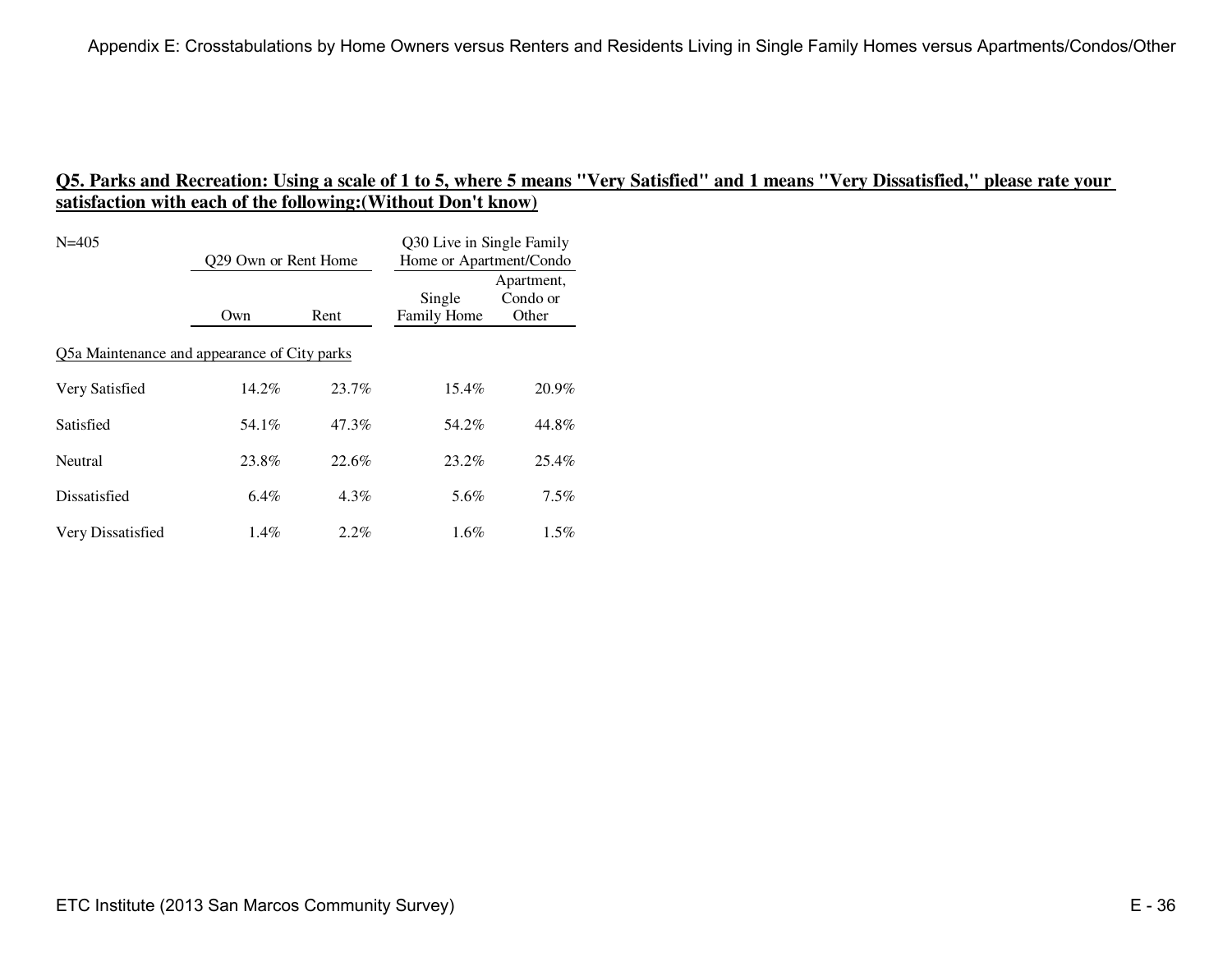## Q5. Parks and Recreation: Using a scale of 1 to 5, where 5 means "Very Satisfied" and 1 means "Very Dissatisfied," please rate your satisfaction with each of the following:(Without Don't know)

| N=405 | Q29 Own or Rent Home | | Q30 Live in Single Family Home or Apartment/Condo | |
|---|---|---|---|---|
| | Own | Rent | Single Family Home | Apartment, Condo or Other |
| Q5a Maintenance and appearance of City parks | | | | |
| Very Satisfied | 14.2% | 23.7% | 15.4% | 20.9% |
| Satisfied | 54.1% | 47.3% | 54.2% | 44.8% |
| Neutral | 23.8% | 22.6% | 23.2% | 25.4% |
| Dissatisfied | 6.4% | 4.3% | 5.6% | 7.5% |
| Very Dissatisfied | 1.4% | 2.2% | 1.6% | 1.5% |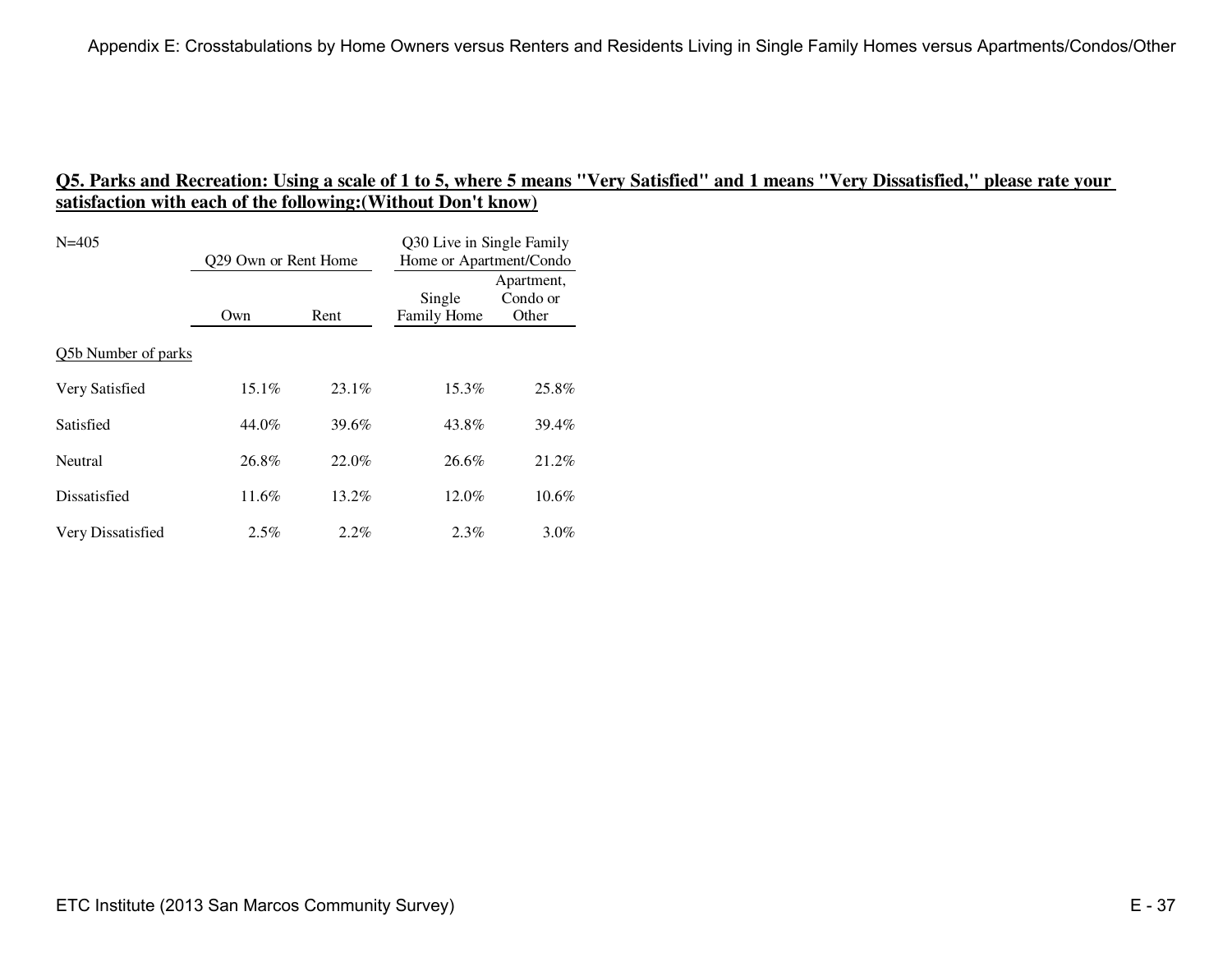## Q5. Parks and Recreation: Using a scale of 1 to 5, where 5 means "Very Satisfied" and 1 means "Very Dissatisfied," please rate your satisfaction with each of the following:(Without Don't know)

| N=405 | Q29 Own or Rent Home | | Q30 Live in Single Family Home or Apartment/Condo | |
|---|---|---|---|---|
| | Own | Rent | Single Family Home | Apartment, Condo or Other |
| Q5b Number of parks | | | | |
| Very Satisfied | 15.1% | 23.1% | 15.3% | 25.8% |
| Satisfied | 44.0% | 39.6% | 43.8% | 39.4% |
| Neutral | 26.8% | 22.0% | 26.6% | 21.2% |
| Dissatisfied | 11.6% | 13.2% | 12.0% | 10.6% |
| Very Dissatisfied | 2.5% | 2.2% | 2.3% | 3.0% |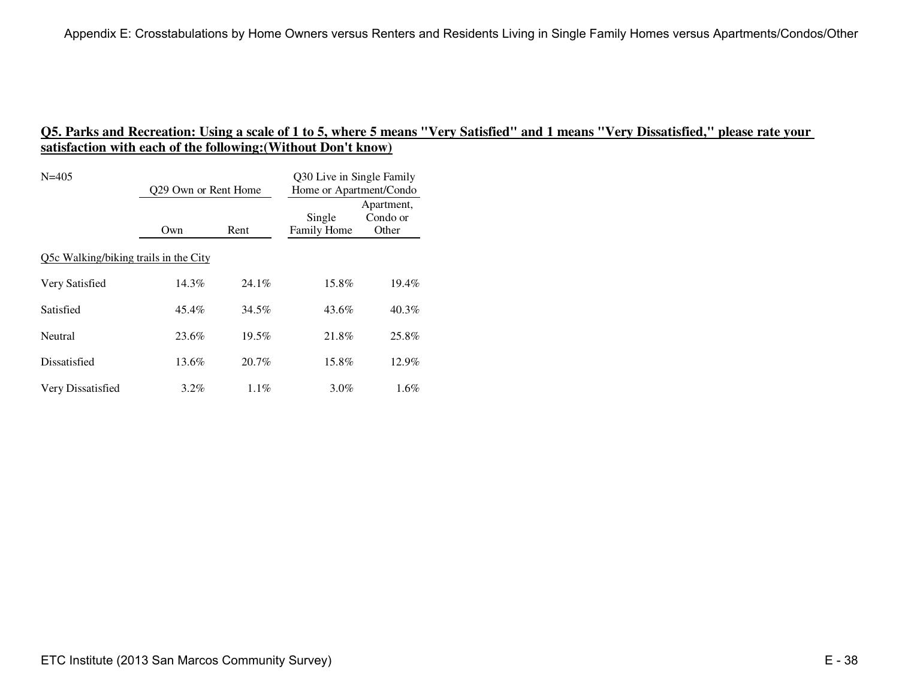## Q5. Parks and Recreation: Using a scale of 1 to 5, where 5 means "Very Satisfied" and 1 means "Very Dissatisfied," please rate your satisfaction with each of the following:(Without Don't know)

| N=405 | Q29 Own or Rent Home | | Q30 Live in Single Family Home or Apartment/Condo | |
|---|---|---|---|---|
| | Own | Rent | Single Family Home | Apartment, Condo or Other |
| Q5c Walking/biking trails in the City | | | | |
| Very Satisfied | 14.3% | 24.1% | 15.8% | 19.4% |
| Satisfied | 45.4% | 34.5% | 43.6% | 40.3% |
| Neutral | 23.6% | 19.5% | 21.8% | 25.8% |
| Dissatisfied | 13.6% | 20.7% | 15.8% | 12.9% |
| Very Dissatisfied | 3.2% | 1.1% | 3.0% | 1.6% |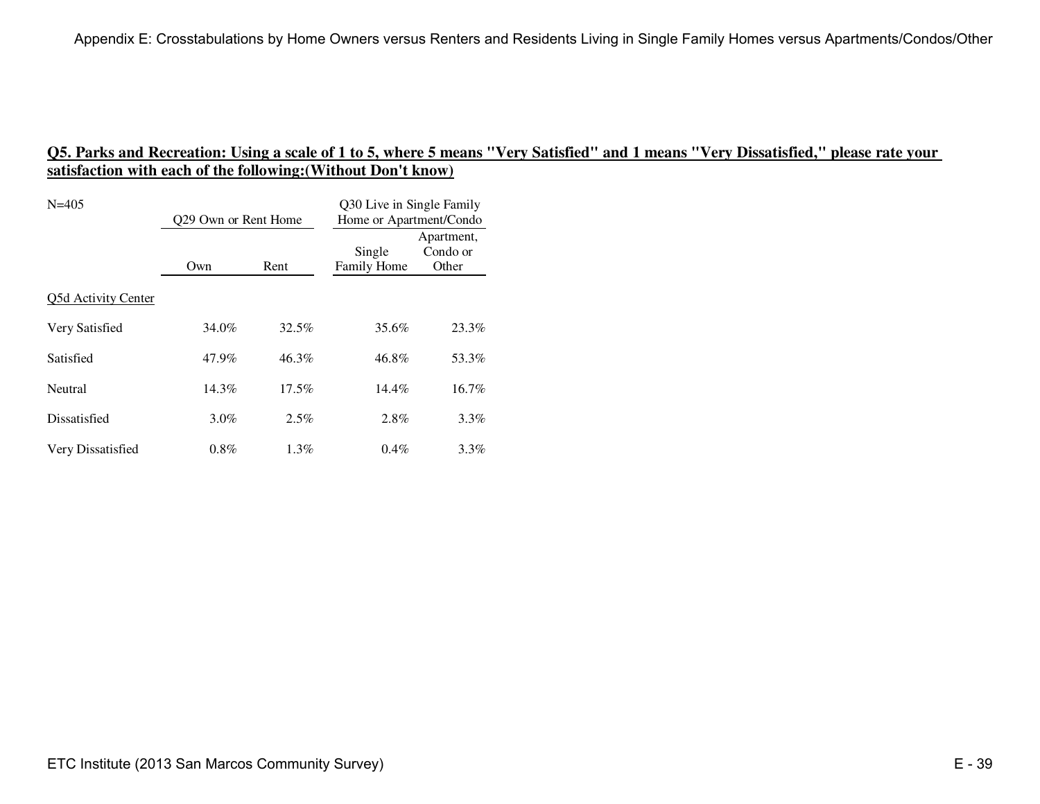## Q5. Parks and Recreation: Using a scale of 1 to 5, where 5 means "Very Satisfied" and 1 means "Very Dissatisfied," please rate your satisfaction with each of the following:(Without Don't know)

N=405

| | Q29 Own or Rent Home | | Q30 Live in Single Family Home or Apartment/Condo | |
|---|---|---|---|---|
| | Own | Rent | Single Family Home | Apartment, Condo or Other |
| Q5d Activity Center | | | | |
| Very Satisfied | 34.0% | 32.5% | 35.6% | 23.3% |
| Satisfied | 47.9% | 46.3% | 46.8% | 53.3% |
| Neutral | 14.3% | 17.5% | 14.4% | 16.7% |
| Dissatisfied | 3.0% | 2.5% | 2.8% | 3.3% |
| Very Dissatisfied | 0.8% | 1.3% | 0.4% | 3.3% |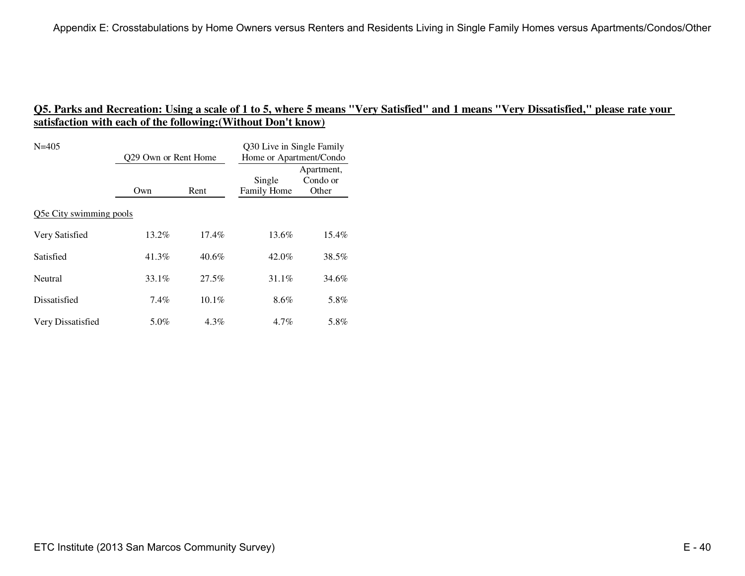## Q5. Parks and Recreation: Using a scale of 1 to 5, where 5 means "Very Satisfied" and 1 means "Very Dissatisfied," please rate your satisfaction with each of the following:(Without Don't know)

N=405

| | Q29 Own or Rent Home | | Q30 Live in Single Family Home or Apartment/Condo | |
|---|---|---|---|---|
| | Own | Rent | Single Family Home | Apartment, Condo or Other |
| Q5e City swimming pools | | | | |
| Very Satisfied | 13.2% | 17.4% | 13.6% | 15.4% |
| Satisfied | 41.3% | 40.6% | 42.0% | 38.5% |
| Neutral | 33.1% | 27.5% | 31.1% | 34.6% |
| Dissatisfied | 7.4% | 10.1% | 8.6% | 5.8% |
| Very Dissatisfied | 5.0% | 4.3% | 4.7% | 5.8% |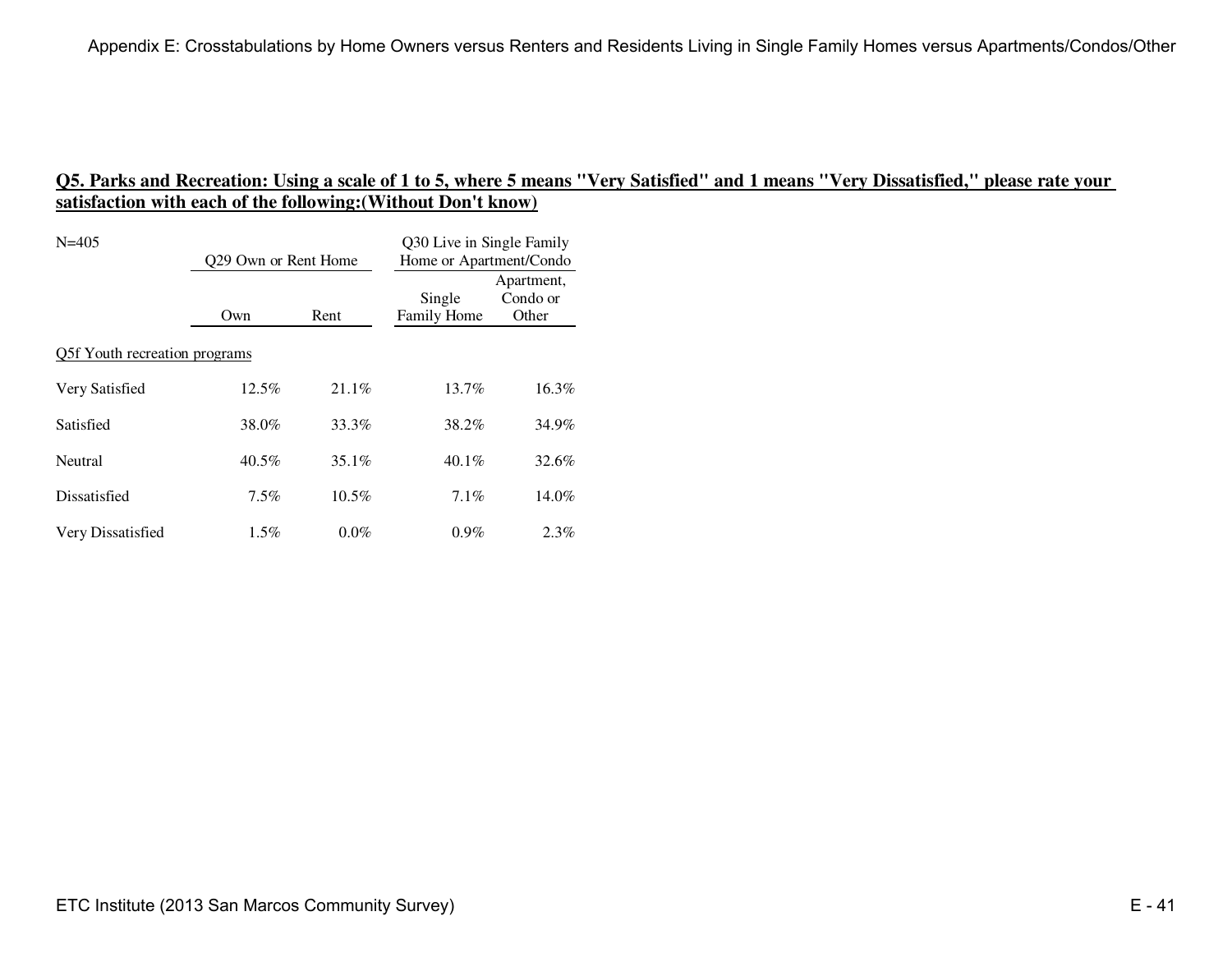## Q5. Parks and Recreation: Using a scale of 1 to 5, where 5 means "Very Satisfied" and 1 means "Very Dissatisfied," please rate your satisfaction with each of the following:(Without Don't know)

| N=405 | Q29 Own or Rent Home | | Q30 Live in Single Family Home or Apartment/Condo | |
|---|---|---|---|---|
| | Own | Rent | Single Family Home | Apartment, Condo or Other |
| Q5f Youth recreation programs | | | | |
| Very Satisfied | 12.5% | 21.1% | 13.7% | 16.3% |
| Satisfied | 38.0% | 33.3% | 38.2% | 34.9% |
| Neutral | 40.5% | 35.1% | 40.1% | 32.6% |
| Dissatisfied | 7.5% | 10.5% | 7.1% | 14.0% |
| Very Dissatisfied | 1.5% | 0.0% | 0.9% | 2.3% |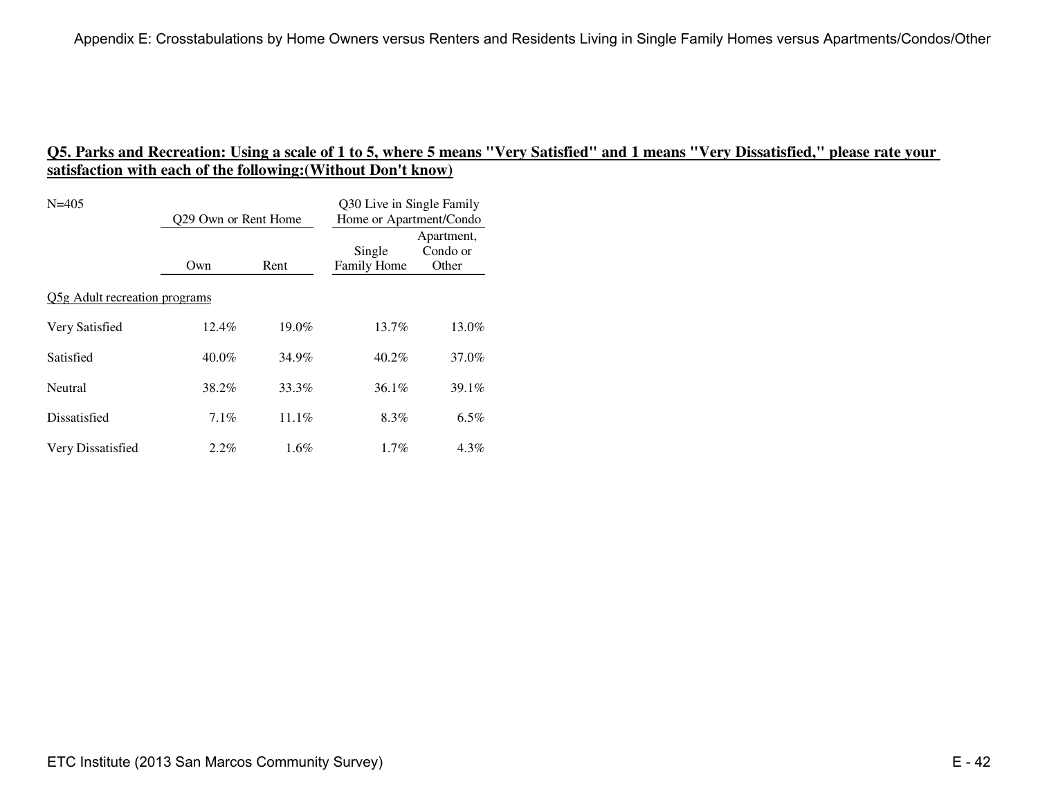## Q5. Parks and Recreation: Using a scale of 1 to 5, where 5 means "Very Satisfied" and 1 means "Very Dissatisfied," please rate your satisfaction with each of the following:(Without Don't know)

N=405

| | Q29 Own or Rent Home | | Q30 Live in Single Family Home or Apartment/Condo | |
|---|---|---|---|---|
| | Own | Rent | Single Family Home | Apartment, Condo or Other |
| Q5g Adult recreation programs | | | | |
| Very Satisfied | 12.4% | 19.0% | 13.7% | 13.0% |
| Satisfied | 40.0% | 34.9% | 40.2% | 37.0% |
| Neutral | 38.2% | 33.3% | 36.1% | 39.1% |
| Dissatisfied | 7.1% | 11.1% | 8.3% | 6.5% |
| Very Dissatisfied | 2.2% | 1.6% | 1.7% | 4.3% |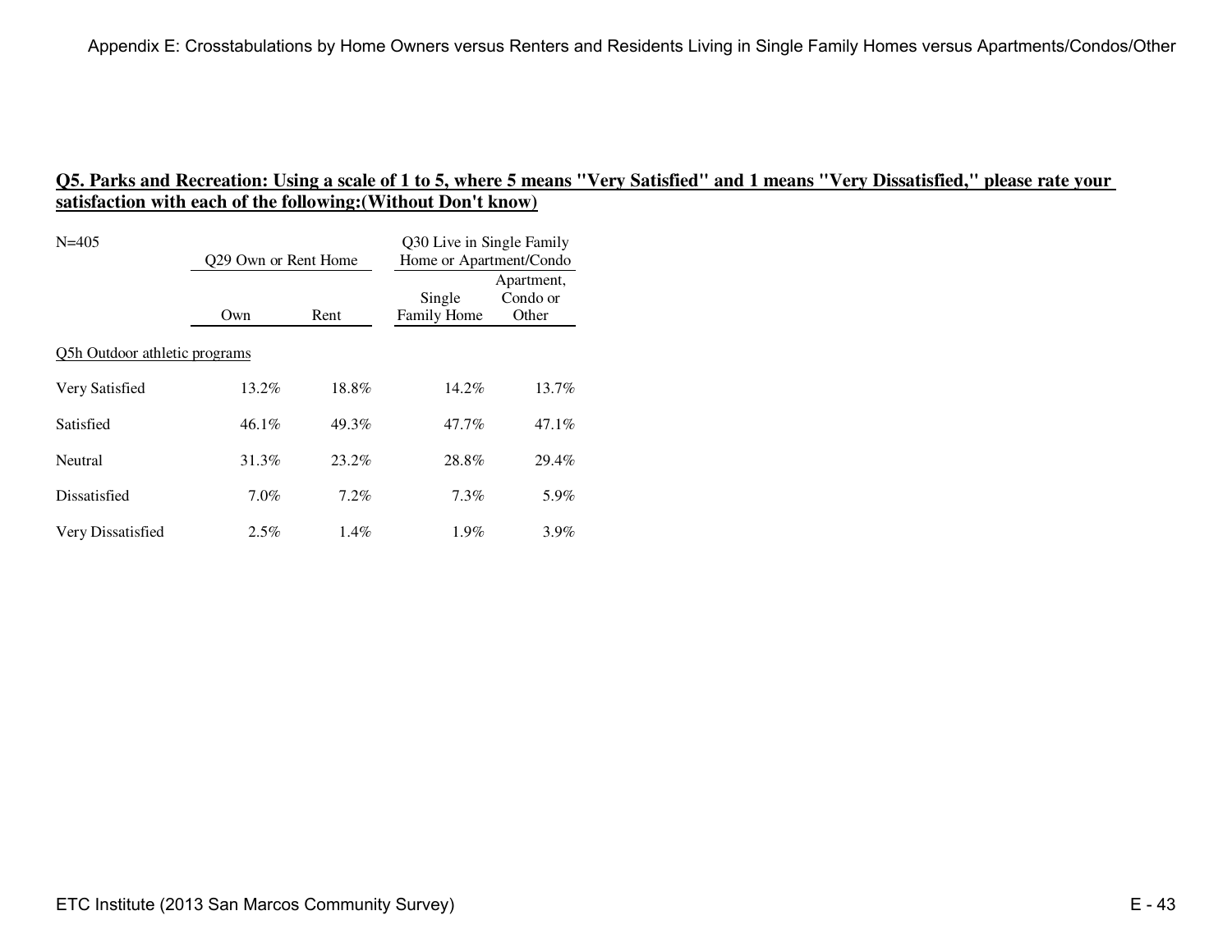## Q5. Parks and Recreation: Using a scale of 1 to 5, where 5 means "Very Satisfied" and 1 means "Very Dissatisfied," please rate your satisfaction with each of the following:(Without Don't know)

N=405

| | Q29 Own or Rent Home | | Q30 Live in Single Family Home or Apartment/Condo | |
|---|---|---|---|---|
| | Own | Rent | Single Family Home | Apartment, Condo or Other |
| Q5h Outdoor athletic programs | | | | |
| Very Satisfied | 13.2% | 18.8% | 14.2% | 13.7% |
| Satisfied | 46.1% | 49.3% | 47.7% | 47.1% |
| Neutral | 31.3% | 23.2% | 28.8% | 29.4% |
| Dissatisfied | 7.0% | 7.2% | 7.3% | 5.9% |
| Very Dissatisfied | 2.5% | 1.4% | 1.9% | 3.9% |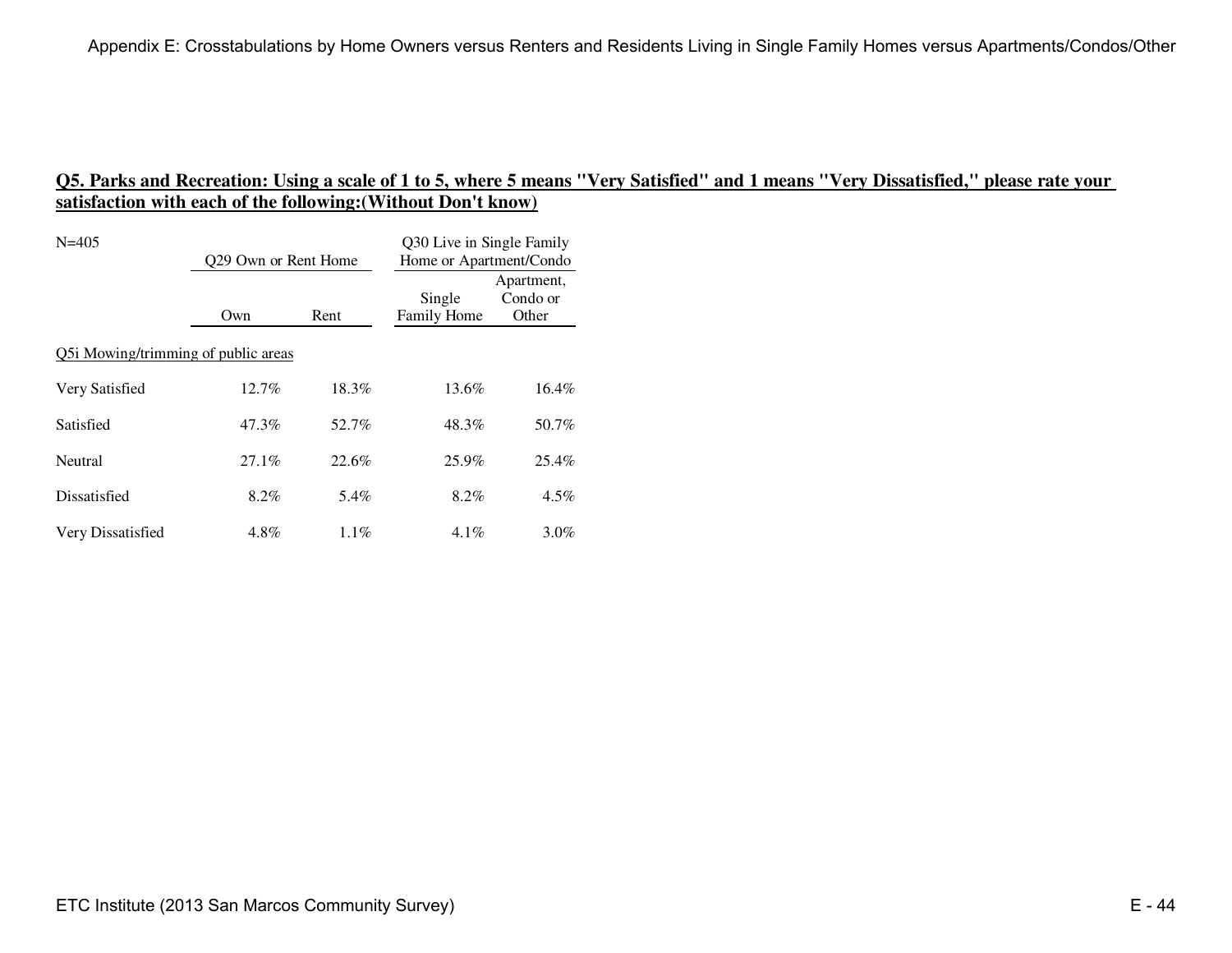## Q5. Parks and Recreation: Using a scale of 1 to 5, where 5 means "Very Satisfied" and 1 means "Very Dissatisfied," please rate your satisfaction with each of the following:(Without Don't know)

| N=405 | Q29 Own or Rent Home | | Q30 Live in Single Family Home or Apartment/Condo | |
|---|---|---|---|---|
| | Own | Rent | Single Family Home | Apartment, Condo or Other |
| Q5i Mowing/trimming of public areas | | | | |
| Very Satisfied | 12.7% | 18.3% | 13.6% | 16.4% |
| Satisfied | 47.3% | 52.7% | 48.3% | 50.7% |
| Neutral | 27.1% | 22.6% | 25.9% | 25.4% |
| Dissatisfied | 8.2% | 5.4% | 8.2% | 4.5% |
| Very Dissatisfied | 4.8% | 1.1% | 4.1% | 3.0% |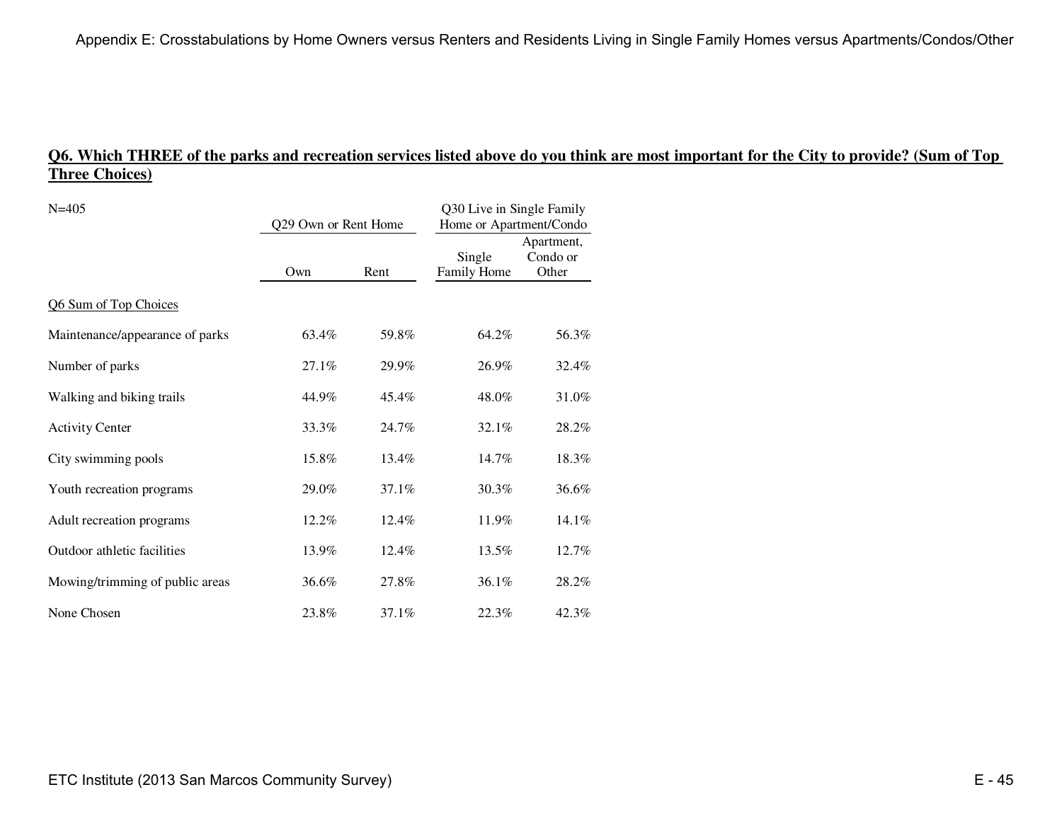## Q6. Which THREE of the parks and recreation services listed above do you think are most important for the City to provide? (Sum of Top Three Choices)

N=405

| | Q29 Own or Rent Home | | Q30 Live in Single Family Home or Apartment/Condo | |
|---|---|---|---|---|
| | Own | Rent | Single Family Home | Apartment, Condo or Other |
| Q6 Sum of Top Choices | | | | |
| Maintenance/appearance of parks | 63.4% | 59.8% | 64.2% | 56.3% |
| Number of parks | 27.1% | 29.9% | 26.9% | 32.4% |
| Walking and biking trails | 44.9% | 45.4% | 48.0% | 31.0% |
| Activity Center | 33.3% | 24.7% | 32.1% | 28.2% |
| City swimming pools | 15.8% | 13.4% | 14.7% | 18.3% |
| Youth recreation programs | 29.0% | 37.1% | 30.3% | 36.6% |
| Adult recreation programs | 12.2% | 12.4% | 11.9% | 14.1% |
| Outdoor athletic facilities | 13.9% | 12.4% | 13.5% | 12.7% |
| Mowing/trimming of public areas | 36.6% | 27.8% | 36.1% | 28.2% |
| None Chosen | 23.8% | 37.1% | 22.3% | 42.3% |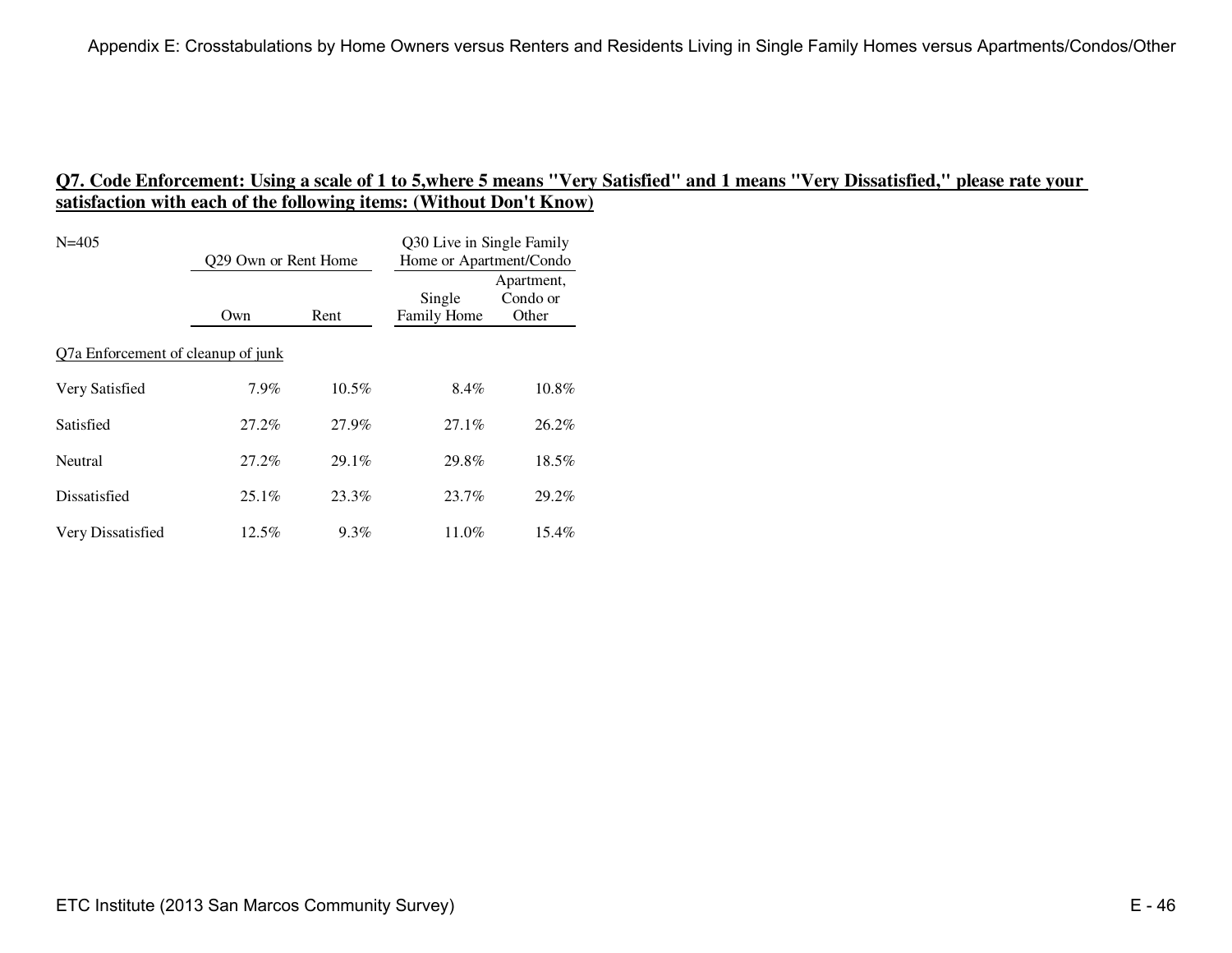## Q7. Code Enforcement: Using a scale of 1 to 5,where 5 means "Very Satisfied" and 1 means "Very Dissatisfied," please rate your satisfaction with each of the following items: (Without Don't Know)

N=405

| | Q29 Own or Rent Home | | Q30 Live in Single Family Home or Apartment/Condo | |
|---|---|---|---|---|
| | Own | Rent | Single Family Home | Apartment, Condo or Other |
| Q7a Enforcement of cleanup of junk | | | | |
| Very Satisfied | 7.9% | 10.5% | 8.4% | 10.8% |
| Satisfied | 27.2% | 27.9% | 27.1% | 26.2% |
| Neutral | 27.2% | 29.1% | 29.8% | 18.5% |
| Dissatisfied | 25.1% | 23.3% | 23.7% | 29.2% |
| Very Dissatisfied | 12.5% | 9.3% | 11.0% | 15.4% |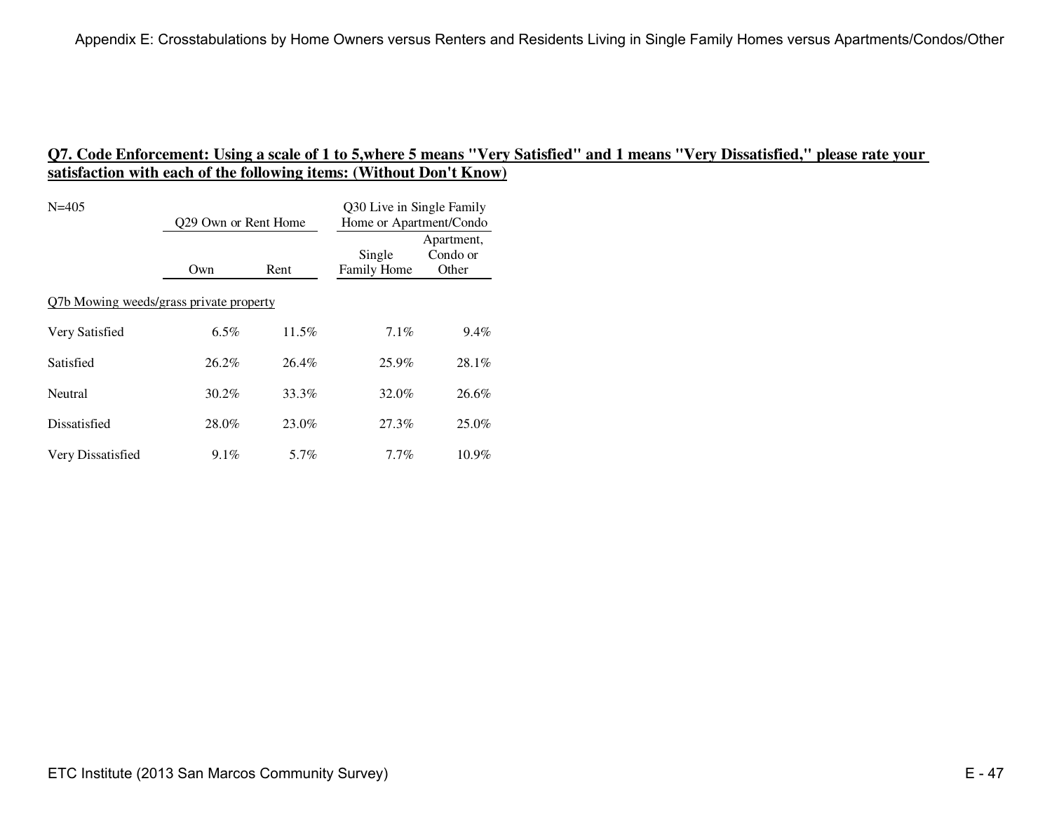## Q7. Code Enforcement: Using a scale of 1 to 5,where 5 means "Very Satisfied" and 1 means "Very Dissatisfied," please rate your satisfaction with each of the following items: (Without Don't Know)

| N=405 | Q29 Own or Rent Home | | Q30 Live in Single Family Home or Apartment/Condo | |
|---|---|---|---|---|
| | Own | Rent | Single Family Home | Apartment, Condo or Other |
| Q7b Mowing weeds/grass private property | | | | |
| Very Satisfied | 6.5% | 11.5% | 7.1% | 9.4% |
| Satisfied | 26.2% | 26.4% | 25.9% | 28.1% |
| Neutral | 30.2% | 33.3% | 32.0% | 26.6% |
| Dissatisfied | 28.0% | 23.0% | 27.3% | 25.0% |
| Very Dissatisfied | 9.1% | 5.7% | 7.7% | 10.9% |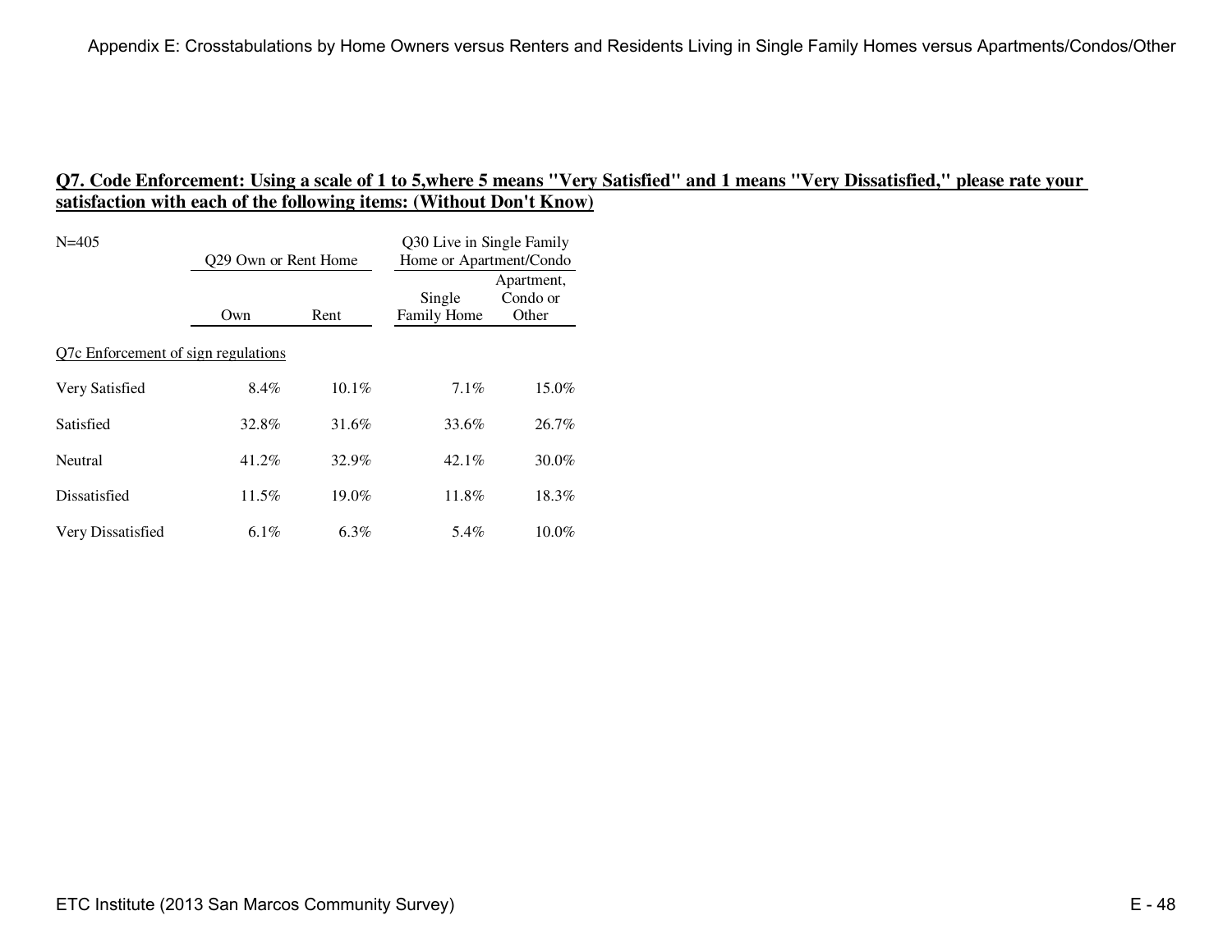## Q7. Code Enforcement: Using a scale of 1 to 5,where 5 means "Very Satisfied" and 1 means "Very Dissatisfied," please rate your satisfaction with each of the following items: (Without Don't Know)

| N=405 | Q29 Own or Rent Home | | Q30 Live in Single Family Home or Apartment/Condo | |
|---|---|---|---|---|
| | Own | Rent | Single Family Home | Apartment, Condo or Other |
| Q7c Enforcement of sign regulations | | | | |
| Very Satisfied | 8.4% | 10.1% | 7.1% | 15.0% |
| Satisfied | 32.8% | 31.6% | 33.6% | 26.7% |
| Neutral | 41.2% | 32.9% | 42.1% | 30.0% |
| Dissatisfied | 11.5% | 19.0% | 11.8% | 18.3% |
| Very Dissatisfied | 6.1% | 6.3% | 5.4% | 10.0% |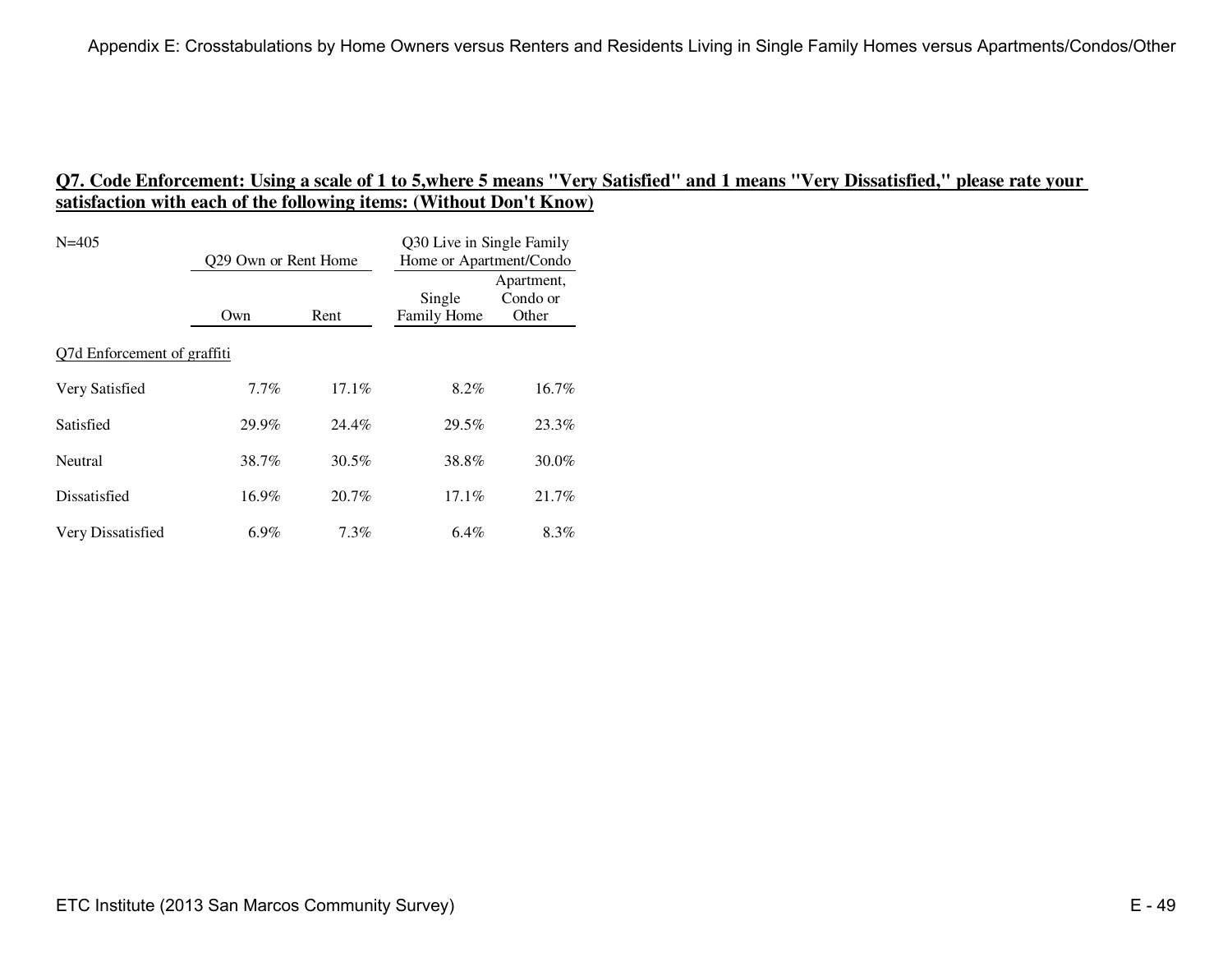## Q7. Code Enforcement: Using a scale of 1 to 5,where 5 means "Very Satisfied" and 1 means "Very Dissatisfied," please rate your satisfaction with each of the following items: (Without Don't Know)

| N=405 | Q29 Own or Rent Home | | Q30 Live in Single Family Home or Apartment/Condo | |
|---|---|---|---|---|
| | Own | Rent | Single Family Home | Apartment, Condo or Other |
| Q7d Enforcement of graffiti | | | | |
| Very Satisfied | 7.7% | 17.1% | 8.2% | 16.7% |
| Satisfied | 29.9% | 24.4% | 29.5% | 23.3% |
| Neutral | 38.7% | 30.5% | 38.8% | 30.0% |
| Dissatisfied | 16.9% | 20.7% | 17.1% | 21.7% |
| Very Dissatisfied | 6.9% | 7.3% | 6.4% | 8.3% |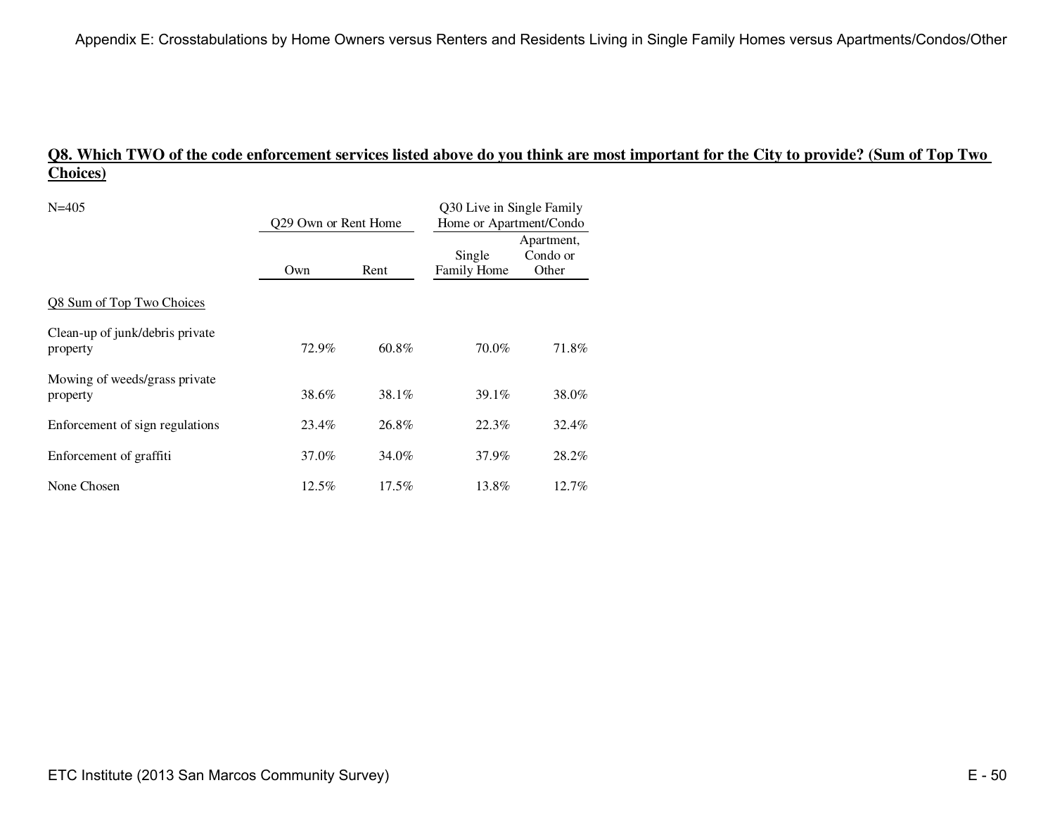## Q8. Which TWO of the code enforcement services listed above do you think are most important for the City to provide? (Sum of Top Two Choices)

N=405

| | Q29 Own or Rent Home | | Q30 Live in Single Family Home or Apartment/Condo | |
|---|---|---|---|---|
| | Own | Rent | Single Family Home | Apartment, Condo or Other |
| Q8 Sum of Top Two Choices | | | | |
| Clean-up of junk/debris private property | 72.9% | 60.8% | 70.0% | 71.8% |
| Mowing of weeds/grass private property | 38.6% | 38.1% | 39.1% | 38.0% |
| Enforcement of sign regulations | 23.4% | 26.8% | 22.3% | 32.4% |
| Enforcement of graffiti | 37.0% | 34.0% | 37.9% | 28.2% |
| None Chosen | 12.5% | 17.5% | 13.8% | 12.7% |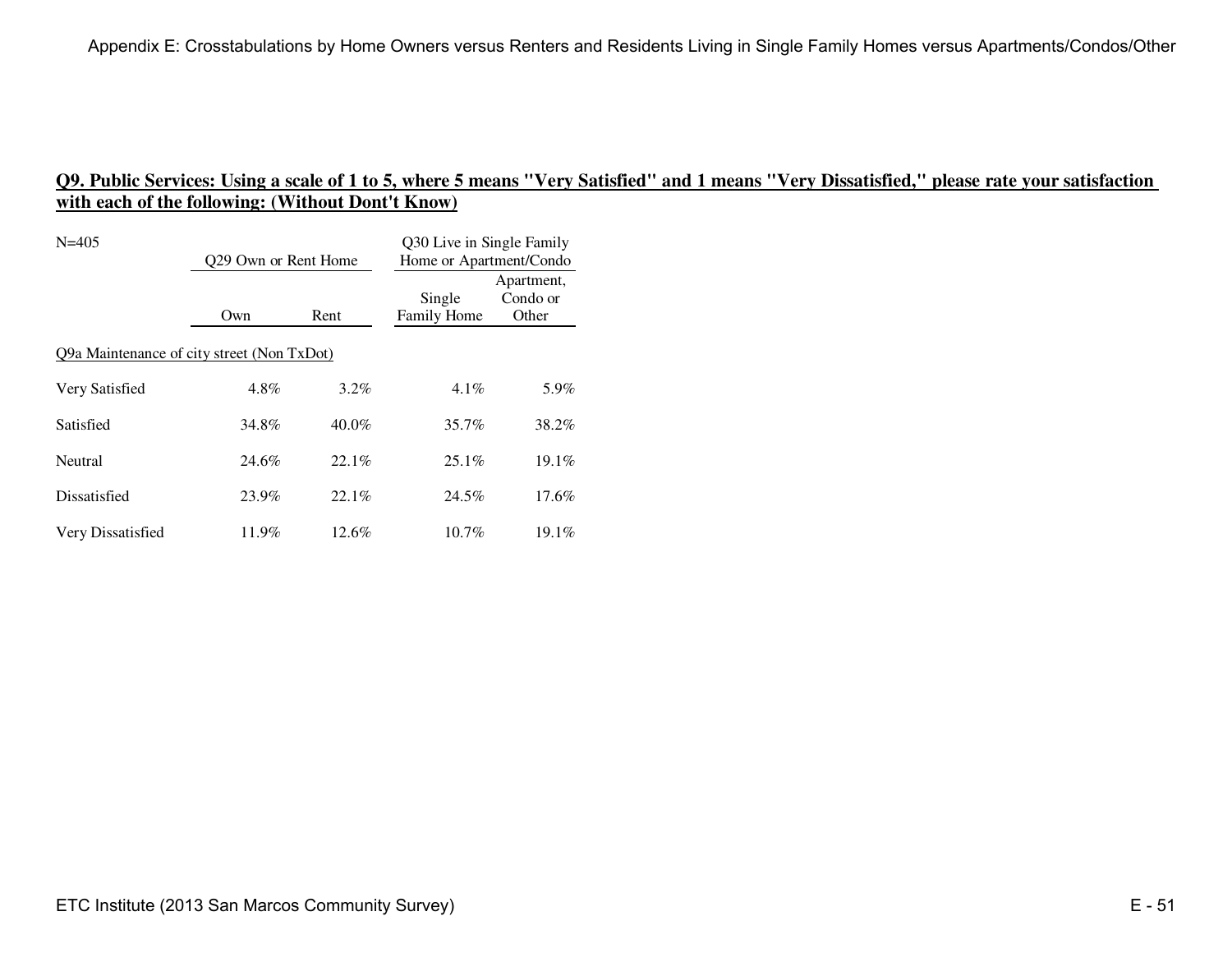## Q9. Public Services: Using a scale of 1 to 5, where 5 means "Very Satisfied" and 1 means "Very Dissatisfied," please rate your satisfaction with each of the following: (Without Dont't Know)

| N=405 | Q29 Own or Rent Home | | Q30 Live in Single Family Home or Apartment/Condo | |
|---|---|---|---|---|
| | Own | Rent | Single Family Home | Apartment, Condo or Other |
| Q9a Maintenance of city street (Non TxDot) | | | | |
| Very Satisfied | 4.8% | 3.2% | 4.1% | 5.9% |
| Satisfied | 34.8% | 40.0% | 35.7% | 38.2% |
| Neutral | 24.6% | 22.1% | 25.1% | 19.1% |
| Dissatisfied | 23.9% | 22.1% | 24.5% | 17.6% |
| Very Dissatisfied | 11.9% | 12.6% | 10.7% | 19.1% |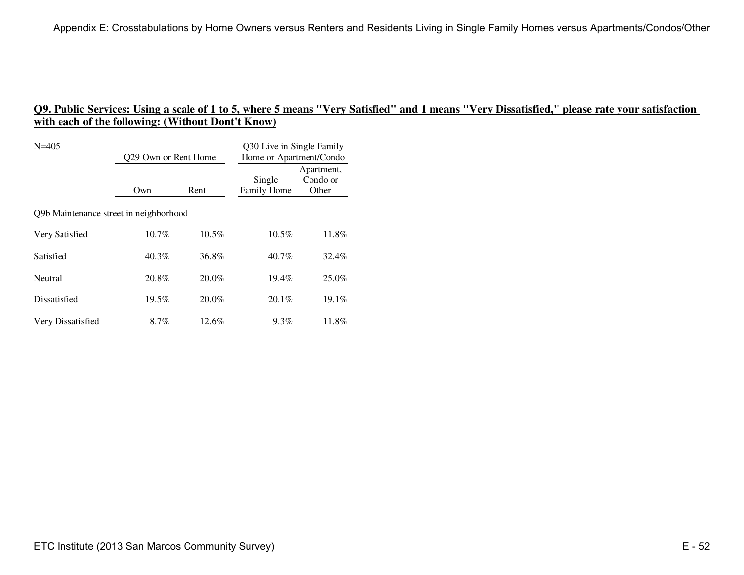## Q9. Public Services: Using a scale of 1 to 5, where 5 means "Very Satisfied" and 1 means "Very Dissatisfied," please rate your satisfaction with each of the following: (Without Dont't Know)

N=405

| | Q29 Own or Rent Home | | Q30 Live in Single Family Home or Apartment/Condo | |
|---|---|---|---|---|
| | Own | Rent | Single Family Home | Apartment, Condo or Other |
| Q9b Maintenance street in neighborhood | | | | |
| Very Satisfied | 10.7% | 10.5% | 10.5% | 11.8% |
| Satisfied | 40.3% | 36.8% | 40.7% | 32.4% |
| Neutral | 20.8% | 20.0% | 19.4% | 25.0% |
| Dissatisfied | 19.5% | 20.0% | 20.1% | 19.1% |
| Very Dissatisfied | 8.7% | 12.6% | 9.3% | 11.8% |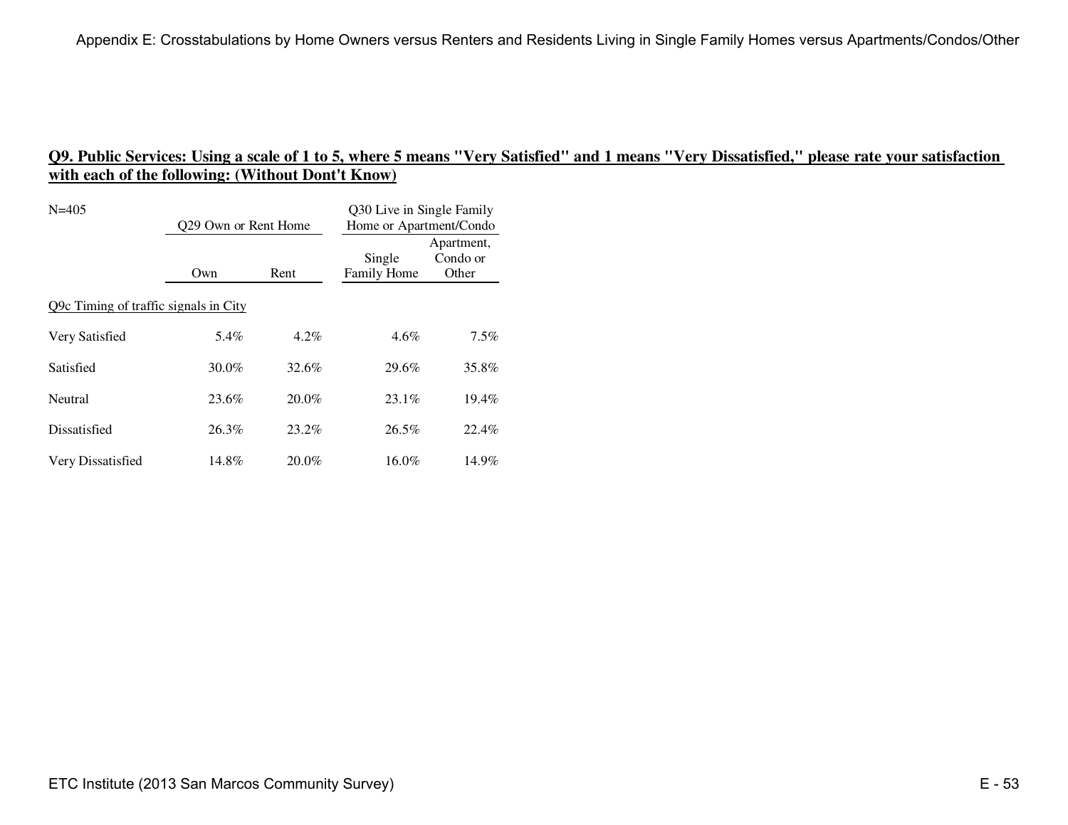## Q9. Public Services: Using a scale of 1 to 5, where 5 means "Very Satisfied" and 1 means "Very Dissatisfied," please rate your satisfaction with each of the following: (Without Dont't Know)

N=405

| | Q29 Own or Rent Home | | Q30 Live in Single Family Home or Apartment/Condo | |
|---|---|---|---|---|
| | Own | Rent | Single Family Home | Apartment, Condo or Other |
| **Q9c Timing of traffic signals in City** | | | | |
| Very Satisfied | 5.4% | 4.2% | 4.6% | 7.5% |
| Satisfied | 30.0% | 32.6% | 29.6% | 35.8% |
| Neutral | 23.6% | 20.0% | 23.1% | 19.4% |
| Dissatisfied | 26.3% | 23.2% | 26.5% | 22.4% |
| Very Dissatisfied | 14.8% | 20.0% | 16.0% | 14.9% |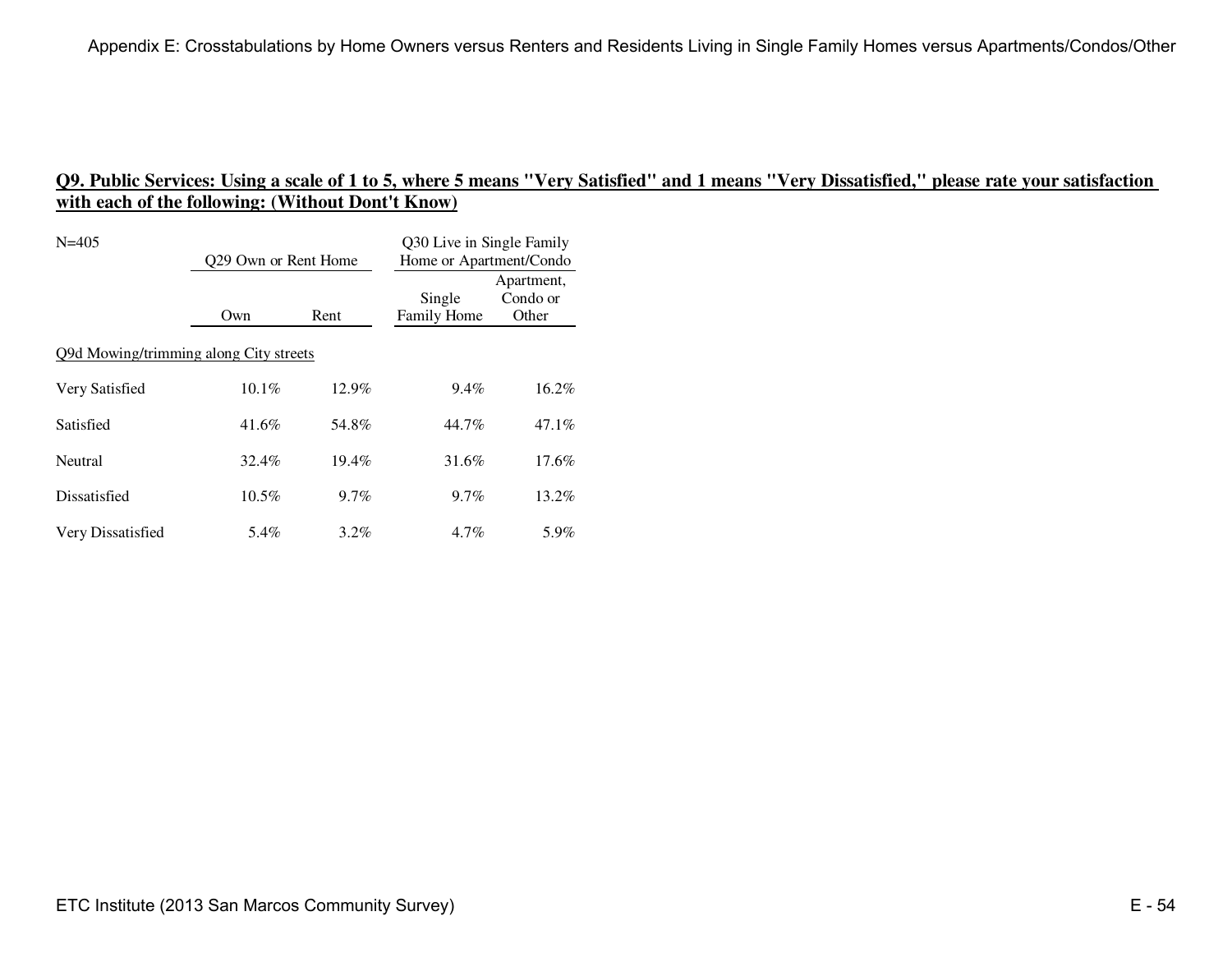## Q9. Public Services: Using a scale of 1 to 5, where 5 means "Very Satisfied" and 1 means "Very Dissatisfied," please rate your satisfaction with each of the following: (Without Dont't Know)

N=405

| | Q29 Own or Rent Home | | Q30 Live in Single Family Home or Apartment/Condo | |
|---|---|---|---|---|
| | Own | Rent | Single Family Home | Apartment, Condo or Other |
| Q9d Mowing/trimming along City streets | | | | |
| Very Satisfied | 10.1% | 12.9% | 9.4% | 16.2% |
| Satisfied | 41.6% | 54.8% | 44.7% | 47.1% |
| Neutral | 32.4% | 19.4% | 31.6% | 17.6% |
| Dissatisfied | 10.5% | 9.7% | 9.7% | 13.2% |
| Very Dissatisfied | 5.4% | 3.2% | 4.7% | 5.9% |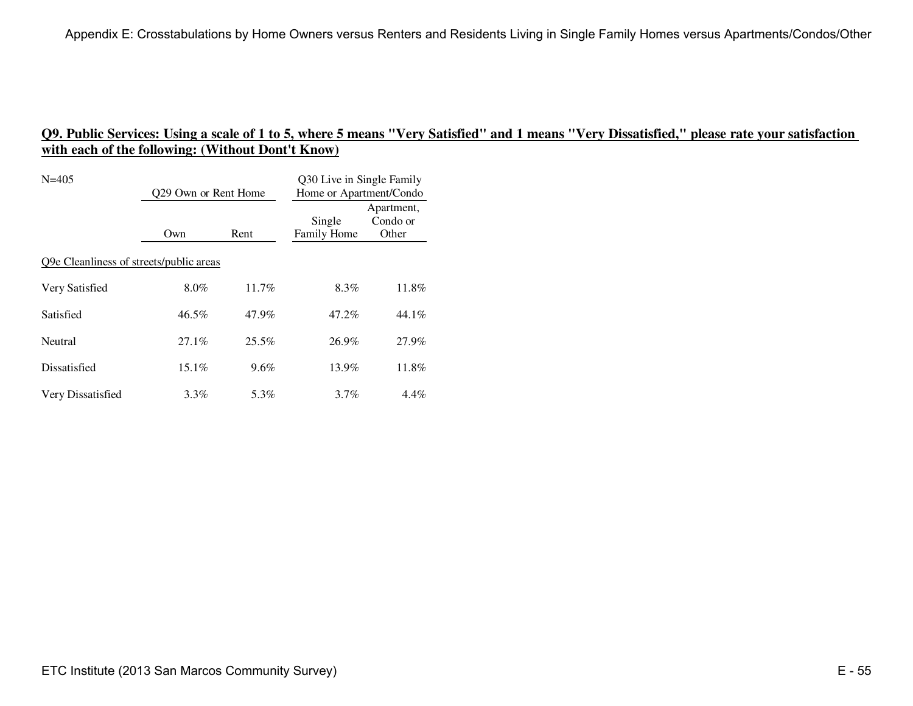## Q9. Public Services: Using a scale of 1 to 5, where 5 means "Very Satisfied" and 1 means "Very Dissatisfied," please rate your satisfaction with each of the following: (Without Dont't Know)

| N=405 | Q29 Own or Rent Home | | Q30 Live in Single Family Home or Apartment/Condo | |
|---|---|---|---|---|
| | Own | Rent | Single Family Home | Apartment, Condo or Other |
| Q9e Cleanliness of streets/public areas | | | | |
| Very Satisfied | 8.0% | 11.7% | 8.3% | 11.8% |
| Satisfied | 46.5% | 47.9% | 47.2% | 44.1% |
| Neutral | 27.1% | 25.5% | 26.9% | 27.9% |
| Dissatisfied | 15.1% | 9.6% | 13.9% | 11.8% |
| Very Dissatisfied | 3.3% | 5.3% | 3.7% | 4.4% |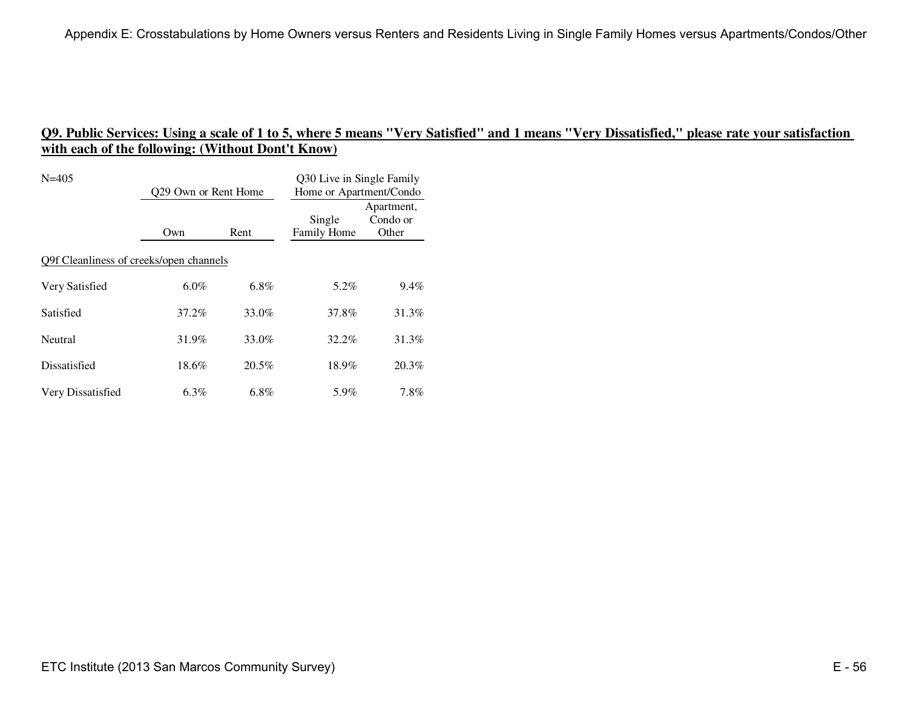## Q9. Public Services: Using a scale of 1 to 5, where 5 means "Very Satisfied" and 1 means "Very Dissatisfied," please rate your satisfaction with each of the following: (Without Dont't Know)

| N=405 | Q29 Own or Rent Home | | Q30 Live in Single Family Home or Apartment/Condo | |
|---|---|---|---|---|
| | Own | Rent | Single Family Home | Apartment, Condo or Other |
| Q9f Cleanliness of creeks/open channels | | | | |
| Very Satisfied | 6.0% | 6.8% | 5.2% | 9.4% |
| Satisfied | 37.2% | 33.0% | 37.8% | 31.3% |
| Neutral | 31.9% | 33.0% | 32.2% | 31.3% |
| Dissatisfied | 18.6% | 20.5% | 18.9% | 20.3% |
| Very Dissatisfied | 6.3% | 6.8% | 5.9% | 7.8% |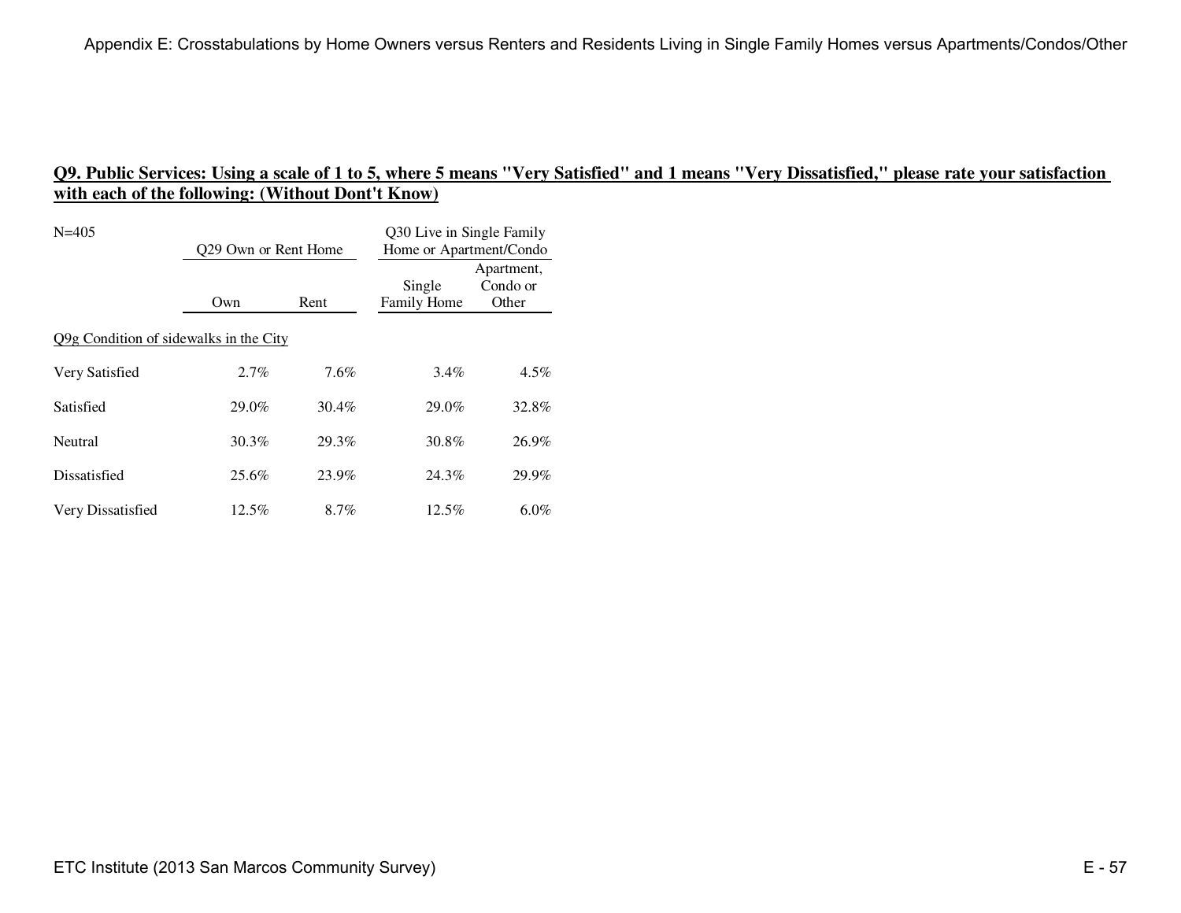## Q9. Public Services: Using a scale of 1 to 5, where 5 means "Very Satisfied" and 1 means "Very Dissatisfied," please rate your satisfaction with each of the following: (Without Dont't Know)

N=405

| | Q29 Own or Rent Home | | Q30 Live in Single Family Home or Apartment/Condo | |
|---|---|---|---|---|
| | Own | Rent | Single Family Home | Apartment, Condo or Other |
| Q9g Condition of sidewalks in the City | | | | |
| Very Satisfied | 2.7% | 7.6% | 3.4% | 4.5% |
| Satisfied | 29.0% | 30.4% | 29.0% | 32.8% |
| Neutral | 30.3% | 29.3% | 30.8% | 26.9% |
| Dissatisfied | 25.6% | 23.9% | 24.3% | 29.9% |
| Very Dissatisfied | 12.5% | 8.7% | 12.5% | 6.0% |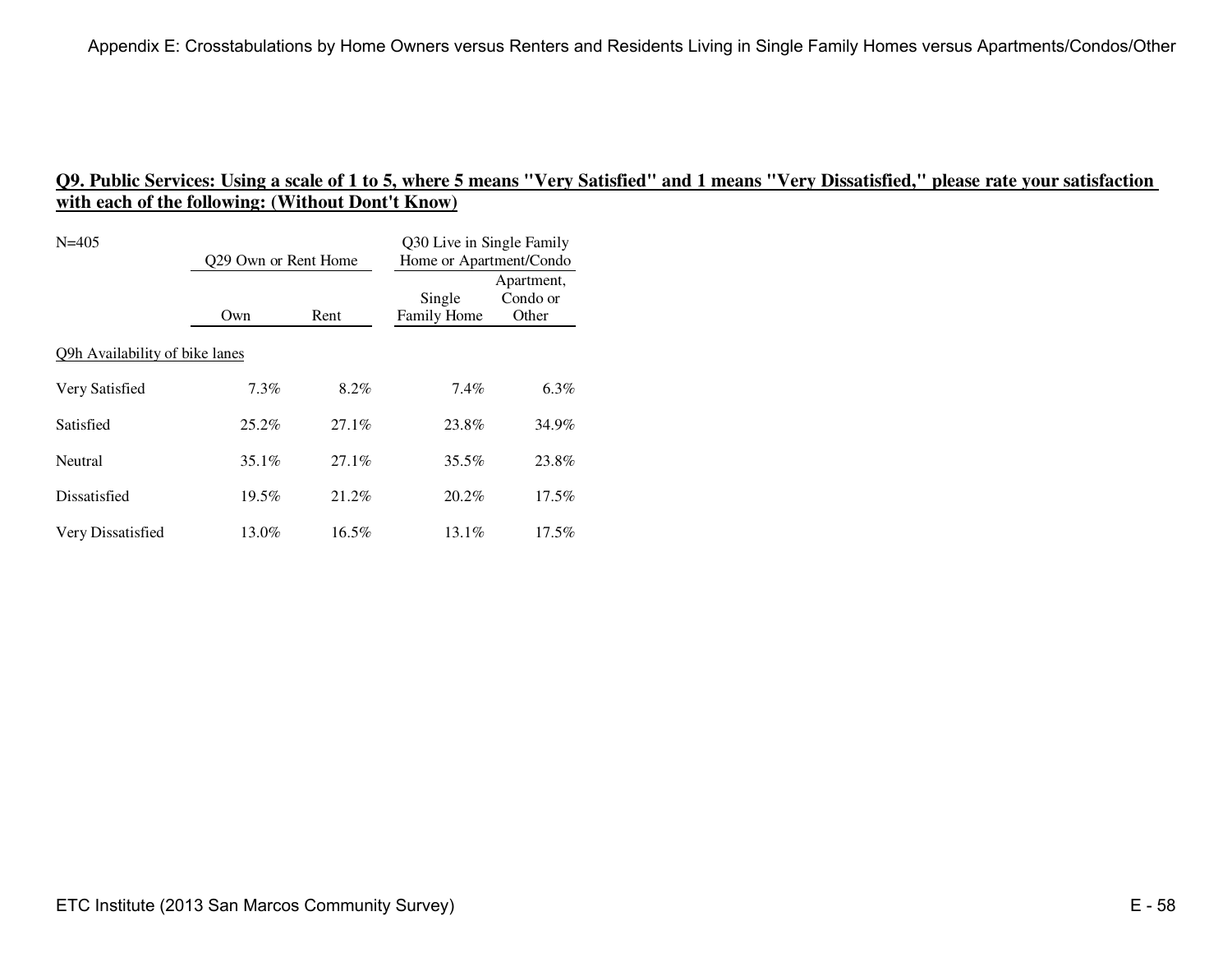## Q9. Public Services: Using a scale of 1 to 5, where 5 means "Very Satisfied" and 1 means "Very Dissatisfied," please rate your satisfaction with each of the following: (Without Dont't Know)

N=405

| | Q29 Own or Rent Home | | Q30 Live in Single Family Home or Apartment/Condo | |
|---|---|---|---|---|
| | Own | Rent | Single Family Home | Apartment, Condo or Other |
| Q9h Availability of bike lanes | | | | |
| Very Satisfied | 7.3% | 8.2% | 7.4% | 6.3% |
| Satisfied | 25.2% | 27.1% | 23.8% | 34.9% |
| Neutral | 35.1% | 27.1% | 35.5% | 23.8% |
| Dissatisfied | 19.5% | 21.2% | 20.2% | 17.5% |
| Very Dissatisfied | 13.0% | 16.5% | 13.1% | 17.5% |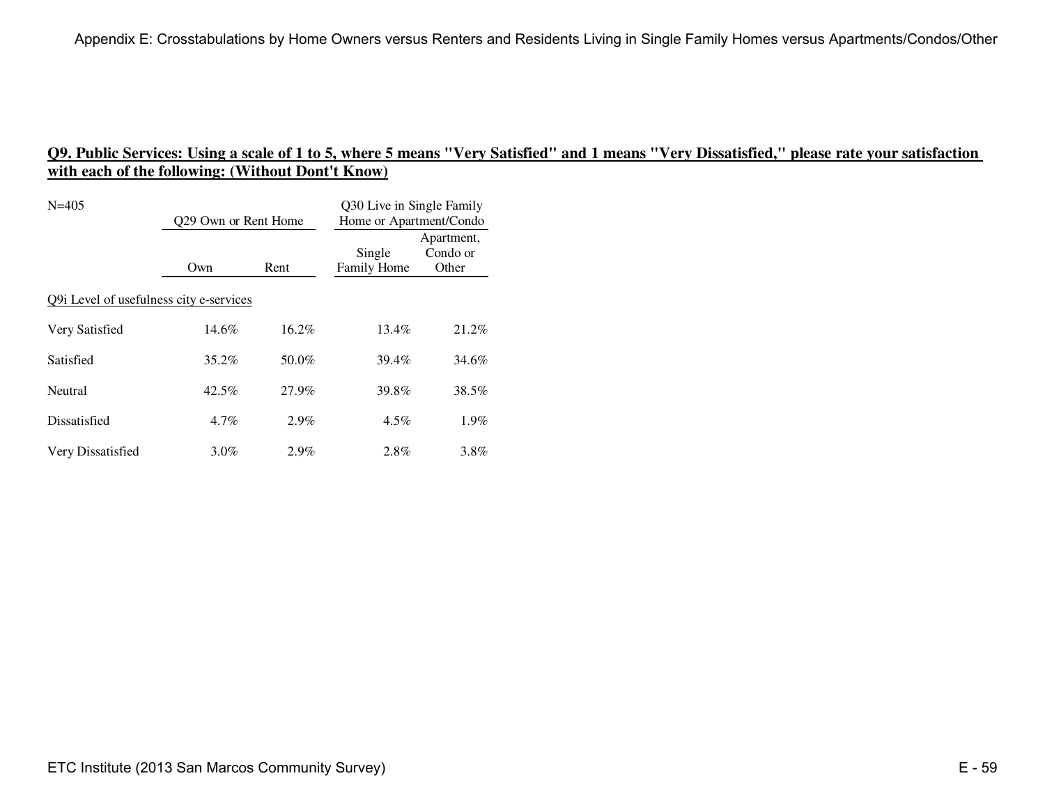## Q9. Public Services: Using a scale of 1 to 5, where 5 means "Very Satisfied" and 1 means "Very Dissatisfied," please rate your satisfaction with each of the following: (Without Dont't Know)

N=405

| | Q29 Own or Rent Home | | Q30 Live in Single Family Home or Apartment/Condo | |
|---|---|---|---|---|
| | Own | Rent | Single Family Home | Apartment, Condo or Other |
| Q9i Level of usefulness city e-services | | | | |
| Very Satisfied | 14.6% | 16.2% | 13.4% | 21.2% |
| Satisfied | 35.2% | 50.0% | 39.4% | 34.6% |
| Neutral | 42.5% | 27.9% | 39.8% | 38.5% |
| Dissatisfied | 4.7% | 2.9% | 4.5% | 1.9% |
| Very Dissatisfied | 3.0% | 2.9% | 2.8% | 3.8% |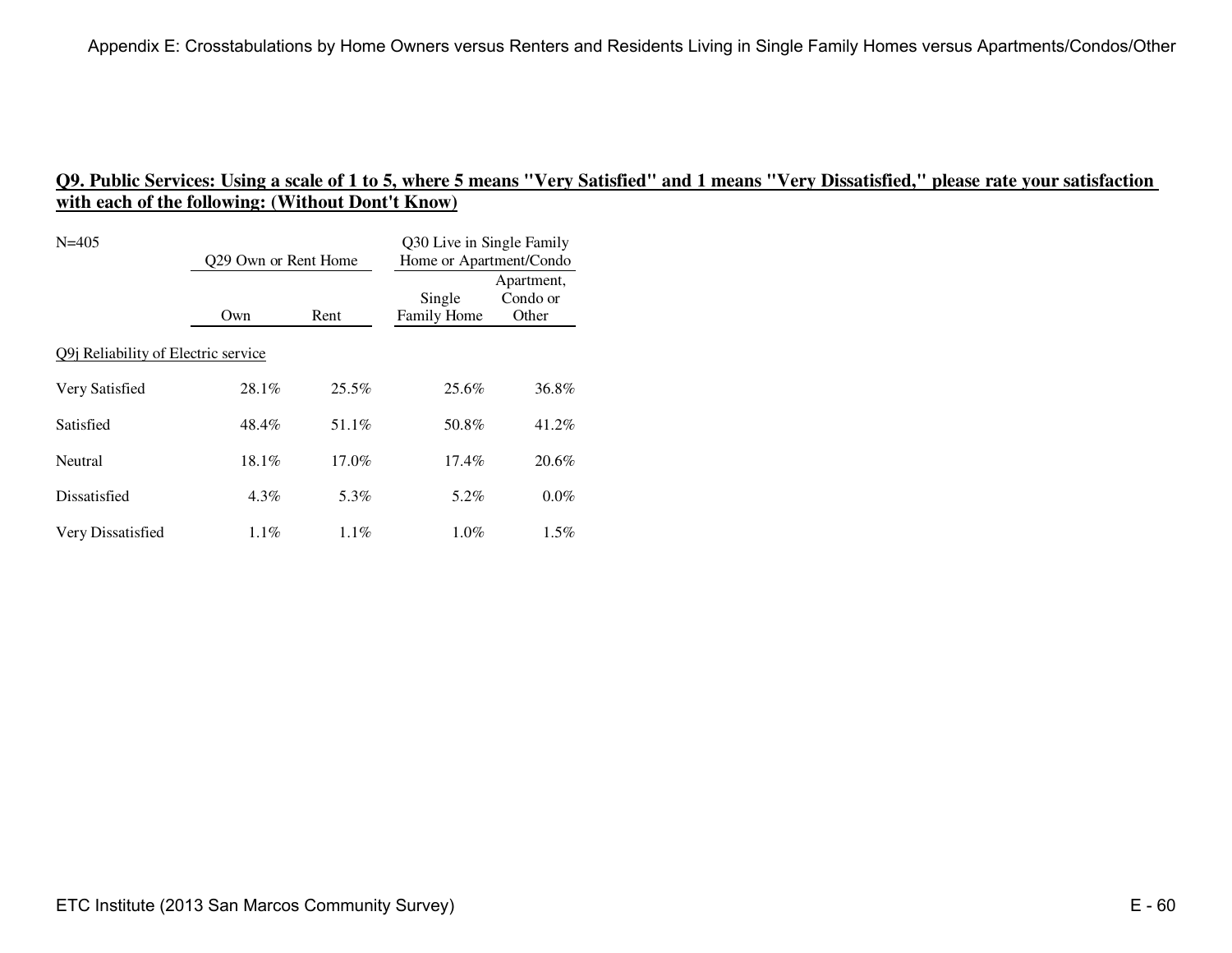## Q9. Public Services: Using a scale of 1 to 5, where 5 means "Very Satisfied" and 1 means "Very Dissatisfied," please rate your satisfaction with each of the following: (Without Dont't Know)

| N=405 | Q29 Own or Rent Home | | Q30 Live in Single Family Home or Apartment/Condo | |
|---|---|---|---|---|
| | Own | Rent | Single Family Home | Apartment, Condo or Other |
| Q9j Reliability of Electric service | | | | |
| Very Satisfied | 28.1% | 25.5% | 25.6% | 36.8% |
| Satisfied | 48.4% | 51.1% | 50.8% | 41.2% |
| Neutral | 18.1% | 17.0% | 17.4% | 20.6% |
| Dissatisfied | 4.3% | 5.3% | 5.2% | 0.0% |
| Very Dissatisfied | 1.1% | 1.1% | 1.0% | 1.5% |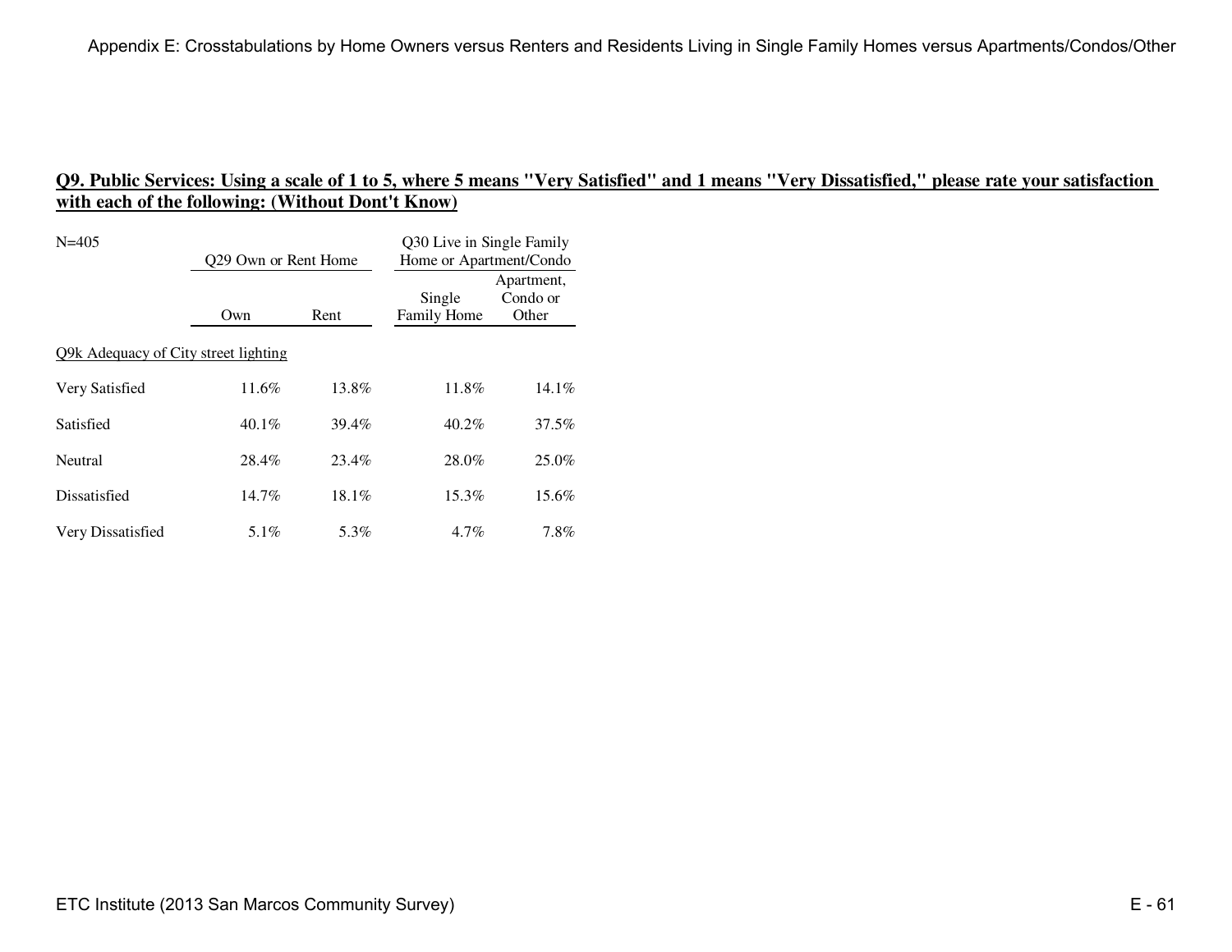## Q9. Public Services: Using a scale of 1 to 5, where 5 means "Very Satisfied" and 1 means "Very Dissatisfied," please rate your satisfaction with each of the following: (Without Dont't Know)

N=405

| | Q29 Own or Rent Home | | Q30 Live in Single Family Home or Apartment/Condo | |
|---|---|---|---|---|
| | Own | Rent | Single Family Home | Apartment, Condo or Other |
| Q9k Adequacy of City street lighting | | | | |
| Very Satisfied | 11.6% | 13.8% | 11.8% | 14.1% |
| Satisfied | 40.1% | 39.4% | 40.2% | 37.5% |
| Neutral | 28.4% | 23.4% | 28.0% | 25.0% |
| Dissatisfied | 14.7% | 18.1% | 15.3% | 15.6% |
| Very Dissatisfied | 5.1% | 5.3% | 4.7% | 7.8% |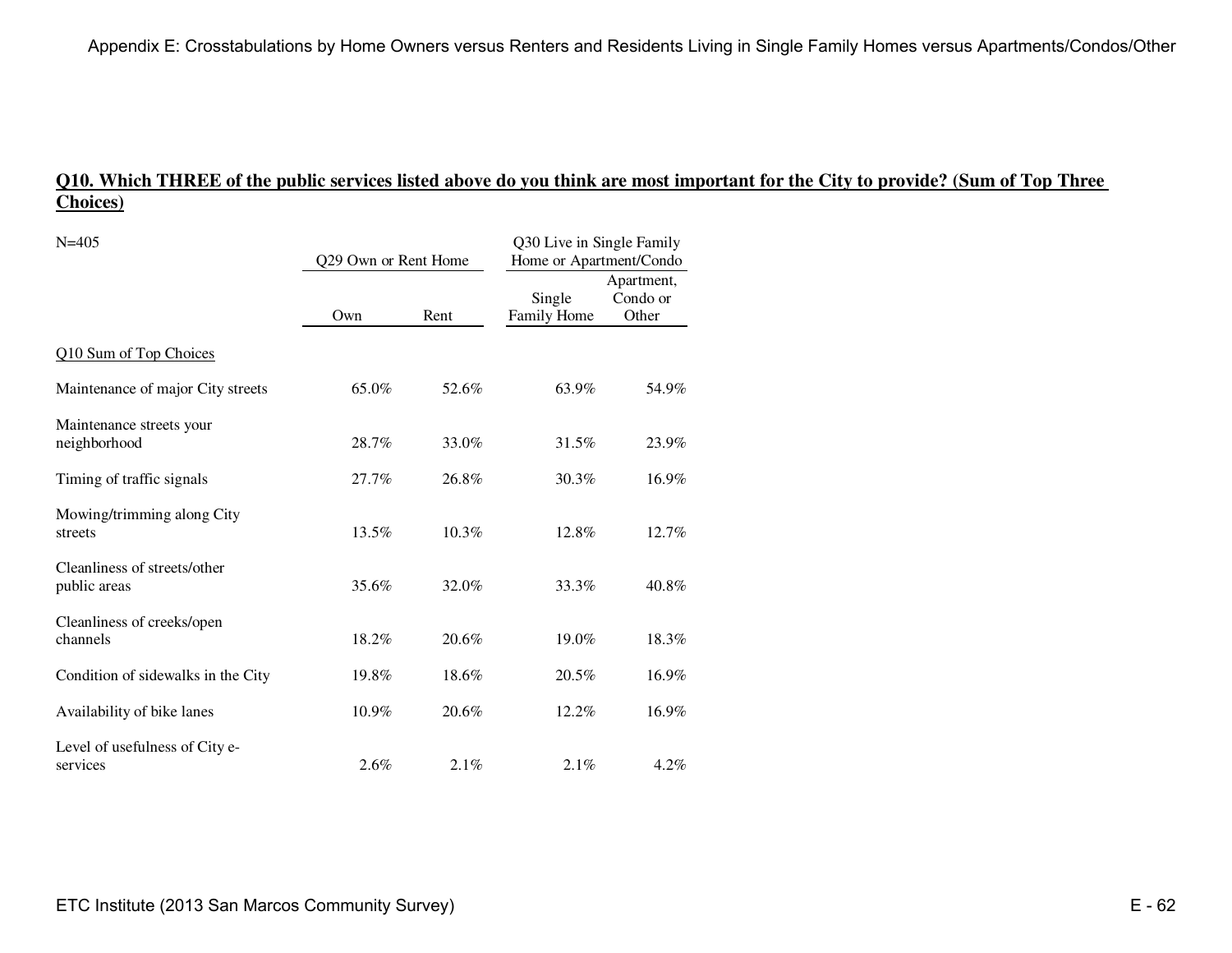**Q10. Which THREE of the public services listed above do you think are most important for the City to provide? (Sum of Top Three Choices)**

N=405

| | Q29 Own or Rent Home | | Q30 Live in Single Family Home or Apartment/Condo | |
|---|---|---|---|---|
| | Own | Rent | Single Family Home | Apartment, Condo or Other |
| Q10 Sum of Top Choices | | | | |
| Maintenance of major City streets | 65.0% | 52.6% | 63.9% | 54.9% |
| Maintenance streets your neighborhood | 28.7% | 33.0% | 31.5% | 23.9% |
| Timing of traffic signals | 27.7% | 26.8% | 30.3% | 16.9% |
| Mowing/trimming along City streets | 13.5% | 10.3% | 12.8% | 12.7% |
| Cleanliness of streets/other public areas | 35.6% | 32.0% | 33.3% | 40.8% |
| Cleanliness of creeks/open channels | 18.2% | 20.6% | 19.0% | 18.3% |
| Condition of sidewalks in the City | 19.8% | 18.6% | 20.5% | 16.9% |
| Availability of bike lanes | 10.9% | 20.6% | 12.2% | 16.9% |
| Level of usefulness of City e-services | 2.6% | 2.1% | 2.1% | 4.2% |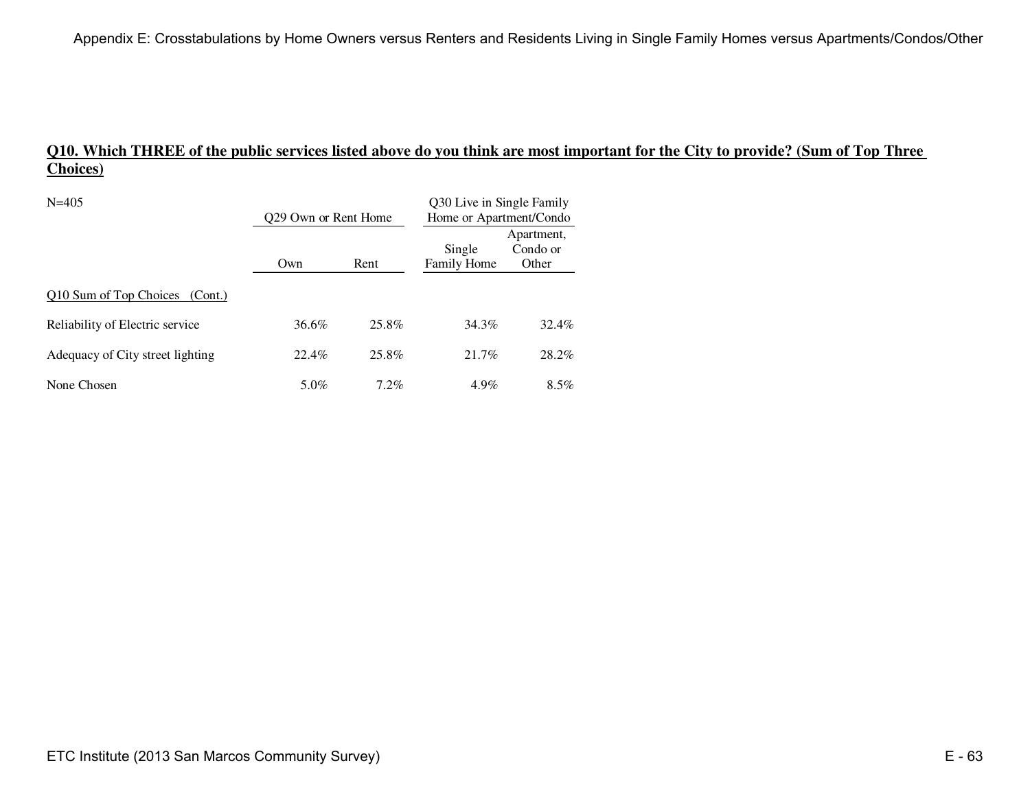## Q10. Which THREE of the public services listed above do you think are most important for the City to provide? (Sum of Top Three Choices)

N=405

| | Q29 Own or Rent Home | | Q30 Live in Single Family Home or Apartment/Condo | |
|---|---|---|---|---|
| | Own | Rent | Single Family Home | Apartment, Condo or Other |
| Q10 Sum of Top Choices (Cont.) | | | | |
| Reliability of Electric service | 36.6% | 25.8% | 34.3% | 32.4% |
| Adequacy of City street lighting | 22.4% | 25.8% | 21.7% | 28.2% |
| None Chosen | 5.0% | 7.2% | 4.9% | 8.5% |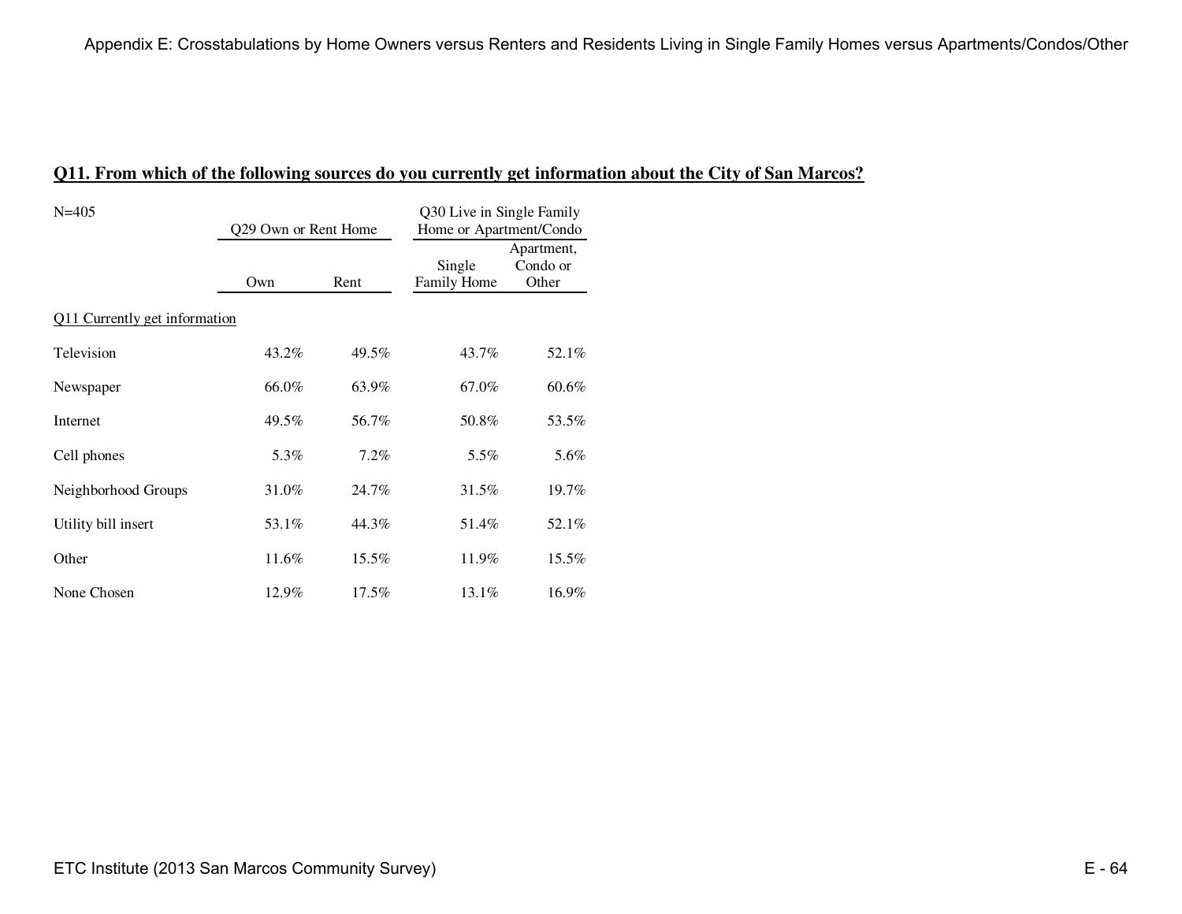## Q11. From which of the following sources do you currently get information about the City of San Marcos?

| N=405 | Q29 Own or Rent Home | | Q30 Live in Single Family Home or Apartment/Condo | |
|---|---|---|---|---|
| | Own | Rent | Single Family Home | Apartment, Condo or Other |
| Q11 Currently get information | | | | |
| Television | 43.2% | 49.5% | 43.7% | 52.1% |
| Newspaper | 66.0% | 63.9% | 67.0% | 60.6% |
| Internet | 49.5% | 56.7% | 50.8% | 53.5% |
| Cell phones | 5.3% | 7.2% | 5.5% | 5.6% |
| Neighborhood Groups | 31.0% | 24.7% | 31.5% | 19.7% |
| Utility bill insert | 53.1% | 44.3% | 51.4% | 52.1% |
| Other | 11.6% | 15.5% | 11.9% | 15.5% |
| None Chosen | 12.9% | 17.5% | 13.1% | 16.9% |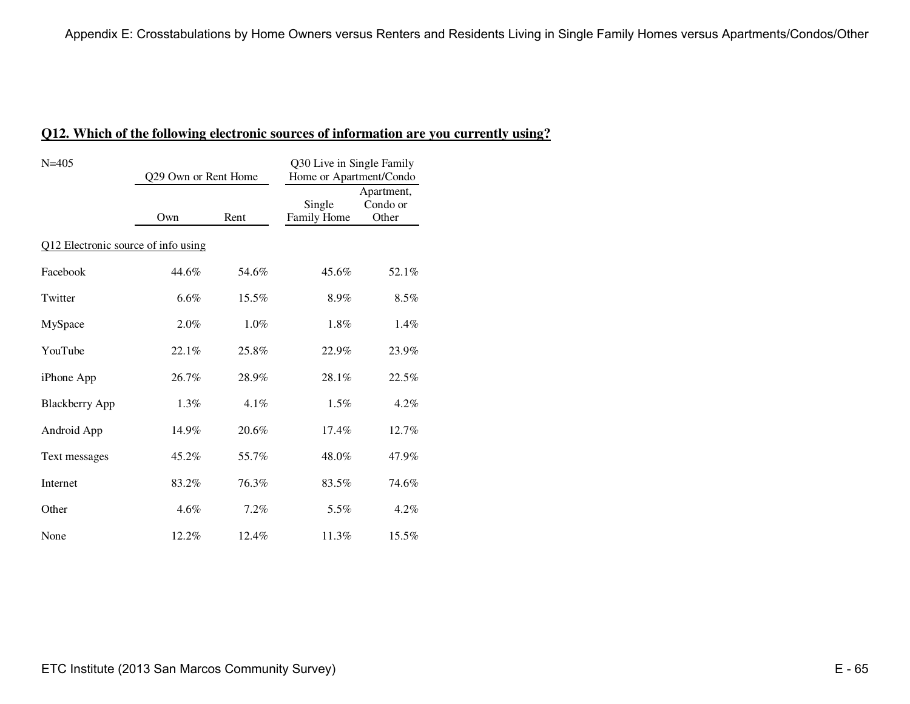## Q12. Which of the following electronic sources of information are you currently using?

| N=405 | Q29 Own or Rent Home | | Q30 Live in Single Family Home or Apartment/Condo | |
|---|---|---|---|---|
| | Own | Rent | Single Family Home | Apartment, Condo or Other |
| Q12 Electronic source of info using | | | | |
| Facebook | 44.6% | 54.6% | 45.6% | 52.1% |
| Twitter | 6.6% | 15.5% | 8.9% | 8.5% |
| MySpace | 2.0% | 1.0% | 1.8% | 1.4% |
| YouTube | 22.1% | 25.8% | 22.9% | 23.9% |
| iPhone App | 26.7% | 28.9% | 28.1% | 22.5% |
| Blackberry App | 1.3% | 4.1% | 1.5% | 4.2% |
| Android App | 14.9% | 20.6% | 17.4% | 12.7% |
| Text messages | 45.2% | 55.7% | 48.0% | 47.9% |
| Internet | 83.2% | 76.3% | 83.5% | 74.6% |
| Other | 4.6% | 7.2% | 5.5% | 4.2% |
| None | 12.2% | 12.4% | 11.3% | 15.5% |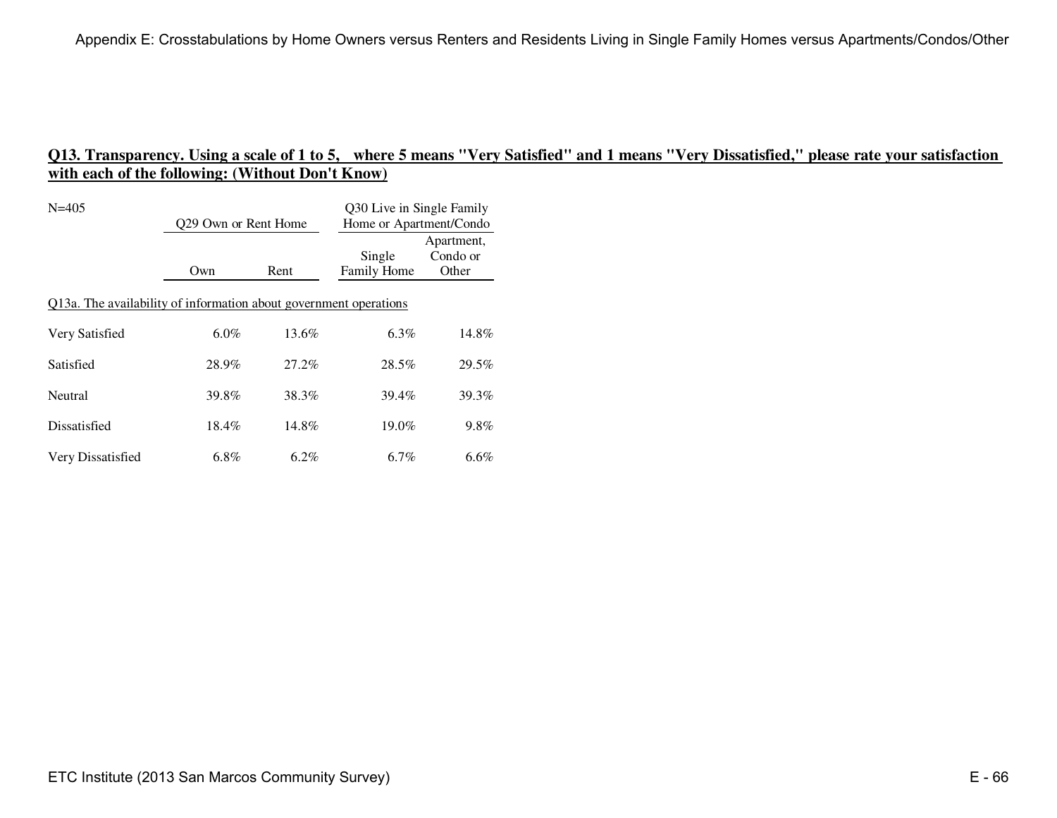## Q13. Transparency. Using a scale of 1 to 5, where 5 means "Very Satisfied" and 1 means "Very Dissatisfied," please rate your satisfaction with each of the following: (Without Don't Know)

| N=405 | Q29 Own or Rent Home | | Q30 Live in Single Family Home or Apartment/Condo | |
|---|---|---|---|---|
| | Own | Rent | Single Family Home | Apartment, Condo or Other |
| Q13a. The availability of information about government operations | | | | |
| Very Satisfied | 6.0% | 13.6% | 6.3% | 14.8% |
| Satisfied | 28.9% | 27.2% | 28.5% | 29.5% |
| Neutral | 39.8% | 38.3% | 39.4% | 39.3% |
| Dissatisfied | 18.4% | 14.8% | 19.0% | 9.8% |
| Very Dissatisfied | 6.8% | 6.2% | 6.7% | 6.6% |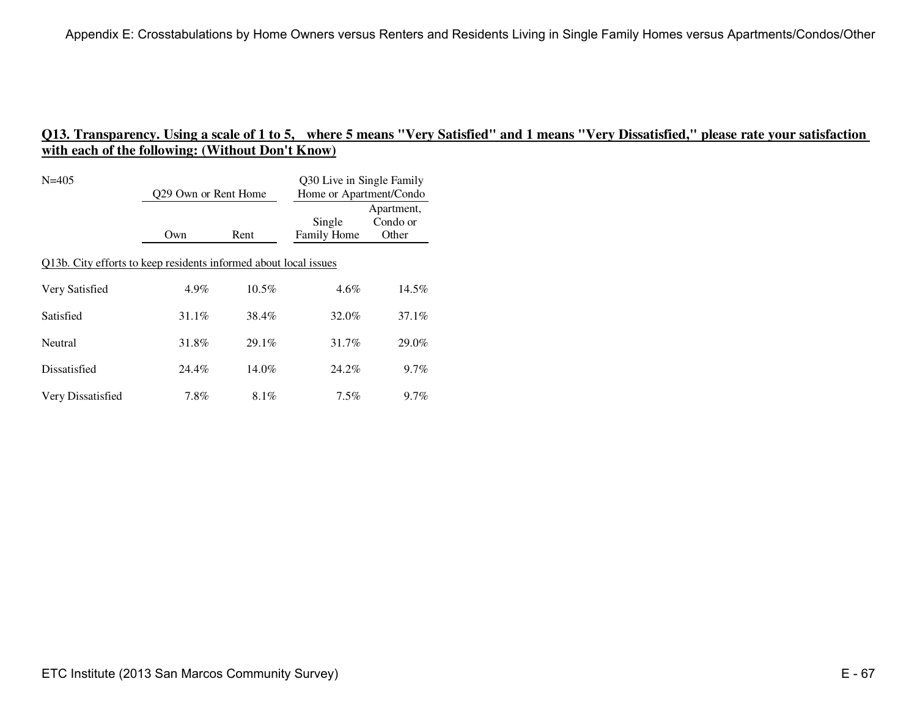## Q13. Transparency. Using a scale of 1 to 5, where 5 means "Very Satisfied" and 1 means "Very Dissatisfied," please rate your satisfaction with each of the following: (Without Don't Know)

N=405

| | Q29 Own or Rent Home | | Q30 Live in Single Family Home or Apartment/Condo | |
|---|---|---|---|---|
| | Own | Rent | Single Family Home | Apartment, Condo or Other |
| Q13b. City efforts to keep residents informed about local issues | | | | |
| Very Satisfied | 4.9% | 10.5% | 4.6% | 14.5% |
| Satisfied | 31.1% | 38.4% | 32.0% | 37.1% |
| Neutral | 31.8% | 29.1% | 31.7% | 29.0% |
| Dissatisfied | 24.4% | 14.0% | 24.2% | 9.7% |
| Very Dissatisfied | 7.8% | 8.1% | 7.5% | 9.7% |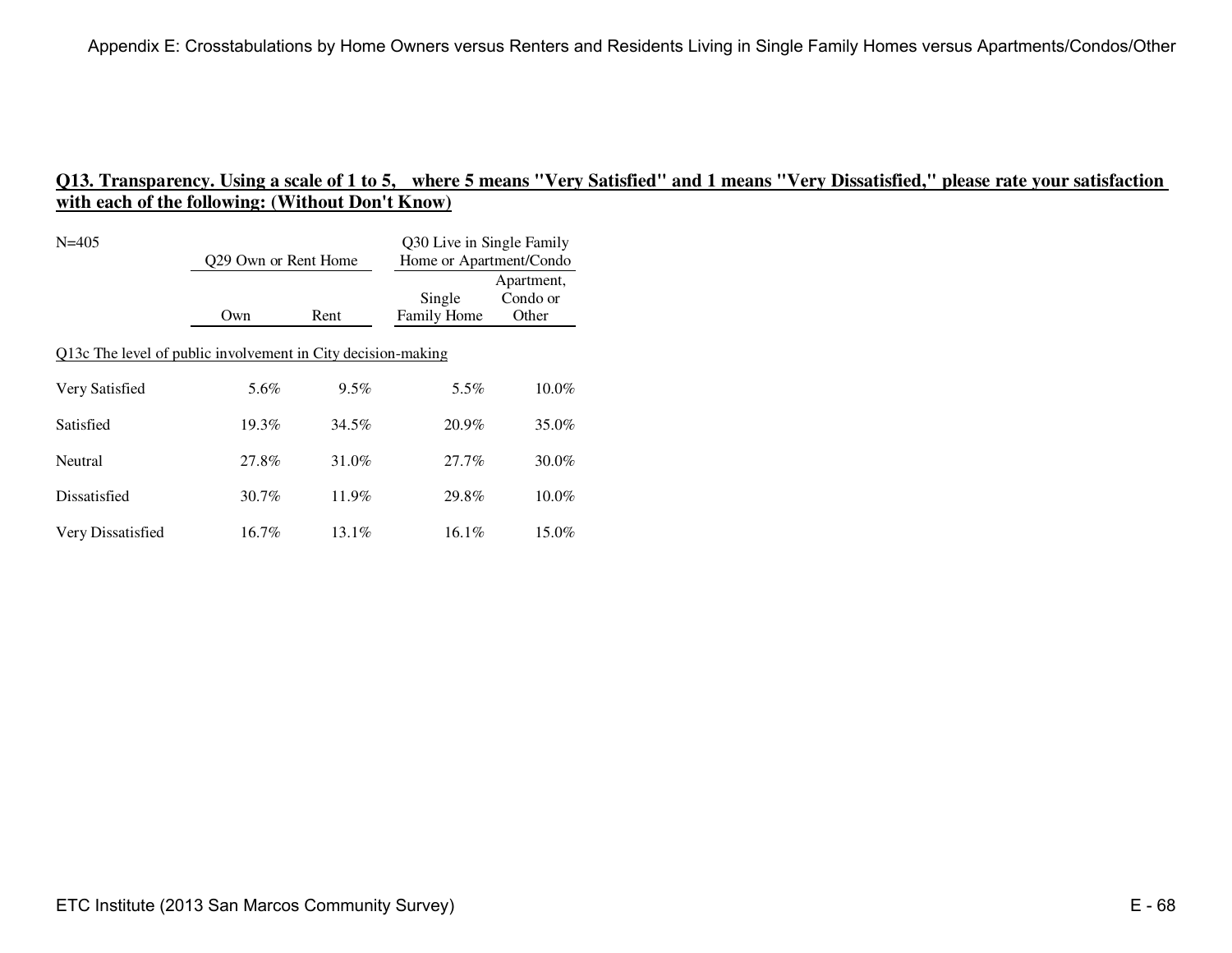## Q13. Transparency. Using a scale of 1 to 5, where 5 means "Very Satisfied" and 1 means "Very Dissatisfied," please rate your satisfaction with each of the following: (Without Don't Know)

N=405

| | Q29 Own or Rent Home | | Q30 Live in Single Family Home or Apartment/Condo | |
|---|---|---|---|---|
| | Own | Rent | Single Family Home | Apartment, Condo or Other |
| Q13c The level of public involvement in City decision-making | | | | |
| Very Satisfied | 5.6% | 9.5% | 5.5% | 10.0% |
| Satisfied | 19.3% | 34.5% | 20.9% | 35.0% |
| Neutral | 27.8% | 31.0% | 27.7% | 30.0% |
| Dissatisfied | 30.7% | 11.9% | 29.8% | 10.0% |
| Very Dissatisfied | 16.7% | 13.1% | 16.1% | 15.0% |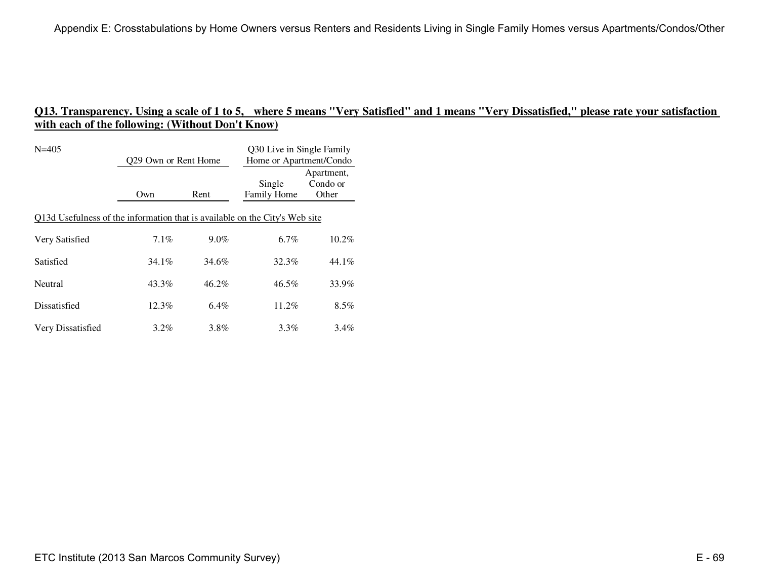## Q13. Transparency. Using a scale of 1 to 5, where 5 means "Very Satisfied" and 1 means "Very Dissatisfied," please rate your satisfaction with each of the following: (Without Don't Know)

N=405

| | Q29 Own or Rent Home | | Q30 Live in Single Family Home or Apartment/Condo | |
|---|---|---|---|---|
| | Own | Rent | Single Family Home | Apartment, Condo or Other |
| **Q13d Usefulness of the information that is available on the City's Web site** | | | | |
| Very Satisfied | 7.1% | 9.0% | 6.7% | 10.2% |
| Satisfied | 34.1% | 34.6% | 32.3% | 44.1% |
| Neutral | 43.3% | 46.2% | 46.5% | 33.9% |
| Dissatisfied | 12.3% | 6.4% | 11.2% | 8.5% |
| Very Dissatisfied | 3.2% | 3.8% | 3.3% | 3.4% |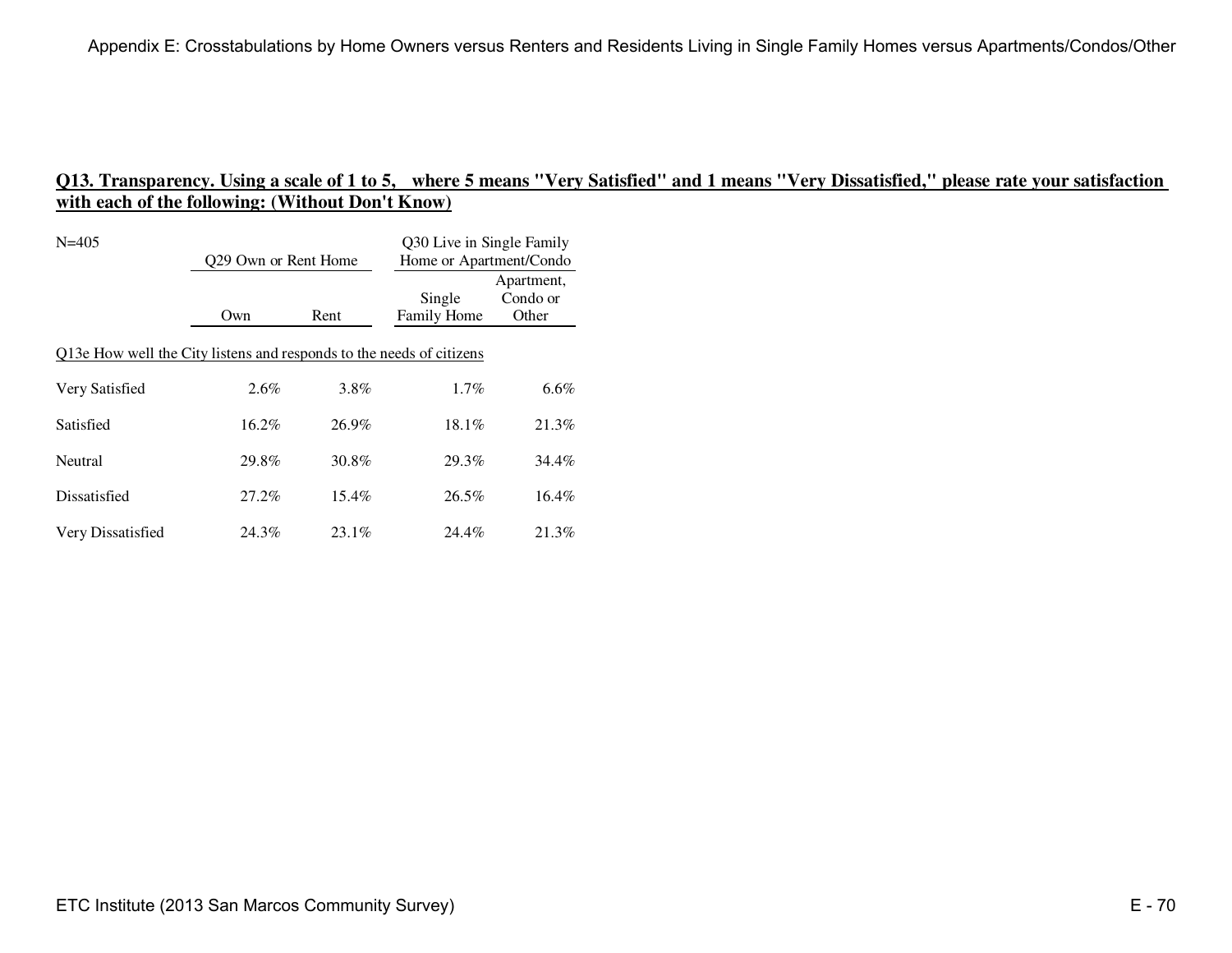## Q13. Transparency. Using a scale of 1 to 5, where 5 means "Very Satisfied" and 1 means "Very Dissatisfied," please rate your satisfaction with each of the following: (Without Don't Know)

N=405

| | Q29 Own or Rent Home | | Q30 Live in Single Family Home or Apartment/Condo | |
|---|---|---|---|---|
| | Own | Rent | Single Family Home | Apartment, Condo or Other |
| **Q13e How well the City listens and responds to the needs of citizens** | | | | |
| Very Satisfied | 2.6% | 3.8% | 1.7% | 6.6% |
| Satisfied | 16.2% | 26.9% | 18.1% | 21.3% |
| Neutral | 29.8% | 30.8% | 29.3% | 34.4% |
| Dissatisfied | 27.2% | 15.4% | 26.5% | 16.4% |
| Very Dissatisfied | 24.3% | 23.1% | 24.4% | 21.3% |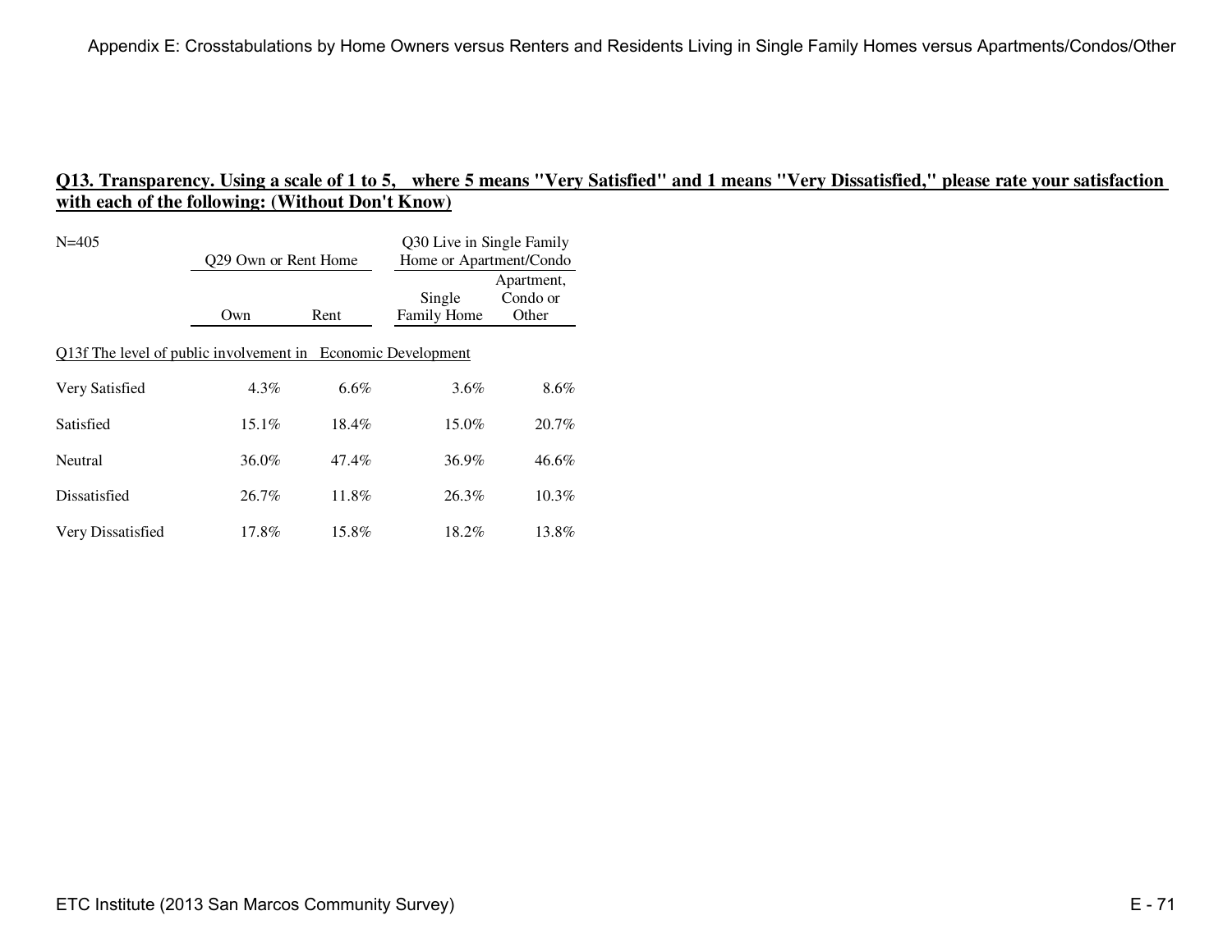## Q13. Transparency. Using a scale of 1 to 5, where 5 means "Very Satisfied" and 1 means "Very Dissatisfied," please rate your satisfaction with each of the following: (Without Don't Know)

N=405

| | Q29 Own or Rent Home | | Q30 Live in Single Family Home or Apartment/Condo | |
|---|---|---|---|---|
| | Own | Rent | Single Family Home | Apartment, Condo or Other |
| **Q13f The level of public involvement in Economic Development** | | | | |
| Very Satisfied | 4.3% | 6.6% | 3.6% | 8.6% |
| Satisfied | 15.1% | 18.4% | 15.0% | 20.7% |
| Neutral | 36.0% | 47.4% | 36.9% | 46.6% |
| Dissatisfied | 26.7% | 11.8% | 26.3% | 10.3% |
| Very Dissatisfied | 17.8% | 15.8% | 18.2% | 13.8% |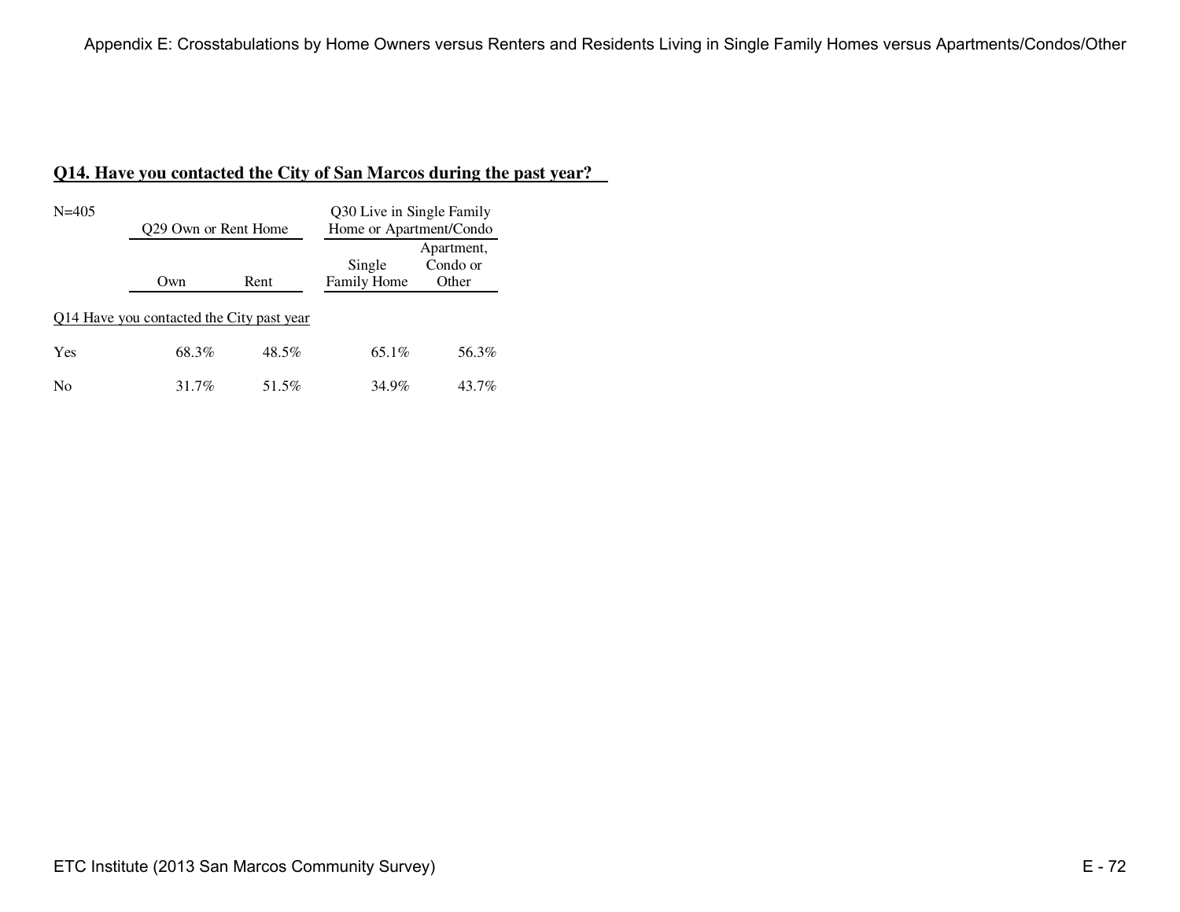## Q14. Have you contacted the City of San Marcos during the past year?

N=405

| | Q29 Own or Rent Home | | Q30 Live in Single Family Home or Apartment/Condo | |
|---|---|---|---|---|
| | Own | Rent | Single Family Home | Apartment, Condo or Other |
| Q14 Have you contacted the City past year | | | | |
| Yes | 68.3% | 48.5% | 65.1% | 56.3% |
| No | 31.7% | 51.5% | 34.9% | 43.7% |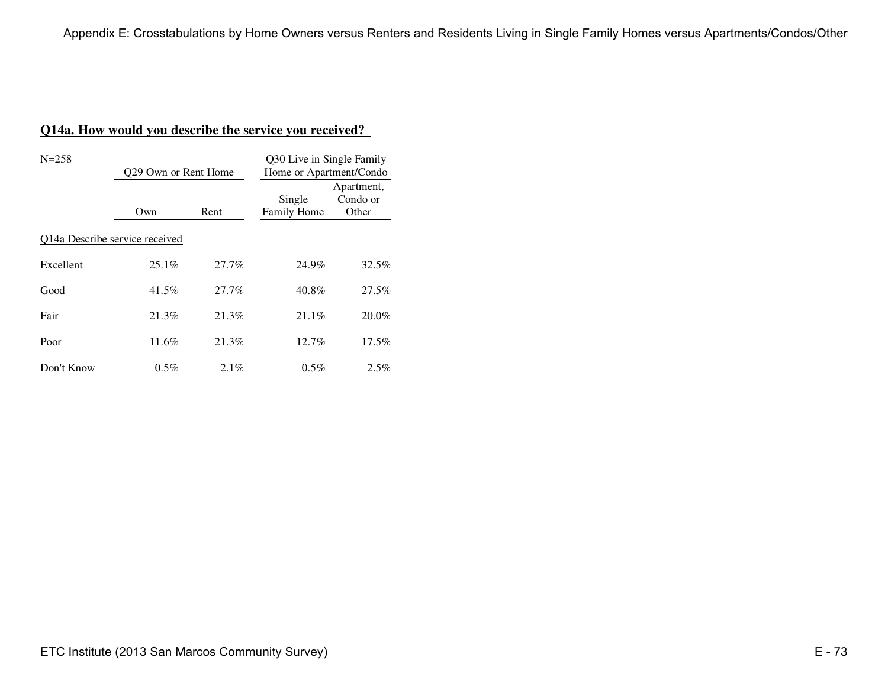## Q14a. How would you describe the service you received?

| N=258 | Q29 Own or Rent Home | | Q30 Live in Single Family Home or Apartment/Condo | |
|---|---|---|---|---|
| | Own | Rent | Single Family Home | Apartment, Condo or Other |
| Q14a Describe service received | | | | |
| Excellent | 25.1% | 27.7% | 24.9% | 32.5% |
| Good | 41.5% | 27.7% | 40.8% | 27.5% |
| Fair | 21.3% | 21.3% | 21.1% | 20.0% |
| Poor | 11.6% | 21.3% | 12.7% | 17.5% |
| Don't Know | 0.5% | 2.1% | 0.5% | 2.5% |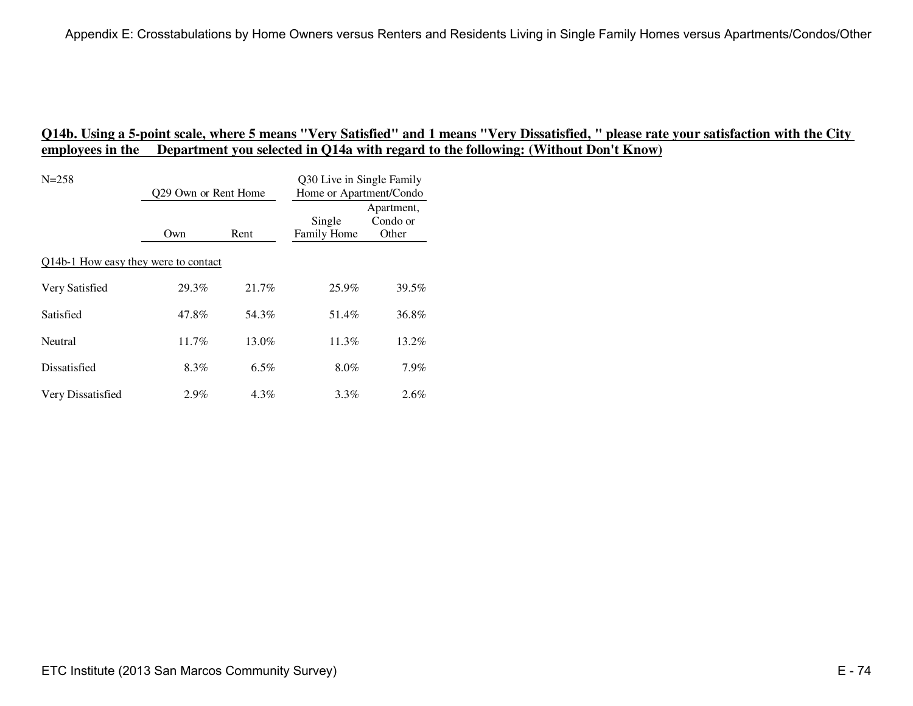## Q14b. Using a 5-point scale, where 5 means "Very Satisfied" and 1 means "Very Dissatisfied, " please rate your satisfaction with the City employees in the Department you selected in Q14a with regard to the following: (Without Don't Know)

N=258

| | Q29 Own or Rent Home | | Q30 Live in Single Family Home or Apartment/Condo | |
|---|---|---|---|---|
| | Own | Rent | Single Family Home | Apartment, Condo or Other |
| Q14b-1 How easy they were to contact | | | | |
| Very Satisfied | 29.3% | 21.7% | 25.9% | 39.5% |
| Satisfied | 47.8% | 54.3% | 51.4% | 36.8% |
| Neutral | 11.7% | 13.0% | 11.3% | 13.2% |
| Dissatisfied | 8.3% | 6.5% | 8.0% | 7.9% |
| Very Dissatisfied | 2.9% | 4.3% | 3.3% | 2.6% |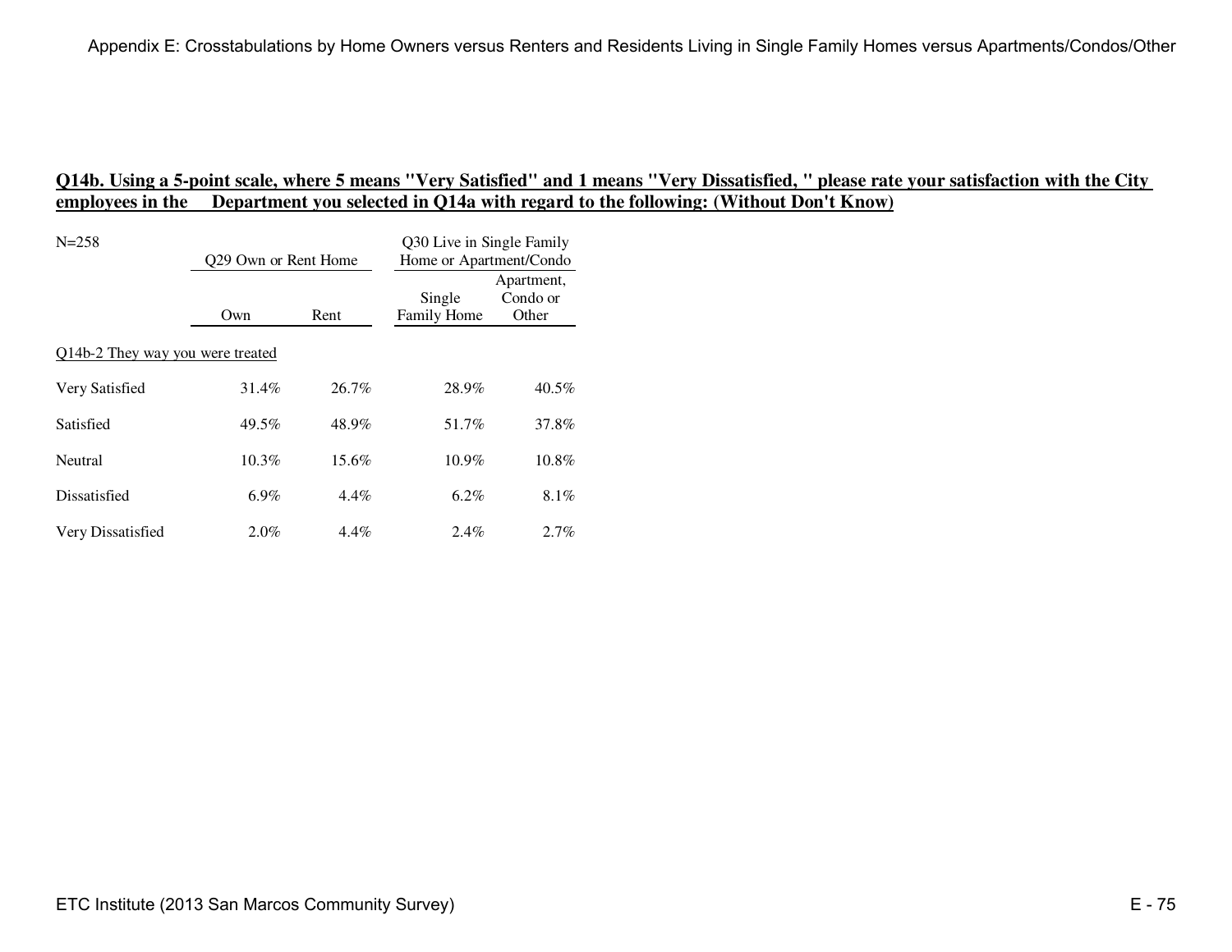**Q14b. Using a 5-point scale, where 5 means "Very Satisfied" and 1 means "Very Dissatisfied, " please rate your satisfaction with the City employees in the Department you selected in Q14a with regard to the following: (Without Don't Know)**

N=258

| | Q29 Own or Rent Home | | Q30 Live in Single Family Home or Apartment/Condo | |
|---|---|---|---|---|
| | Own | Rent | Single Family Home | Apartment, Condo or Other |
| Q14b-2 They way you were treated | | | | |
| Very Satisfied | 31.4% | 26.7% | 28.9% | 40.5% |
| Satisfied | 49.5% | 48.9% | 51.7% | 37.8% |
| Neutral | 10.3% | 15.6% | 10.9% | 10.8% |
| Dissatisfied | 6.9% | 4.4% | 6.2% | 8.1% |
| Very Dissatisfied | 2.0% | 4.4% | 2.4% | 2.7% |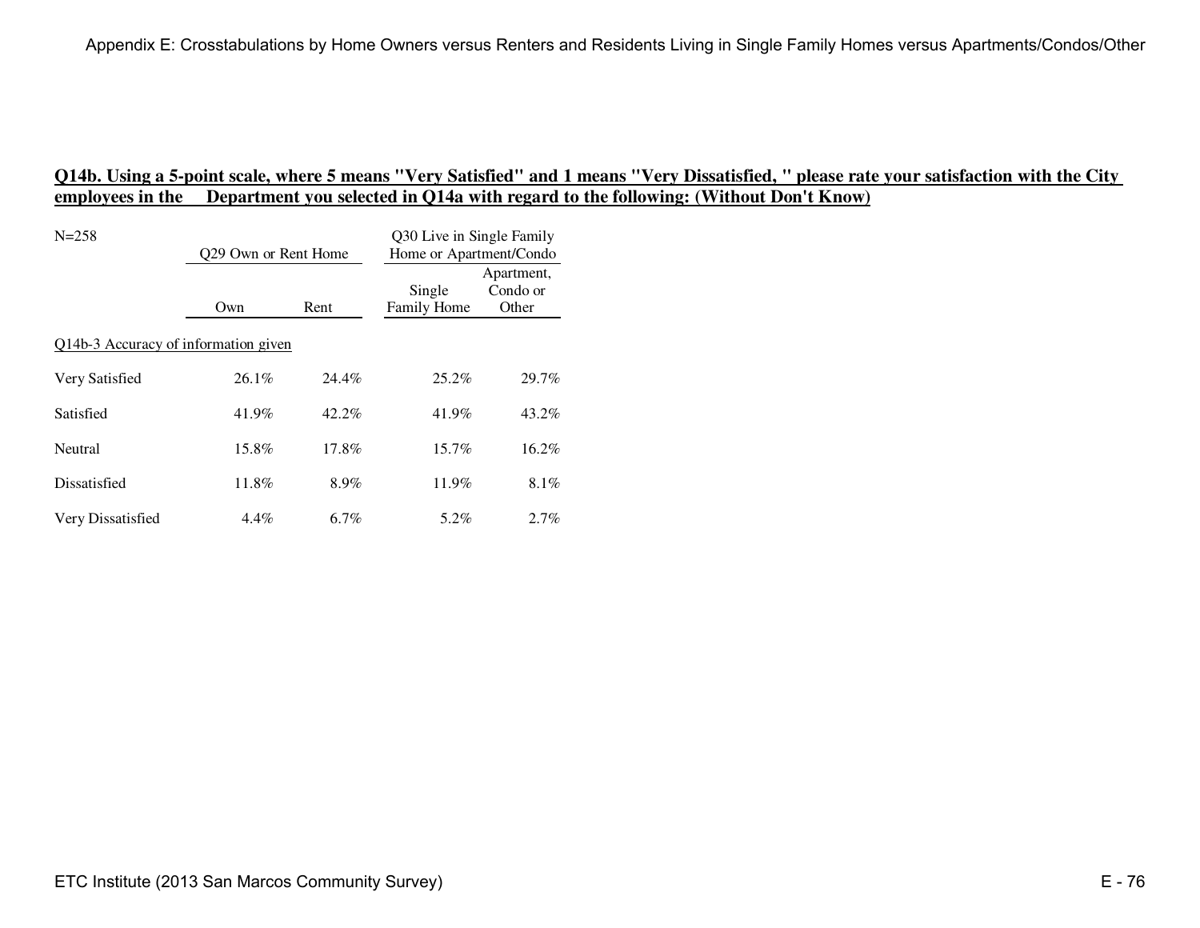## Q14b. Using a 5-point scale, where 5 means "Very Satisfied" and 1 means "Very Dissatisfied, " please rate your satisfaction with the City employees in the Department you selected in Q14a with regard to the following: (Without Don't Know)

N=258

| | Q29 Own or Rent Home | | Q30 Live in Single Family Home or Apartment/Condo | |
|---|---|---|---|---|
| | Own | Rent | Single Family Home | Apartment, Condo or Other |
| Q14b-3 Accuracy of information given | | | | |
| Very Satisfied | 26.1% | 24.4% | 25.2% | 29.7% |
| Satisfied | 41.9% | 42.2% | 41.9% | 43.2% |
| Neutral | 15.8% | 17.8% | 15.7% | 16.2% |
| Dissatisfied | 11.8% | 8.9% | 11.9% | 8.1% |
| Very Dissatisfied | 4.4% | 6.7% | 5.2% | 2.7% |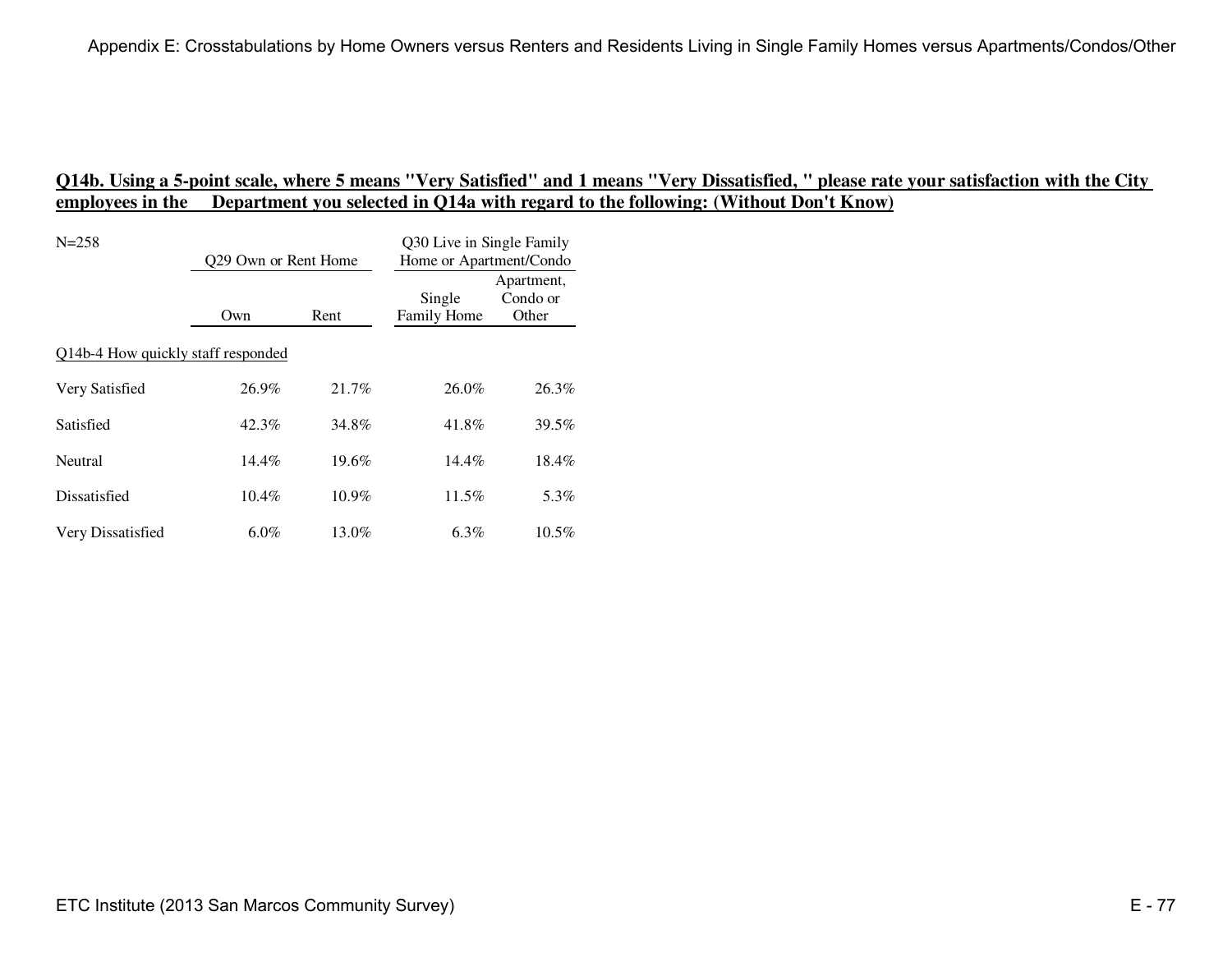**Q14b. Using a 5-point scale, where 5 means "Very Satisfied" and 1 means "Very Dissatisfied, " please rate your satisfaction with the City employees in the Department you selected in Q14a with regard to the following: (Without Don't Know)**

N=258

| | Q29 Own or Rent Home | | Q30 Live in Single Family Home or Apartment/Condo | |
|---|---|---|---|---|
| | Own | Rent | Single Family Home | Apartment, Condo or Other |
| Q14b-4 How quickly staff responded | | | | |
| Very Satisfied | 26.9% | 21.7% | 26.0% | 26.3% |
| Satisfied | 42.3% | 34.8% | 41.8% | 39.5% |
| Neutral | 14.4% | 19.6% | 14.4% | 18.4% |
| Dissatisfied | 10.4% | 10.9% | 11.5% | 5.3% |
| Very Dissatisfied | 6.0% | 13.0% | 6.3% | 10.5% |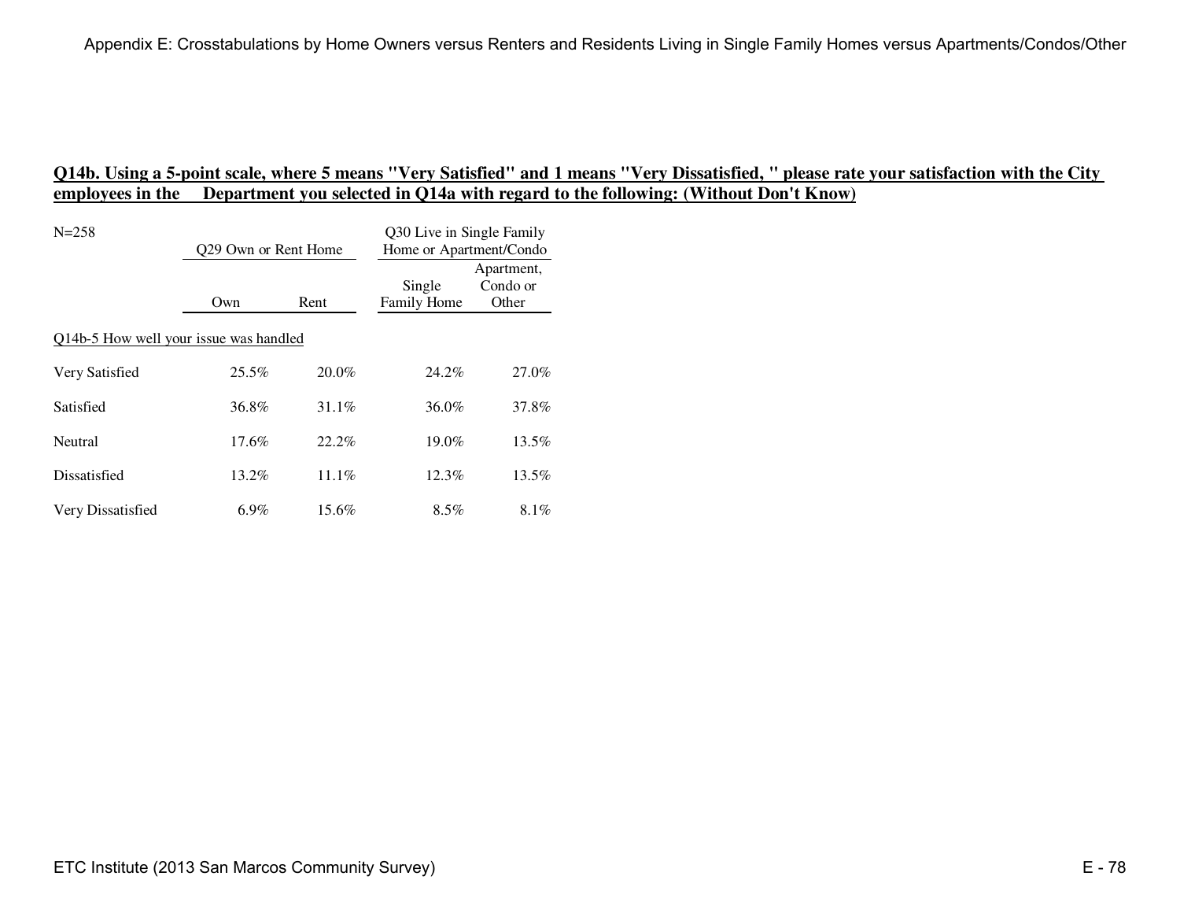## Q14b. Using a 5-point scale, where 5 means "Very Satisfied" and 1 means "Very Dissatisfied, " please rate your satisfaction with the City employees in the Department you selected in Q14a with regard to the following: (Without Don't Know)

N=258

| | Q29 Own or Rent Home | | Q30 Live in Single Family Home or Apartment/Condo | |
|---|---|---|---|---|
| | Own | Rent | Single Family Home | Apartment, Condo or Other |
| Q14b-5 How well your issue was handled | | | | |
| Very Satisfied | 25.5% | 20.0% | 24.2% | 27.0% |
| Satisfied | 36.8% | 31.1% | 36.0% | 37.8% |
| Neutral | 17.6% | 22.2% | 19.0% | 13.5% |
| Dissatisfied | 13.2% | 11.1% | 12.3% | 13.5% |
| Very Dissatisfied | 6.9% | 15.6% | 8.5% | 8.1% |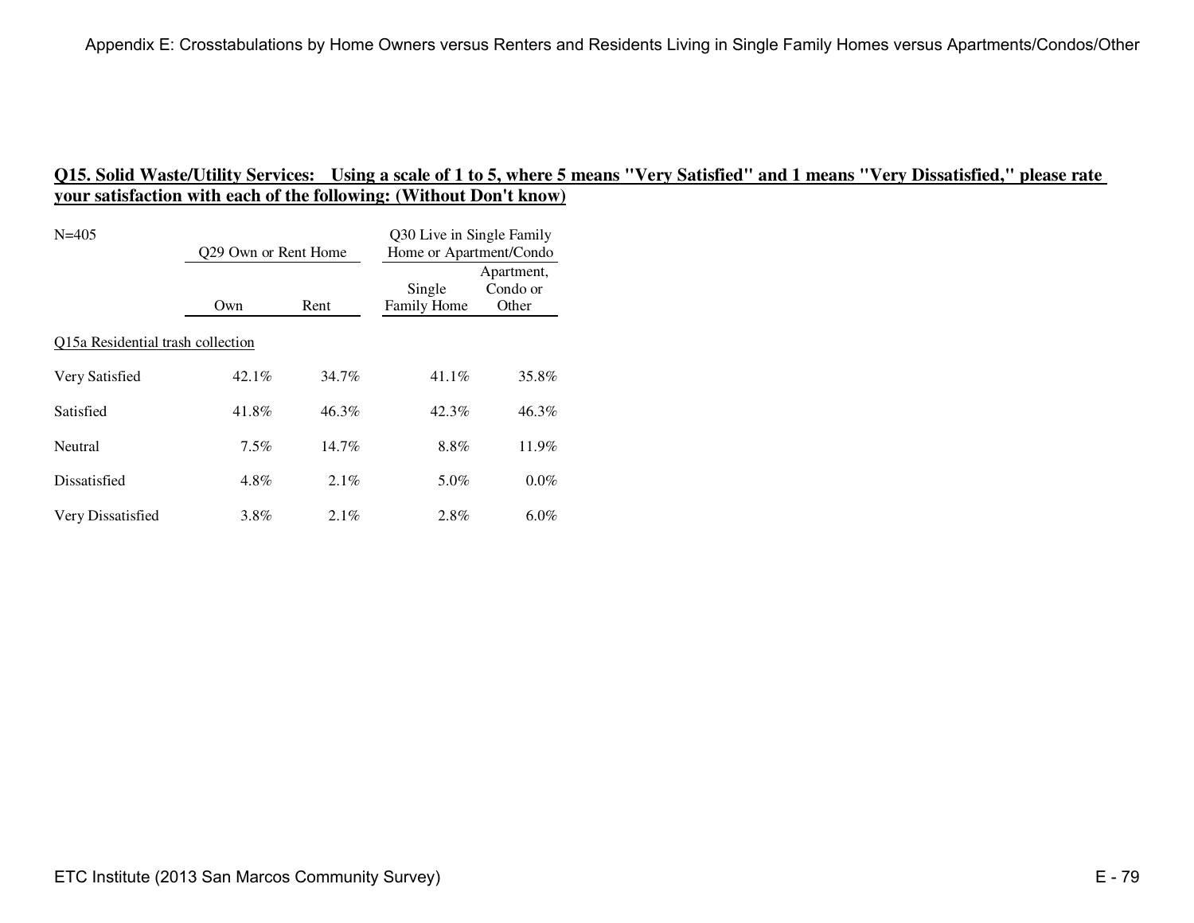## Q15. Solid Waste/Utility Services: Using a scale of 1 to 5, where 5 means "Very Satisfied" and 1 means "Very Dissatisfied," please rate your satisfaction with each of the following: (Without Don't know)

| N=405 | Q29 Own or Rent Home | | Q30 Live in Single Family Home or Apartment/Condo | |
|---|---|---|---|---|
| | Own | Rent | Single Family Home | Apartment, Condo or Other |
| Q15a Residential trash collection | | | | |
| Very Satisfied | 42.1% | 34.7% | 41.1% | 35.8% |
| Satisfied | 41.8% | 46.3% | 42.3% | 46.3% |
| Neutral | 7.5% | 14.7% | 8.8% | 11.9% |
| Dissatisfied | 4.8% | 2.1% | 5.0% | 0.0% |
| Very Dissatisfied | 3.8% | 2.1% | 2.8% | 6.0% |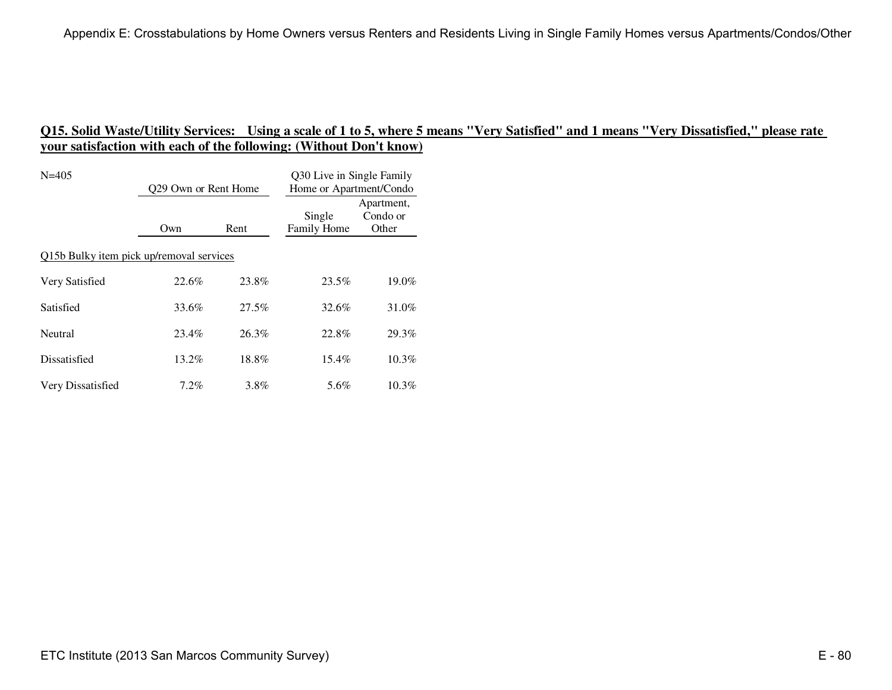## Q15. Solid Waste/Utility Services: Using a scale of 1 to 5, where 5 means "Very Satisfied" and 1 means "Very Dissatisfied," please rate your satisfaction with each of the following: (Without Don't know)

N=405

| | Q29 Own or Rent Home | | Q30 Live in Single Family Home or Apartment/Condo | |
|---|---|---|---|---|
| | Own | Rent | Single Family Home | Apartment, Condo or Other |
| Q15b Bulky item pick up/removal services | | | | |
| Very Satisfied | 22.6% | 23.8% | 23.5% | 19.0% |
| Satisfied | 33.6% | 27.5% | 32.6% | 31.0% |
| Neutral | 23.4% | 26.3% | 22.8% | 29.3% |
| Dissatisfied | 13.2% | 18.8% | 15.4% | 10.3% |
| Very Dissatisfied | 7.2% | 3.8% | 5.6% | 10.3% |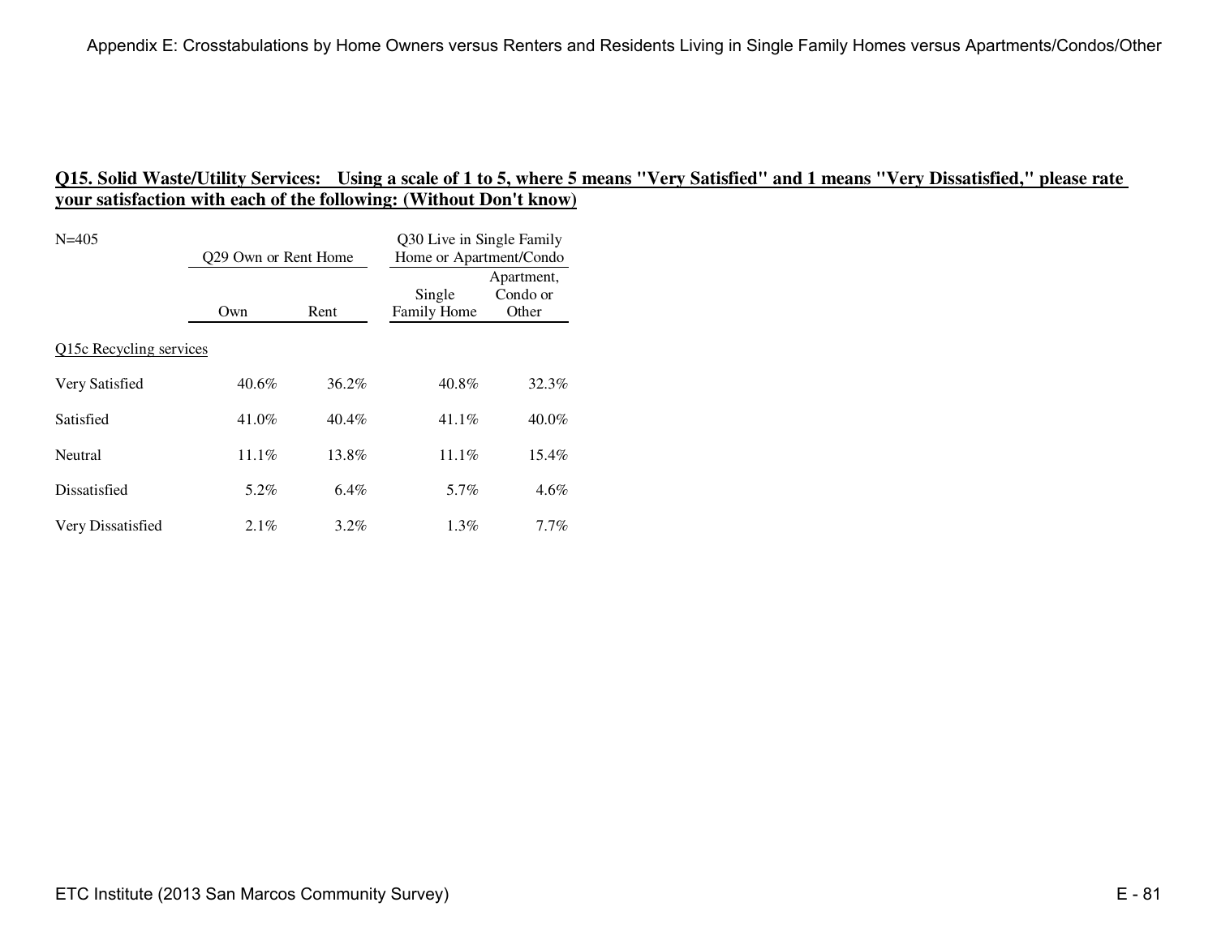## Q15. Solid Waste/Utility Services: Using a scale of 1 to 5, where 5 means "Very Satisfied" and 1 means "Very Dissatisfied," please rate your satisfaction with each of the following: (Without Don't know)

N=405

| | Q29 Own or Rent Home | | Q30 Live in Single Family Home or Apartment/Condo | |
|---|---|---|---|---|
| | Own | Rent | Single Family Home | Apartment, Condo or Other |
| Q15c Recycling services | | | | |
| Very Satisfied | 40.6% | 36.2% | 40.8% | 32.3% |
| Satisfied | 41.0% | 40.4% | 41.1% | 40.0% |
| Neutral | 11.1% | 13.8% | 11.1% | 15.4% |
| Dissatisfied | 5.2% | 6.4% | 5.7% | 4.6% |
| Very Dissatisfied | 2.1% | 3.2% | 1.3% | 7.7% |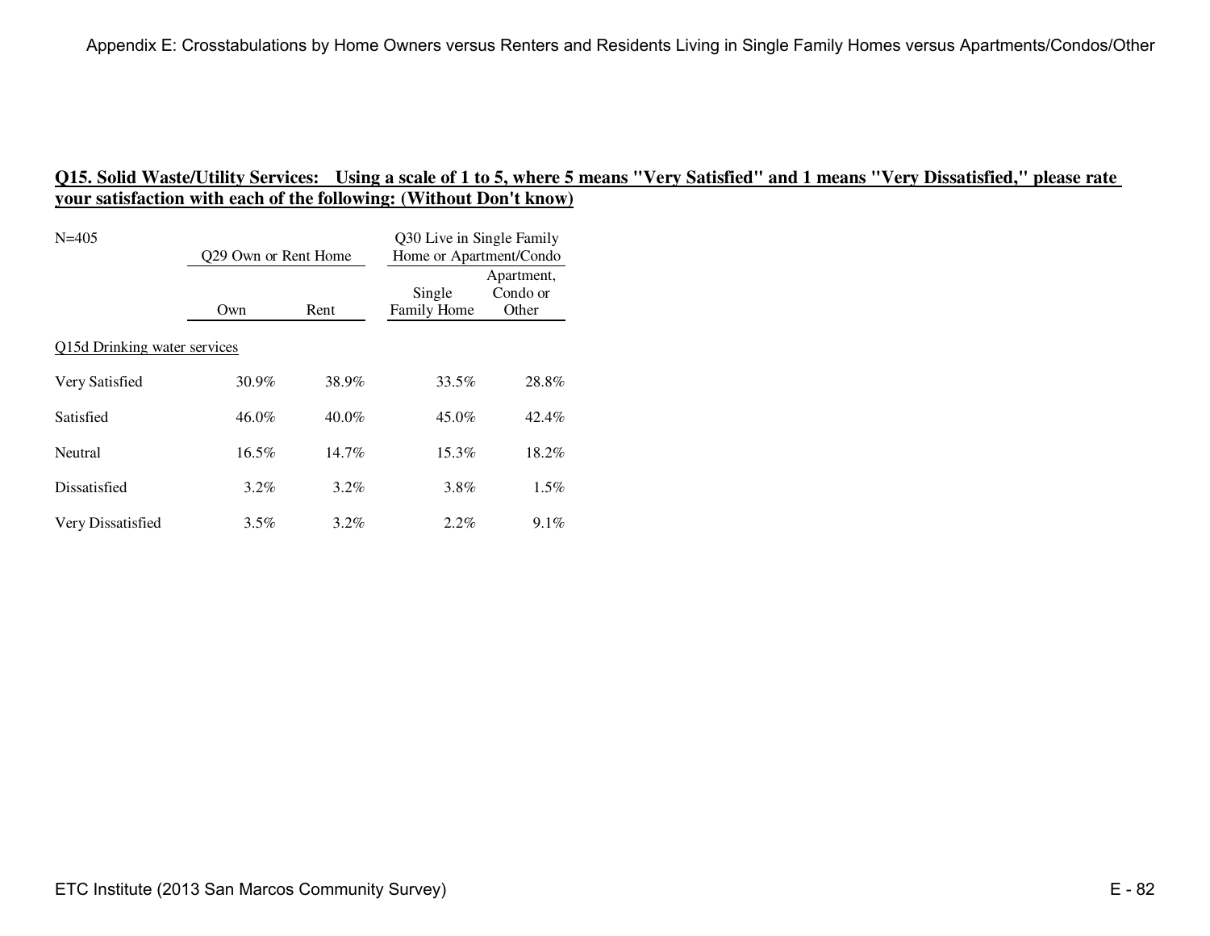## Q15. Solid Waste/Utility Services: Using a scale of 1 to 5, where 5 means "Very Satisfied" and 1 means "Very Dissatisfied," please rate your satisfaction with each of the following: (Without Don't know)

| N=405 | Q29 Own or Rent Home | | Q30 Live in Single Family Home or Apartment/Condo | |
|---|---|---|---|---|
| | Own | Rent | Single Family Home | Apartment, Condo or Other |
| Q15d Drinking water services | | | | |
| Very Satisfied | 30.9% | 38.9% | 33.5% | 28.8% |
| Satisfied | 46.0% | 40.0% | 45.0% | 42.4% |
| Neutral | 16.5% | 14.7% | 15.3% | 18.2% |
| Dissatisfied | 3.2% | 3.2% | 3.8% | 1.5% |
| Very Dissatisfied | 3.5% | 3.2% | 2.2% | 9.1% |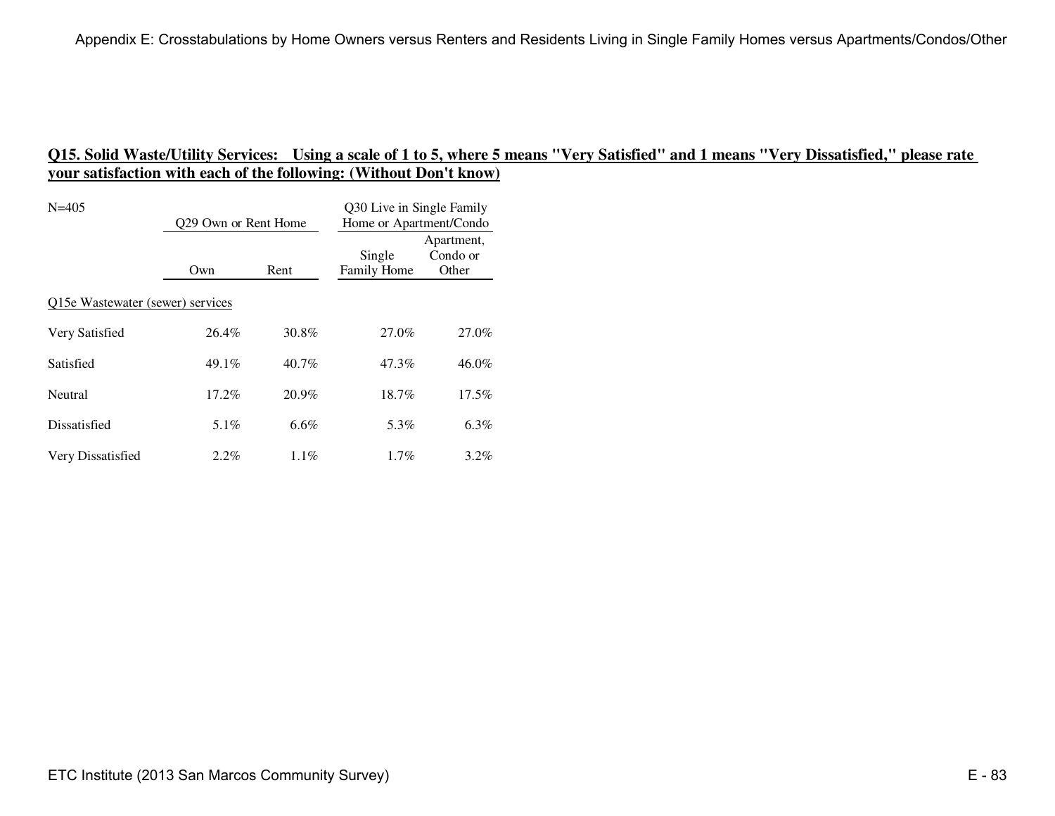## Q15. Solid Waste/Utility Services: Using a scale of 1 to 5, where 5 means "Very Satisfied" and 1 means "Very Dissatisfied," please rate your satisfaction with each of the following: (Without Don't know)

N=405

| | Q29 Own or Rent Home | | Q30 Live in Single Family Home or Apartment/Condo | |
|---|---|---|---|---|
| | Own | Rent | Single Family Home | Apartment, Condo or Other |
| Q15e Wastewater (sewer) services | | | | |
| Very Satisfied | 26.4% | 30.8% | 27.0% | 27.0% |
| Satisfied | 49.1% | 40.7% | 47.3% | 46.0% |
| Neutral | 17.2% | 20.9% | 18.7% | 17.5% |
| Dissatisfied | 5.1% | 6.6% | 5.3% | 6.3% |
| Very Dissatisfied | 2.2% | 1.1% | 1.7% | 3.2% |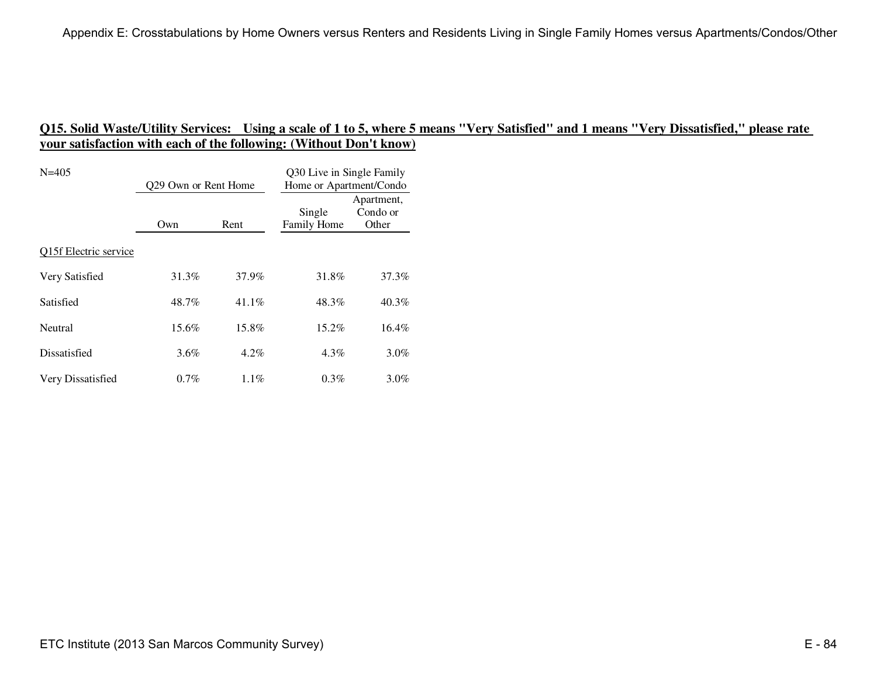## Q15. Solid Waste/Utility Services: Using a scale of 1 to 5, where 5 means "Very Satisfied" and 1 means "Very Dissatisfied," please rate your satisfaction with each of the following: (Without Don't know)

| N=405 | Q29 Own or Rent Home | | Q30 Live in Single Family Home or Apartment/Condo | |
|---|---|---|---|---|
| | Own | Rent | Single Family Home | Apartment, Condo or Other |
| Q15f Electric service | | | | |
| Very Satisfied | 31.3% | 37.9% | 31.8% | 37.3% |
| Satisfied | 48.7% | 41.1% | 48.3% | 40.3% |
| Neutral | 15.6% | 15.8% | 15.2% | 16.4% |
| Dissatisfied | 3.6% | 4.2% | 4.3% | 3.0% |
| Very Dissatisfied | 0.7% | 1.1% | 0.3% | 3.0% |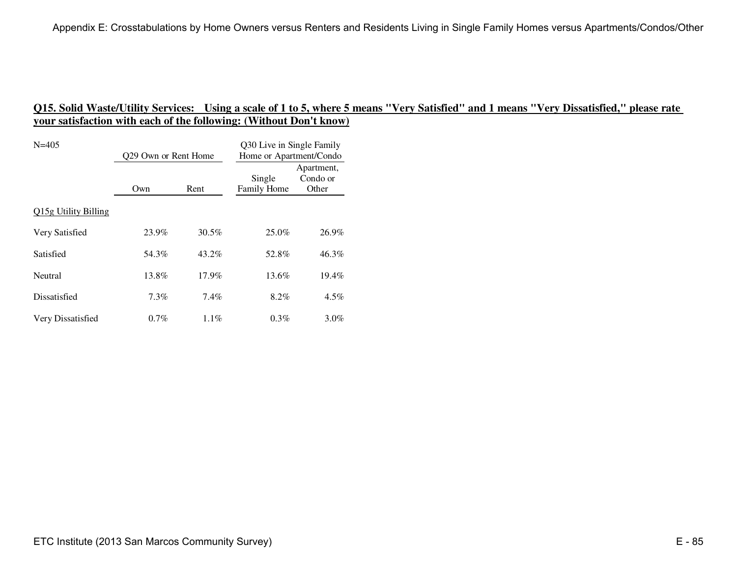## Q15. Solid Waste/Utility Services: Using a scale of 1 to 5, where 5 means "Very Satisfied" and 1 means "Very Dissatisfied," please rate your satisfaction with each of the following: (Without Don't know)

| N=405 | Q29 Own or Rent Home | | Q30 Live in Single Family Home or Apartment/Condo | |
|---|---|---|---|---|
| | Own | Rent | Single Family Home | Apartment, Condo or Other |
| Q15g Utility Billing | | | | |
| Very Satisfied | 23.9% | 30.5% | 25.0% | 26.9% |
| Satisfied | 54.3% | 43.2% | 52.8% | 46.3% |
| Neutral | 13.8% | 17.9% | 13.6% | 19.4% |
| Dissatisfied | 7.3% | 7.4% | 8.2% | 4.5% |
| Very Dissatisfied | 0.7% | 1.1% | 0.3% | 3.0% |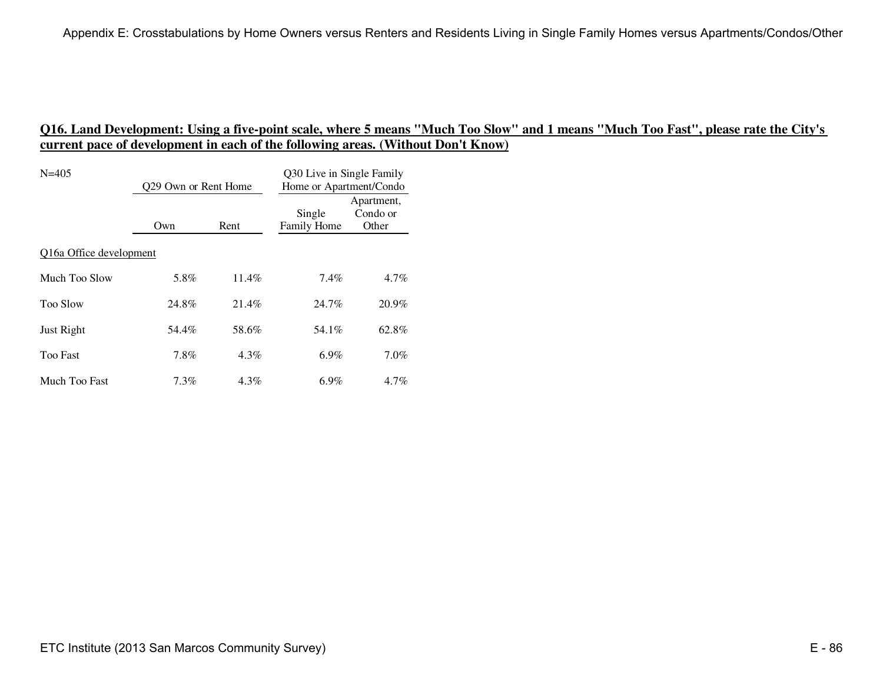## Q16. Land Development: Using a five-point scale, where 5 means "Much Too Slow" and 1 means "Much Too Fast", please rate the City's current pace of development in each of the following areas. (Without Don't Know)

| N=405 | Q29 Own or Rent Home | | Q30 Live in Single Family Home or Apartment/Condo | |
|---|---|---|---|---|
| | Own | Rent | Single Family Home | Apartment, Condo or Other |
| Q16a Office development | | | | |
| Much Too Slow | 5.8% | 11.4% | 7.4% | 4.7% |
| Too Slow | 24.8% | 21.4% | 24.7% | 20.9% |
| Just Right | 54.4% | 58.6% | 54.1% | 62.8% |
| Too Fast | 7.8% | 4.3% | 6.9% | 7.0% |
| Much Too Fast | 7.3% | 4.3% | 6.9% | 4.7% |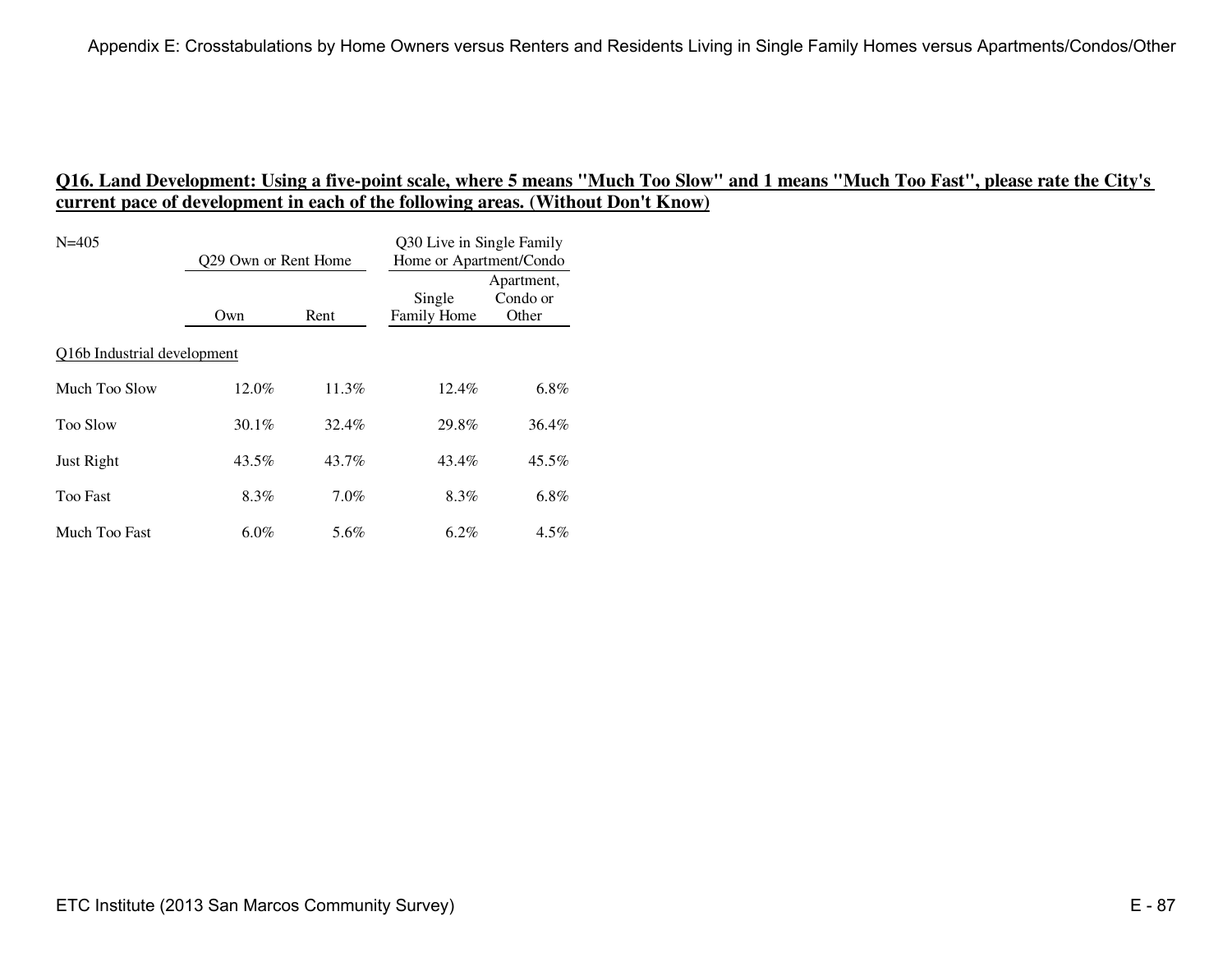## Q16. Land Development: Using a five-point scale, where 5 means "Much Too Slow" and 1 means "Much Too Fast", please rate the City's current pace of development in each of the following areas. (Without Don't Know)

N=405

| | Q29 Own or Rent Home | | Q30 Live in Single Family Home or Apartment/Condo | |
|---|---|---|---|---|
| | Own | Rent | Single Family Home | Apartment, Condo or Other |
| Q16b Industrial development | | | | |
| Much Too Slow | 12.0% | 11.3% | 12.4% | 6.8% |
| Too Slow | 30.1% | 32.4% | 29.8% | 36.4% |
| Just Right | 43.5% | 43.7% | 43.4% | 45.5% |
| Too Fast | 8.3% | 7.0% | 8.3% | 6.8% |
| Much Too Fast | 6.0% | 5.6% | 6.2% | 4.5% |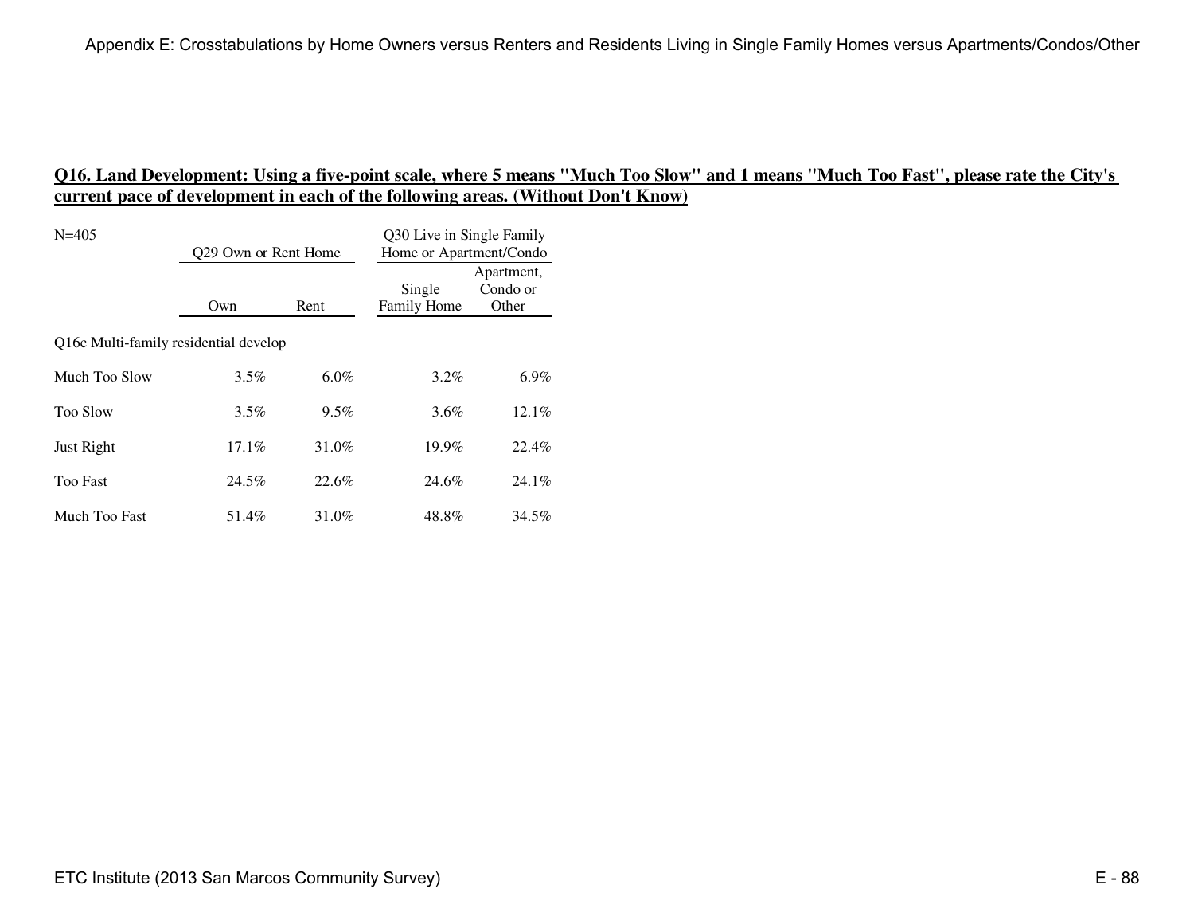**Q16. Land Development: Using a five-point scale, where 5 means "Much Too Slow" and 1 means "Much Too Fast", please rate the City's current pace of development in each of the following areas. (Without Don't Know)**

N=405

| | Q29 Own or Rent Home | | Q30 Live in Single Family Home or Apartment/Condo | |
|---|---|---|---|---|
| | Own | Rent | Single Family Home | Apartment, Condo or Other |
| Q16c Multi-family residential develop | | | | |
| Much Too Slow | 3.5% | 6.0% | 3.2% | 6.9% |
| Too Slow | 3.5% | 9.5% | 3.6% | 12.1% |
| Just Right | 17.1% | 31.0% | 19.9% | 22.4% |
| Too Fast | 24.5% | 22.6% | 24.6% | 24.1% |
| Much Too Fast | 51.4% | 31.0% | 48.8% | 34.5% |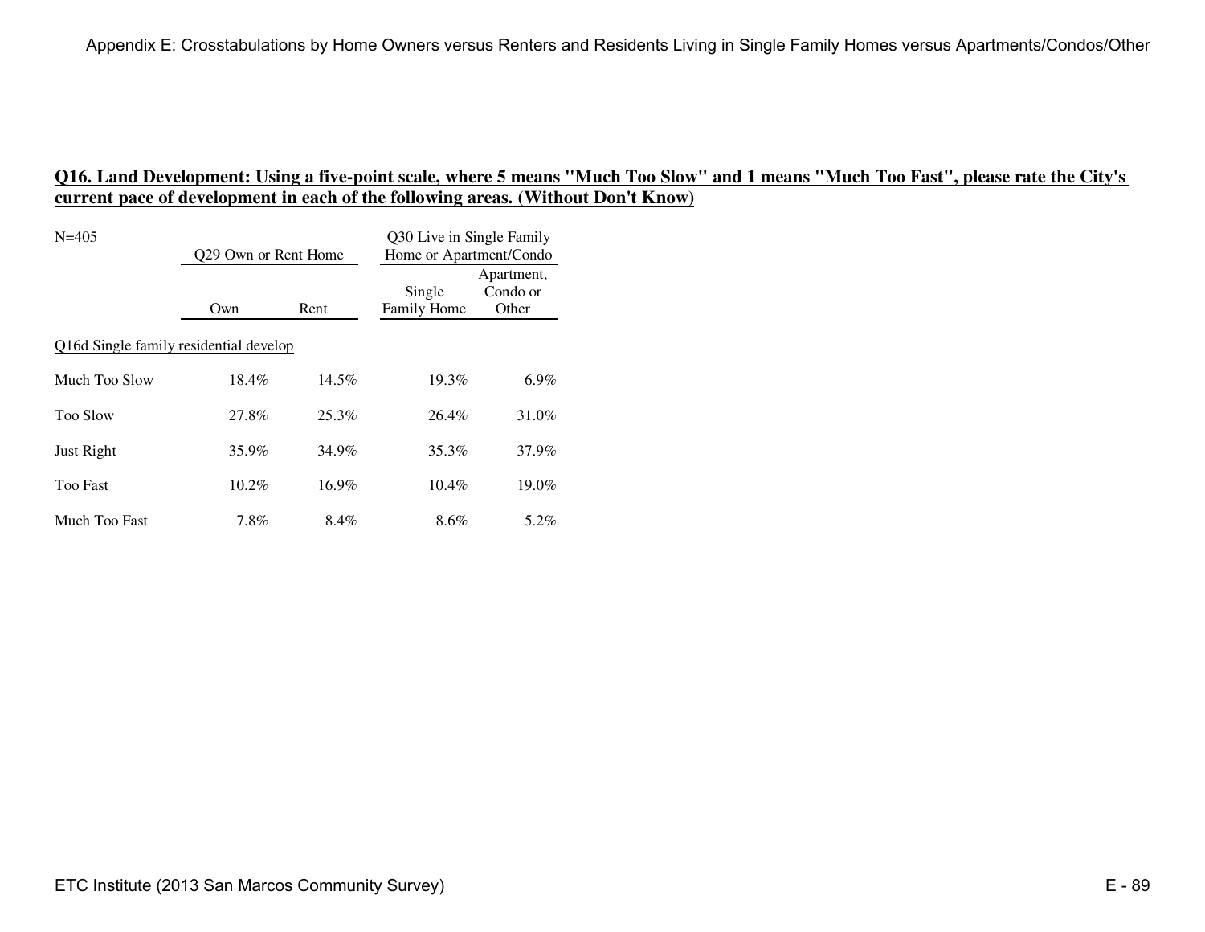## Q16. Land Development: Using a five-point scale, where 5 means "Much Too Slow" and 1 means "Much Too Fast", please rate the City's current pace of development in each of the following areas. (Without Don't Know)

N=405

| | Q29 Own or Rent Home | | Q30 Live in Single Family Home or Apartment/Condo | |
|---|---|---|---|---|
| | Own | Rent | Single Family Home | Apartment, Condo or Other |
| Q16d Single family residential develop | | | | |
| Much Too Slow | 18.4% | 14.5% | 19.3% | 6.9% |
| Too Slow | 27.8% | 25.3% | 26.4% | 31.0% |
| Just Right | 35.9% | 34.9% | 35.3% | 37.9% |
| Too Fast | 10.2% | 16.9% | 10.4% | 19.0% |
| Much Too Fast | 7.8% | 8.4% | 8.6% | 5.2% |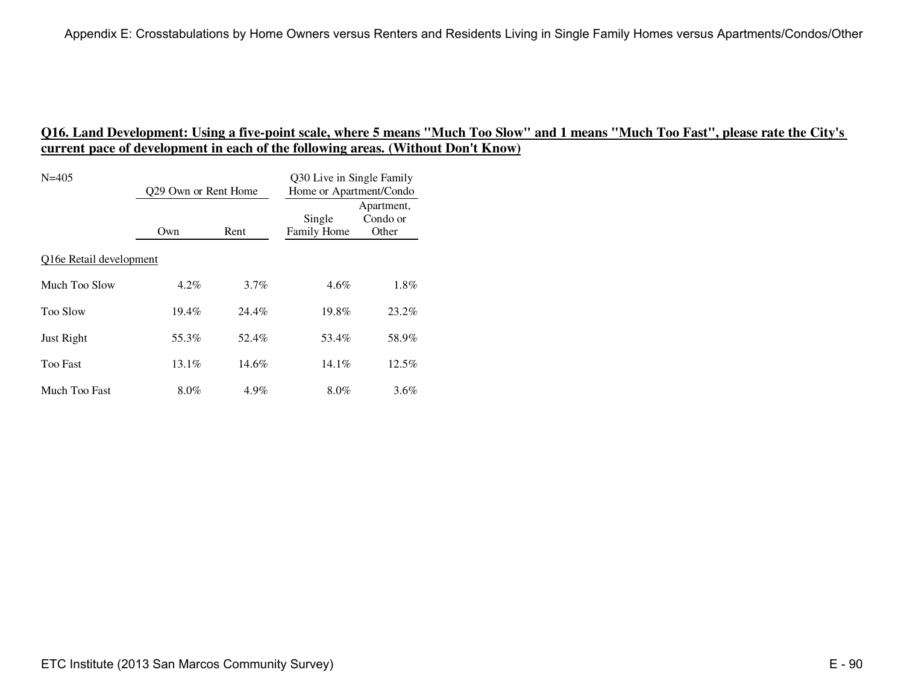## Q16. Land Development: Using a five-point scale, where 5 means "Much Too Slow" and 1 means "Much Too Fast", please rate the City's current pace of development in each of the following areas. (Without Don't Know)

N=405

| | Q29 Own or Rent Home | | Q30 Live in Single Family Home or Apartment/Condo | |
|---|---|---|---|---|
| | Own | Rent | Single Family Home | Apartment, Condo or Other |
| Q16e Retail development | | | | |
| Much Too Slow | 4.2% | 3.7% | 4.6% | 1.8% |
| Too Slow | 19.4% | 24.4% | 19.8% | 23.2% |
| Just Right | 55.3% | 52.4% | 53.4% | 58.9% |
| Too Fast | 13.1% | 14.6% | 14.1% | 12.5% |
| Much Too Fast | 8.0% | 4.9% | 8.0% | 3.6% |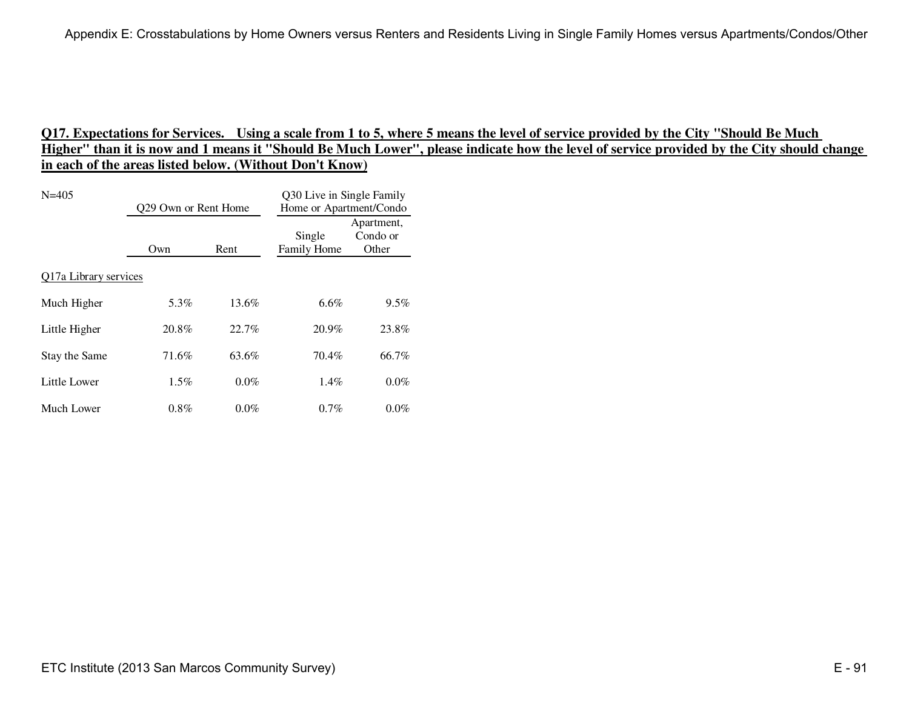**Q17. Expectations for Services. Using a scale from 1 to 5, where 5 means the level of service provided by the City "Should Be Much Higher" than it is now and 1 means it "Should Be Much Lower", please indicate how the level of service provided by the City should change in each of the areas listed below. (Without Don't Know)**

| N=405 | Q29 Own or Rent Home | | Q30 Live in Single Family Home or Apartment/Condo | |
|---|---|---|---|---|
| | Own | Rent | Single Family Home | Apartment, Condo or Other |
| Q17a Library services | | | | |
| Much Higher | 5.3% | 13.6% | 6.6% | 9.5% |
| Little Higher | 20.8% | 22.7% | 20.9% | 23.8% |
| Stay the Same | 71.6% | 63.6% | 70.4% | 66.7% |
| Little Lower | 1.5% | 0.0% | 1.4% | 0.0% |
| Much Lower | 0.8% | 0.0% | 0.7% | 0.0% |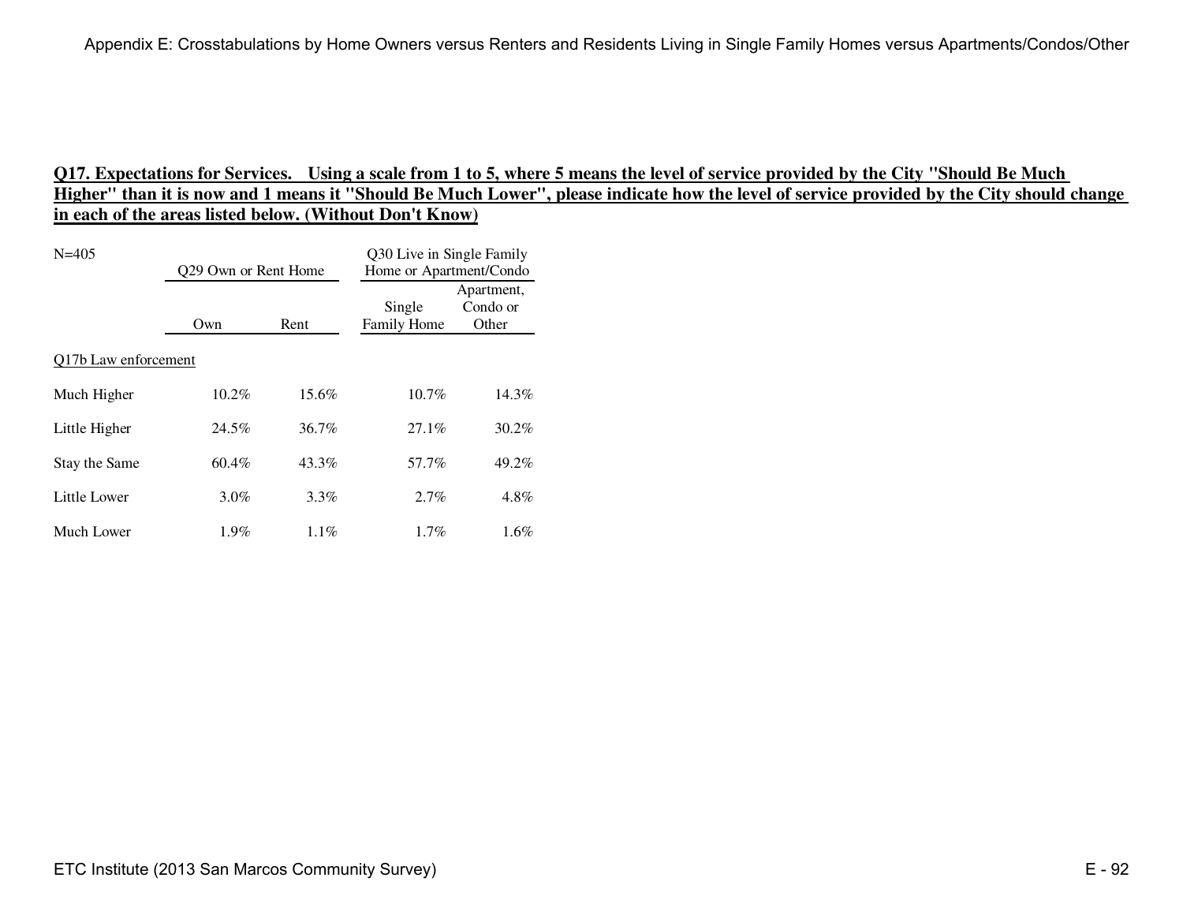## Q17. Expectations for Services. Using a scale from 1 to 5, where 5 means the level of service provided by the City "Should Be Much Higher" than it is now and 1 means it "Should Be Much Lower", please indicate how the level of service provided by the City should change in each of the areas listed below. (Without Don't Know)

N=405

| | Q29 Own or Rent Home | | Q30 Live in Single Family Home or Apartment/Condo | |
|---|---|---|---|---|
| | Own | Rent | Single Family Home | Apartment, Condo or Other |
| Q17b Law enforcement | | | | |
| Much Higher | 10.2% | 15.6% | 10.7% | 14.3% |
| Little Higher | 24.5% | 36.7% | 27.1% | 30.2% |
| Stay the Same | 60.4% | 43.3% | 57.7% | 49.2% |
| Little Lower | 3.0% | 3.3% | 2.7% | 4.8% |
| Much Lower | 1.9% | 1.1% | 1.7% | 1.6% |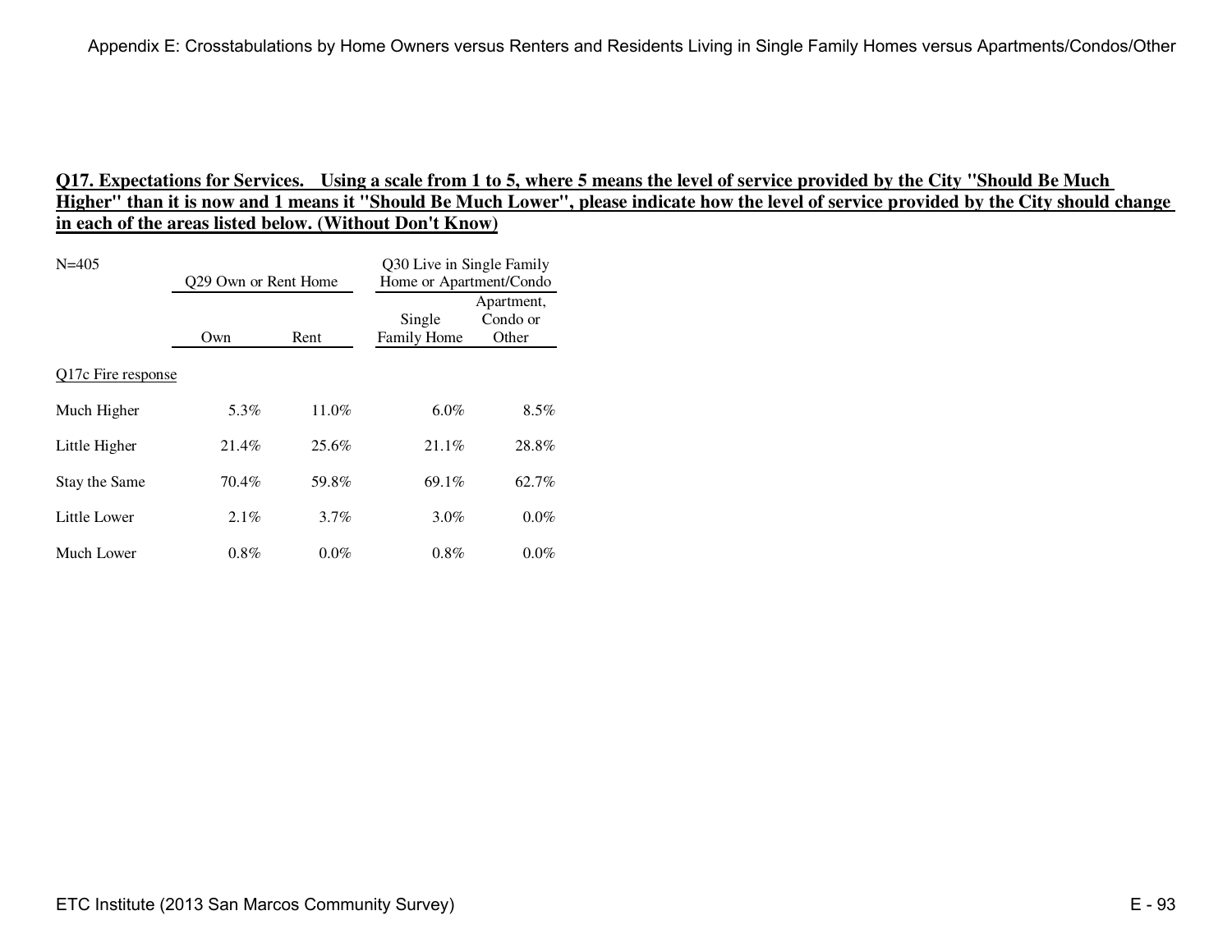**Q17. Expectations for Services. Using a scale from 1 to 5, where 5 means the level of service provided by the City "Should Be Much Higher" than it is now and 1 means it "Should Be Much Lower", please indicate how the level of service provided by the City should change in each of the areas listed below. (Without Don't Know)**

| N=405 | Q29 Own or Rent Home | | Q30 Live in Single Family Home or Apartment/Condo | |
|---|---|---|---|---|
| | Own | Rent | Single Family Home | Apartment, Condo or Other |
| Q17c Fire response | | | | |
| Much Higher | 5.3% | 11.0% | 6.0% | 8.5% |
| Little Higher | 21.4% | 25.6% | 21.1% | 28.8% |
| Stay the Same | 70.4% | 59.8% | 69.1% | 62.7% |
| Little Lower | 2.1% | 3.7% | 3.0% | 0.0% |
| Much Lower | 0.8% | 0.0% | 0.8% | 0.0% |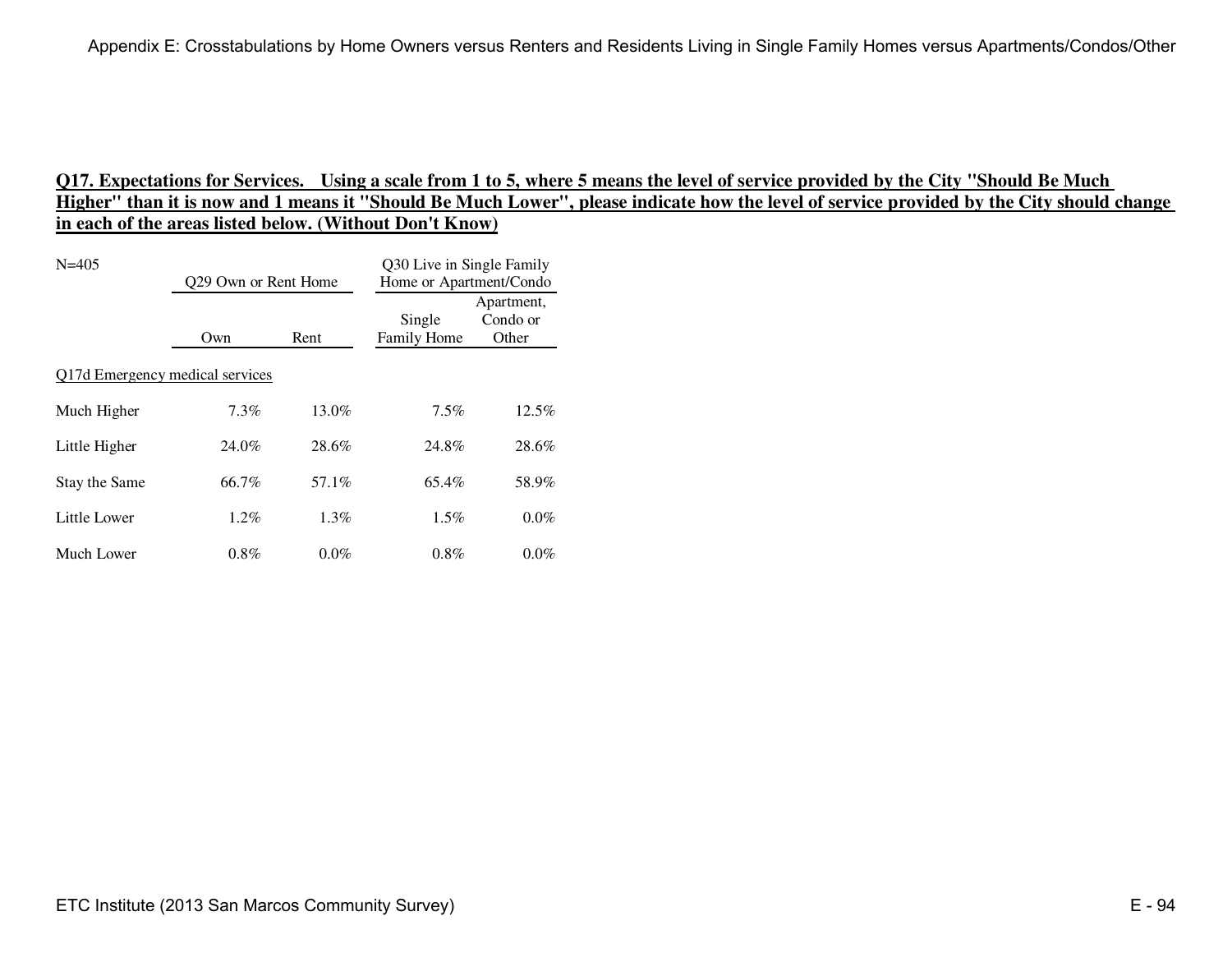## Q17. Expectations for Services. Using a scale from 1 to 5, where 5 means the level of service provided by the City "Should Be Much Higher" than it is now and 1 means it "Should Be Much Lower", please indicate how the level of service provided by the City should change in each of the areas listed below. (Without Don't Know)

N=405

| | Q29 Own or Rent Home | | Q30 Live in Single Family Home or Apartment/Condo | |
|---|---|---|---|---|
| | Own | Rent | Single Family Home | Apartment, Condo or Other |
| Q17d Emergency medical services | | | | |
| Much Higher | 7.3% | 13.0% | 7.5% | 12.5% |
| Little Higher | 24.0% | 28.6% | 24.8% | 28.6% |
| Stay the Same | 66.7% | 57.1% | 65.4% | 58.9% |
| Little Lower | 1.2% | 1.3% | 1.5% | 0.0% |
| Much Lower | 0.8% | 0.0% | 0.8% | 0.0% |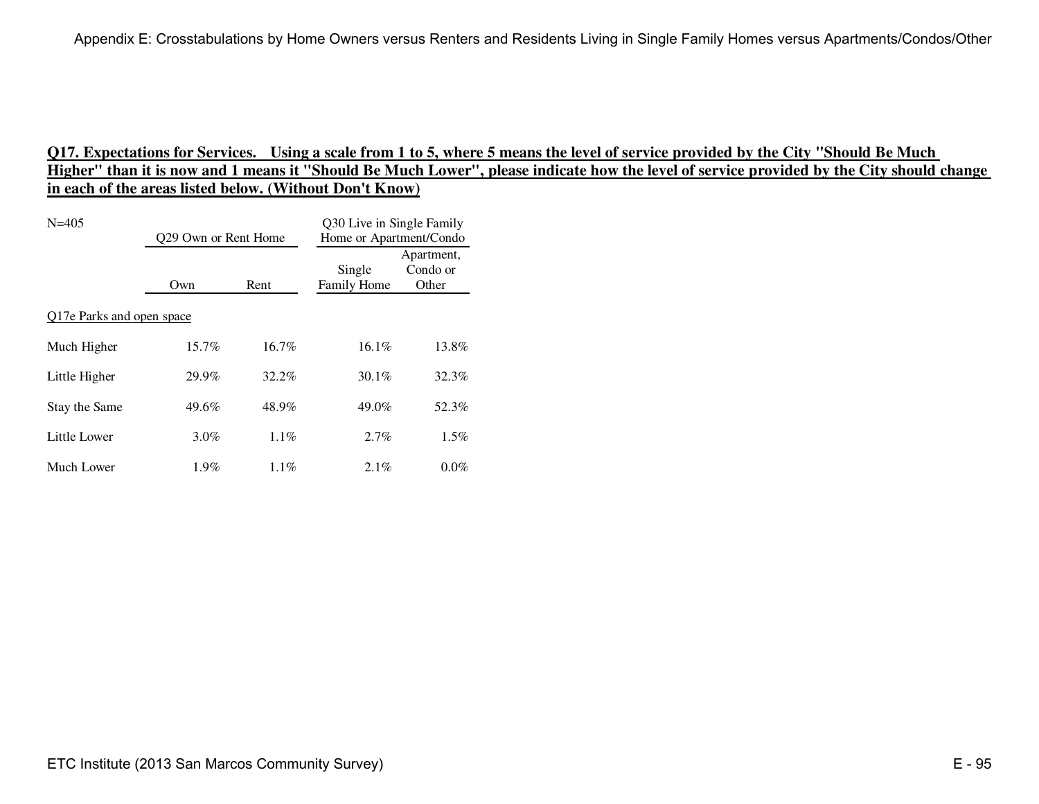## Q17. Expectations for Services. Using a scale from 1 to 5, where 5 means the level of service provided by the City "Should Be Much Higher" than it is now and 1 means it "Should Be Much Lower", please indicate how the level of service provided by the City should change in each of the areas listed below. (Without Don't Know)

| N=405 | Q29 Own or Rent Home | | Q30 Live in Single Family Home or Apartment/Condo | |
|---|---|---|---|---|
| | Own | Rent | Single Family Home | Apartment, Condo or Other |
| Q17e Parks and open space | | | | |
| Much Higher | 15.7% | 16.7% | 16.1% | 13.8% |
| Little Higher | 29.9% | 32.2% | 30.1% | 32.3% |
| Stay the Same | 49.6% | 48.9% | 49.0% | 52.3% |
| Little Lower | 3.0% | 1.1% | 2.7% | 1.5% |
| Much Lower | 1.9% | 1.1% | 2.1% | 0.0% |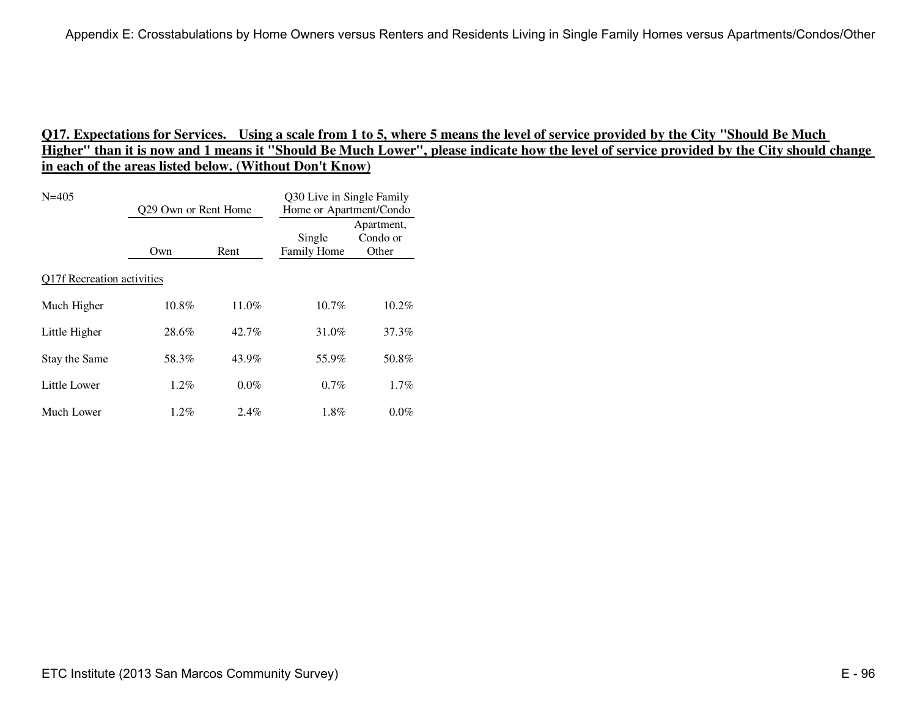## Q17. Expectations for Services. Using a scale from 1 to 5, where 5 means the level of service provided by the City "Should Be Much Higher" than it is now and 1 means it "Should Be Much Lower", please indicate how the level of service provided by the City should change in each of the areas listed below. (Without Don't Know)

N=405

| | Q29 Own or Rent Home | | Q30 Live in Single Family Home or Apartment/Condo | |
|---|---|---|---|---|
| | Own | Rent | Single Family Home | Apartment, Condo or Other |
| **Q17f Recreation activities** | | | | |
| Much Higher | 10.8% | 11.0% | 10.7% | 10.2% |
| Little Higher | 28.6% | 42.7% | 31.0% | 37.3% |
| Stay the Same | 58.3% | 43.9% | 55.9% | 50.8% |
| Little Lower | 1.2% | 0.0% | 0.7% | 1.7% |
| Much Lower | 1.2% | 2.4% | 1.8% | 0.0% |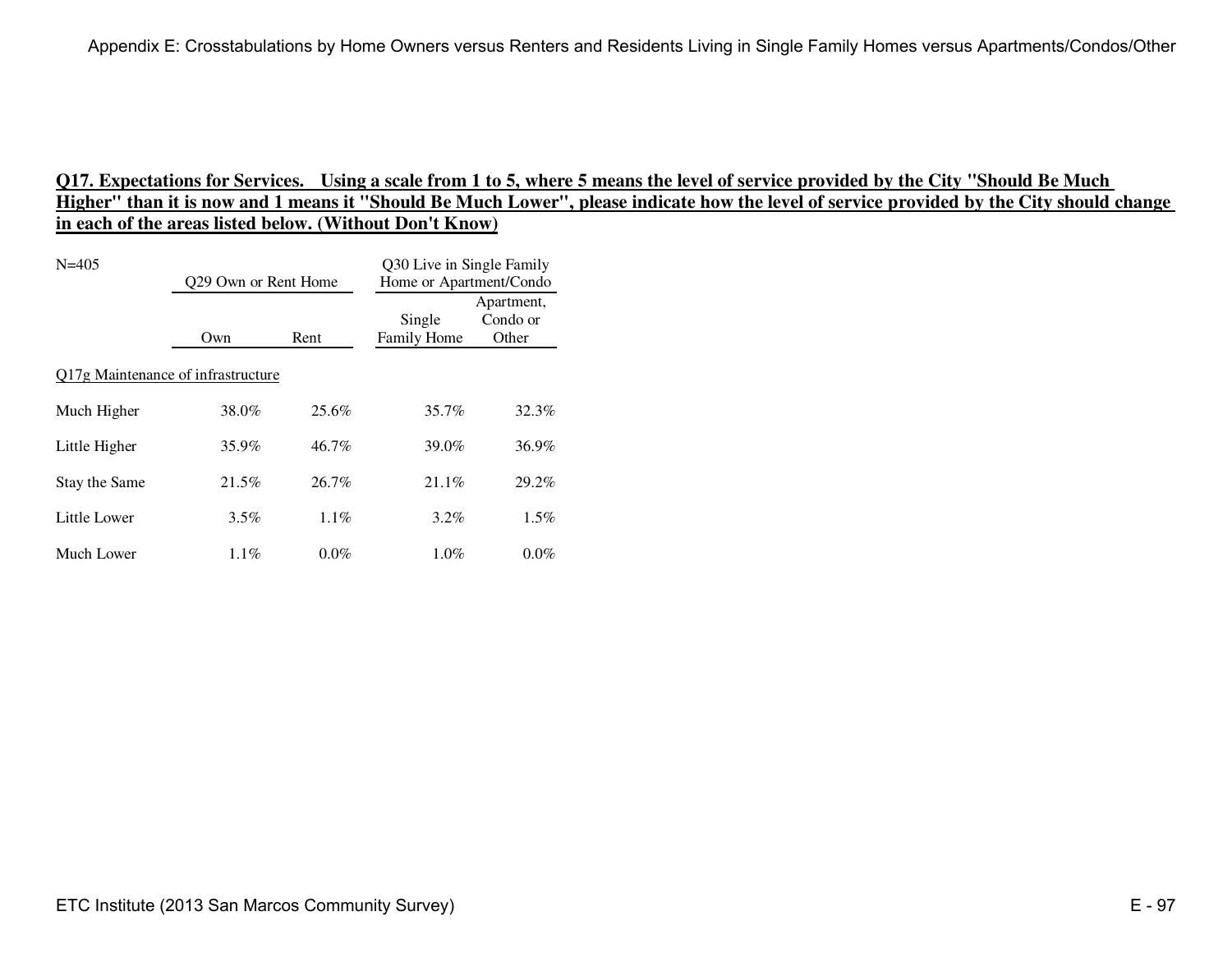**Q17. Expectations for Services. Using a scale from 1 to 5, where 5 means the level of service provided by the City "Should Be Much Higher" than it is now and 1 means it "Should Be Much Lower", please indicate how the level of service provided by the City should change in each of the areas listed below. (Without Don't Know)**

| N=405 | Q29 Own or Rent Home | | Q30 Live in Single Family Home or Apartment/Condo | |
|---|---|---|---|---|
| | Own | Rent | Single Family Home | Apartment, Condo or Other |
| Q17g Maintenance of infrastructure | | | | |
| Much Higher | 38.0% | 25.6% | 35.7% | 32.3% |
| Little Higher | 35.9% | 46.7% | 39.0% | 36.9% |
| Stay the Same | 21.5% | 26.7% | 21.1% | 29.2% |
| Little Lower | 3.5% | 1.1% | 3.2% | 1.5% |
| Much Lower | 1.1% | 0.0% | 1.0% | 0.0% |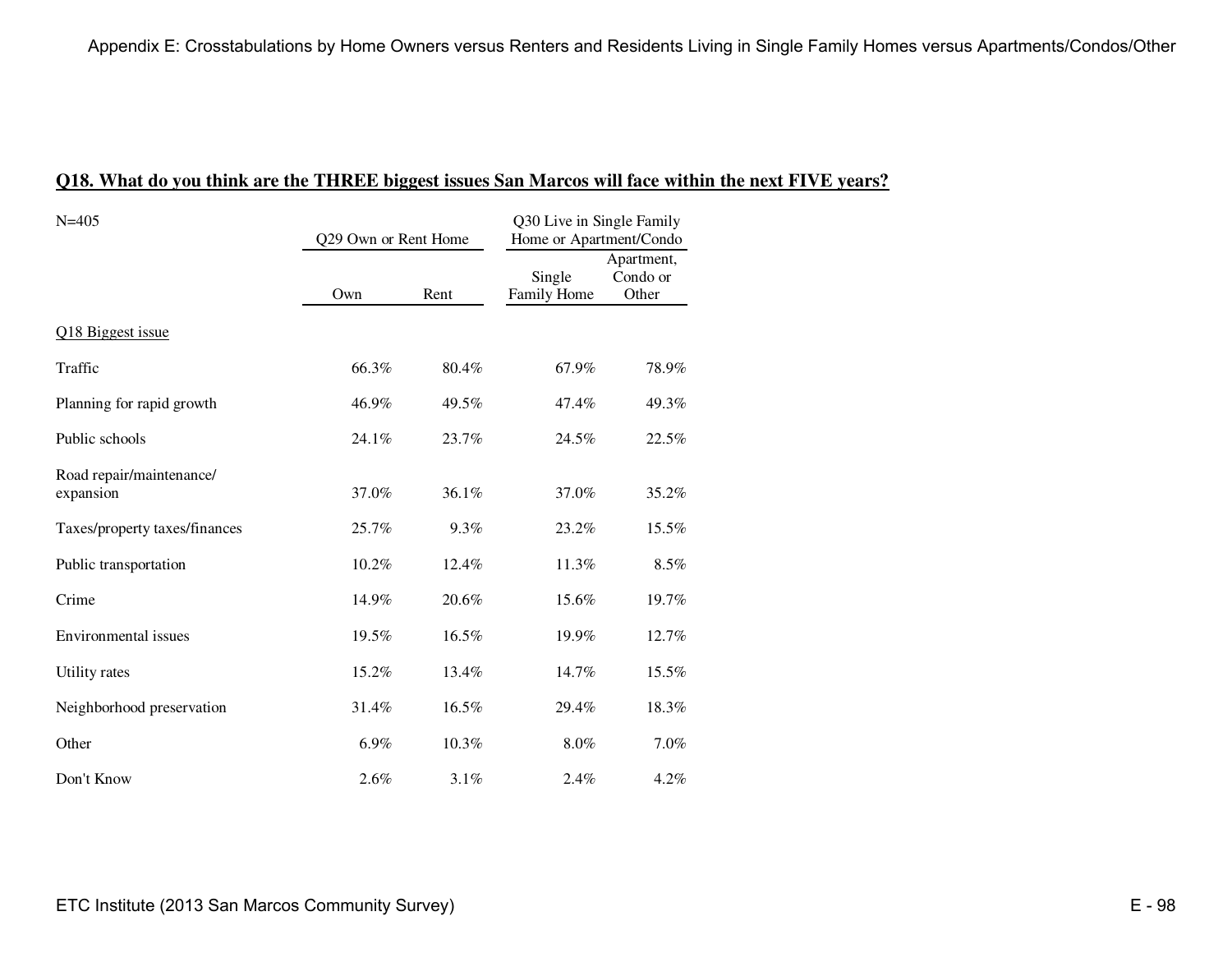## Q18. What do you think are the THREE biggest issues San Marcos will face within the next FIVE years?

| N=405 | Q29 Own or Rent Home | | Q30 Live in Single Family Home or Apartment/Condo | |
|---|---|---|---|---|
| | Own | Rent | Single Family Home | Apartment, Condo or Other |
| Q18 Biggest issue | | | | |
| Traffic | 66.3% | 80.4% | 67.9% | 78.9% |
| Planning for rapid growth | 46.9% | 49.5% | 47.4% | 49.3% |
| Public schools | 24.1% | 23.7% | 24.5% | 22.5% |
| Road repair/maintenance/ expansion | 37.0% | 36.1% | 37.0% | 35.2% |
| Taxes/property taxes/finances | 25.7% | 9.3% | 23.2% | 15.5% |
| Public transportation | 10.2% | 12.4% | 11.3% | 8.5% |
| Crime | 14.9% | 20.6% | 15.6% | 19.7% |
| Environmental issues | 19.5% | 16.5% | 19.9% | 12.7% |
| Utility rates | 15.2% | 13.4% | 14.7% | 15.5% |
| Neighborhood preservation | 31.4% | 16.5% | 29.4% | 18.3% |
| Other | 6.9% | 10.3% | 8.0% | 7.0% |
| Don't Know | 2.6% | 3.1% | 2.4% | 4.2% |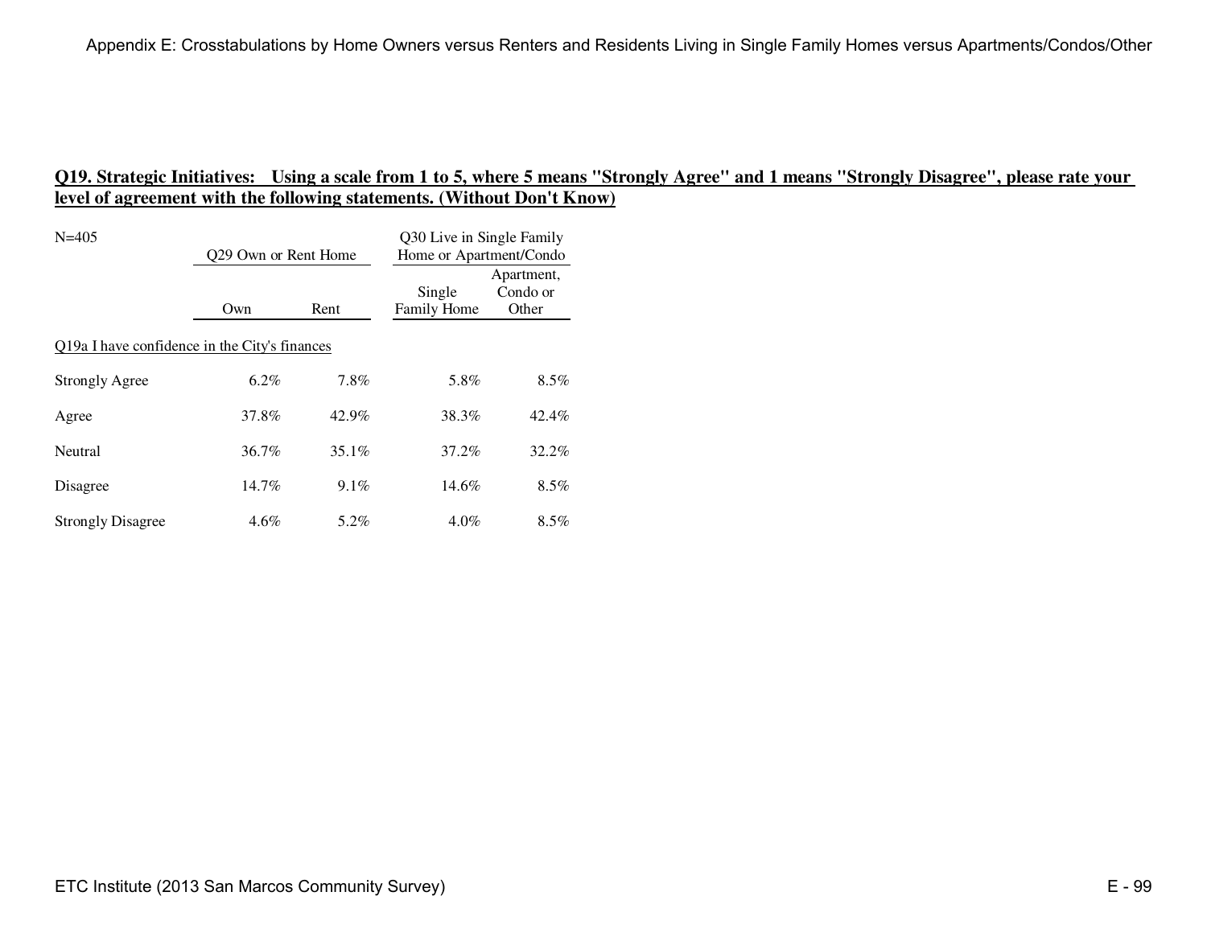## Q19. Strategic Initiatives: Using a scale from 1 to 5, where 5 means "Strongly Agree" and 1 means "Strongly Disagree", please rate your level of agreement with the following statements. (Without Don't Know)

| N=405 | Q29 Own or Rent Home | | Q30 Live in Single Family Home or Apartment/Condo | |
|---|---|---|---|---|
| | Own | Rent | Single Family Home | Apartment, Condo or Other |
| Q19a I have confidence in the City's finances | | | | |
| Strongly Agree | 6.2% | 7.8% | 5.8% | 8.5% |
| Agree | 37.8% | 42.9% | 38.3% | 42.4% |
| Neutral | 36.7% | 35.1% | 37.2% | 32.2% |
| Disagree | 14.7% | 9.1% | 14.6% | 8.5% |
| Strongly Disagree | 4.6% | 5.2% | 4.0% | 8.5% |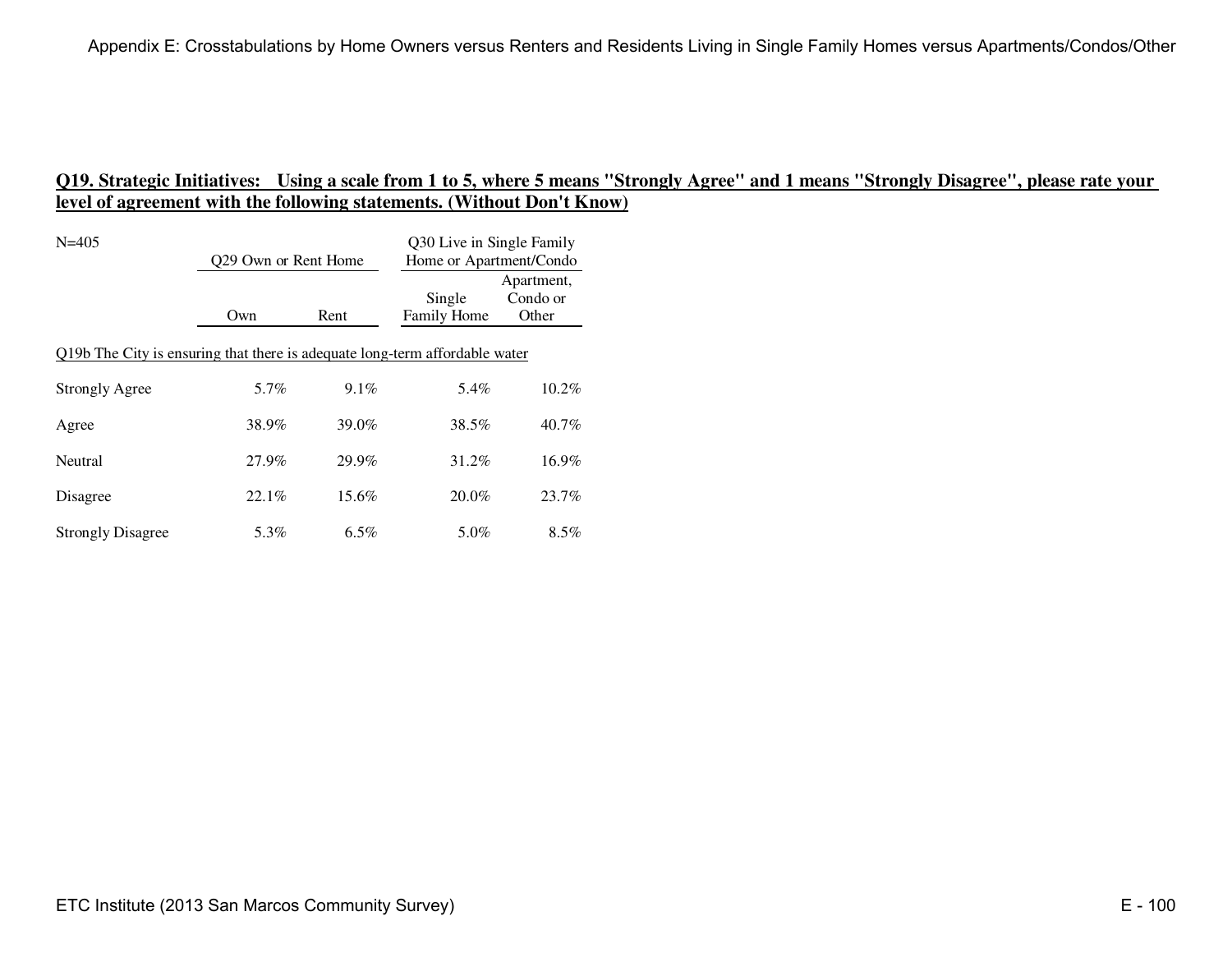## Q19. Strategic Initiatives: Using a scale from 1 to 5, where 5 means "Strongly Agree" and 1 means "Strongly Disagree", please rate your level of agreement with the following statements. (Without Don't Know)

N=405

| | Q29 Own or Rent Home | | Q30 Live in Single Family Home or Apartment/Condo | |
|---|---|---|---|---|
| | Own | Rent | Single Family Home | Apartment, Condo or Other |
| **Q19b The City is ensuring that there is adequate long-term affordable water** | | | | |
| Strongly Agree | 5.7% | 9.1% | 5.4% | 10.2% |
| Agree | 38.9% | 39.0% | 38.5% | 40.7% |
| Neutral | 27.9% | 29.9% | 31.2% | 16.9% |
| Disagree | 22.1% | 15.6% | 20.0% | 23.7% |
| Strongly Disagree | 5.3% | 6.5% | 5.0% | 8.5% |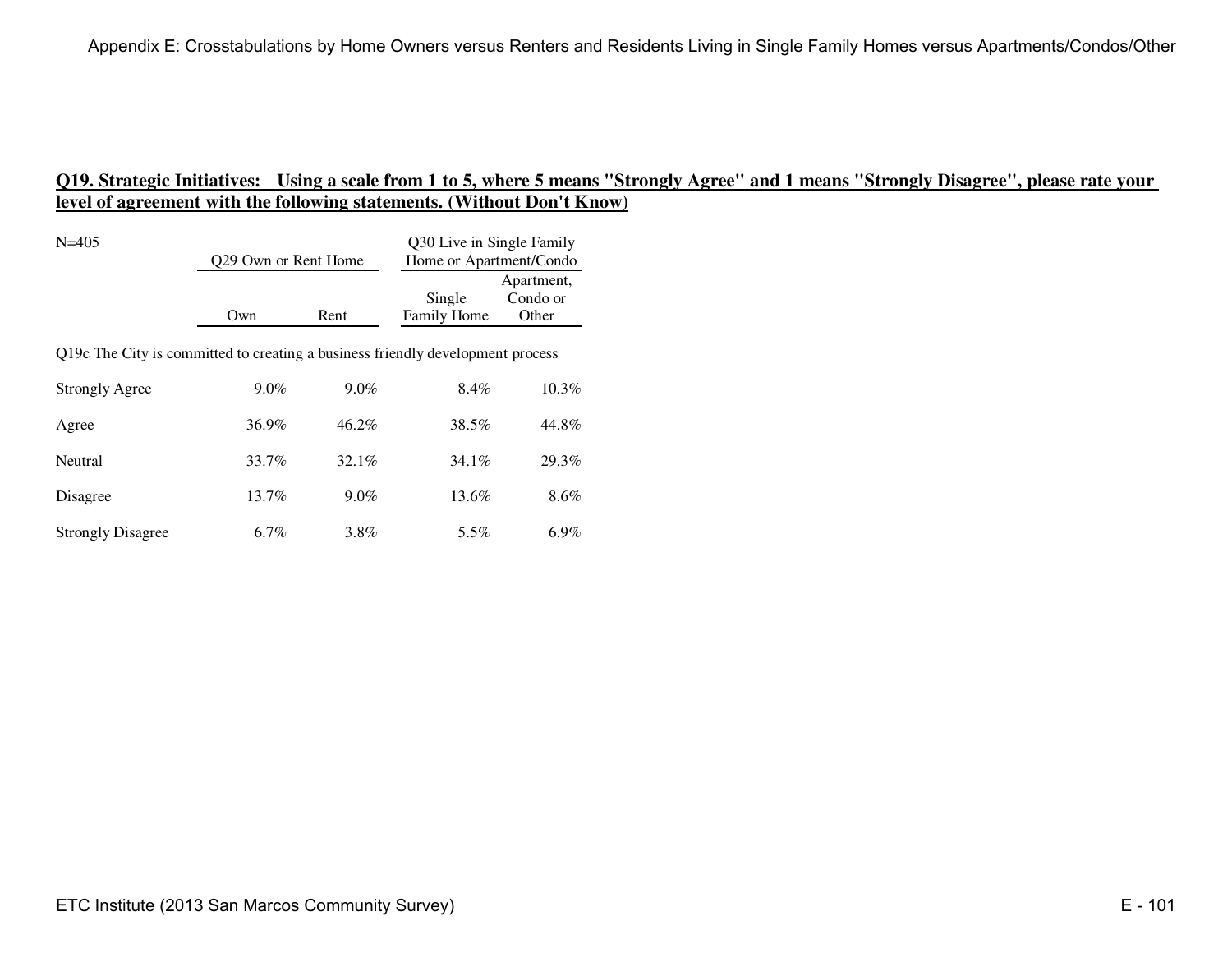## Q19. Strategic Initiatives: Using a scale from 1 to 5, where 5 means "Strongly Agree" and 1 means "Strongly Disagree", please rate your level of agreement with the following statements. (Without Don't Know)

N=405

| | Q29 Own or Rent Home | | Q30 Live in Single Family Home or Apartment/Condo | |
|---|---|---|---|---|
| | Own | Rent | Single Family Home | Apartment, Condo or Other |
| **Q19c The City is committed to creating a business friendly development process** | | | | |
| Strongly Agree | 9.0% | 9.0% | 8.4% | 10.3% |
| Agree | 36.9% | 46.2% | 38.5% | 44.8% |
| Neutral | 33.7% | 32.1% | 34.1% | 29.3% |
| Disagree | 13.7% | 9.0% | 13.6% | 8.6% |
| Strongly Disagree | 6.7% | 3.8% | 5.5% | 6.9% |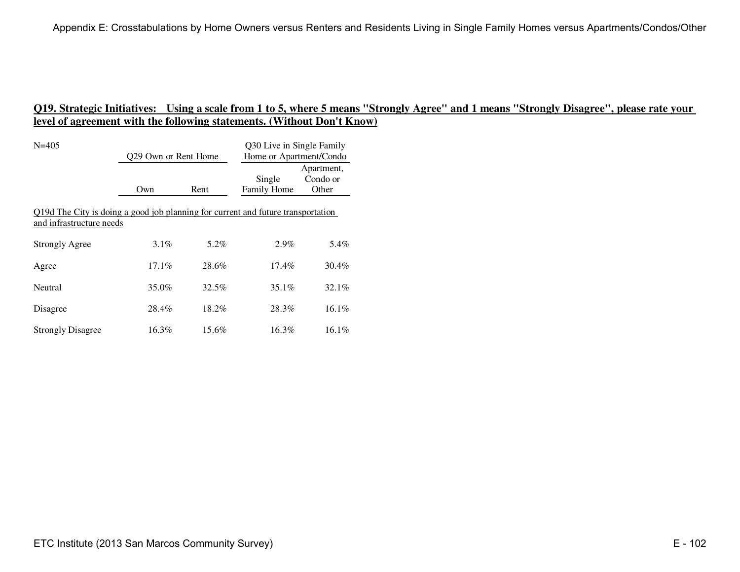## Q19. Strategic Initiatives: Using a scale from 1 to 5, where 5 means "Strongly Agree" and 1 means "Strongly Disagree", please rate your level of agreement with the following statements. (Without Don't Know)

| N=405 | Q29 Own or Rent Home | | Q30 Live in Single Family Home or Apartment/Condo | |
|---|---|---|---|---|
| | Own | Rent | Single Family Home | Apartment, Condo or Other |
| Q19d The City is doing a good job planning for current and future transportation and infrastructure needs | | | | |
| Strongly Agree | 3.1% | 5.2% | 2.9% | 5.4% |
| Agree | 17.1% | 28.6% | 17.4% | 30.4% |
| Neutral | 35.0% | 32.5% | 35.1% | 32.1% |
| Disagree | 28.4% | 18.2% | 28.3% | 16.1% |
| Strongly Disagree | 16.3% | 15.6% | 16.3% | 16.1% |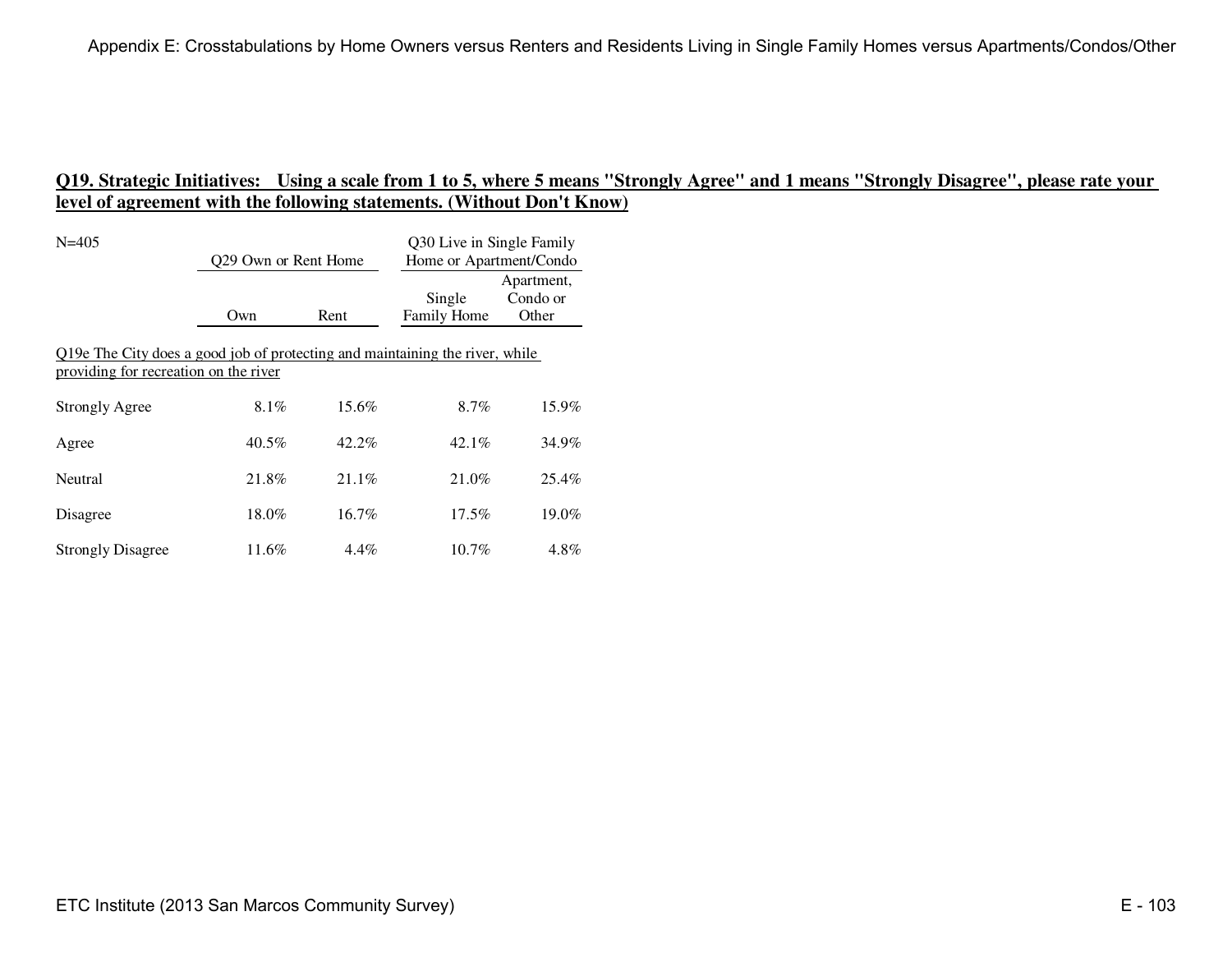## Q19. Strategic Initiatives: Using a scale from 1 to 5, where 5 means "Strongly Agree" and 1 means "Strongly Disagree", please rate your level of agreement with the following statements. (Without Don't Know)

| N=405 | Q29 Own or Rent Home | | Q30 Live in Single Family Home or Apartment/Condo | |
|---|---|---|---|---|
| | Own | Rent | Single Family Home | Apartment, Condo or Other |
| Q19e The City does a good job of protecting and maintaining the river, while providing for recreation on the river | | | | |
| Strongly Agree | 8.1% | 15.6% | 8.7% | 15.9% |
| Agree | 40.5% | 42.2% | 42.1% | 34.9% |
| Neutral | 21.8% | 21.1% | 21.0% | 25.4% |
| Disagree | 18.0% | 16.7% | 17.5% | 19.0% |
| Strongly Disagree | 11.6% | 4.4% | 10.7% | 4.8% |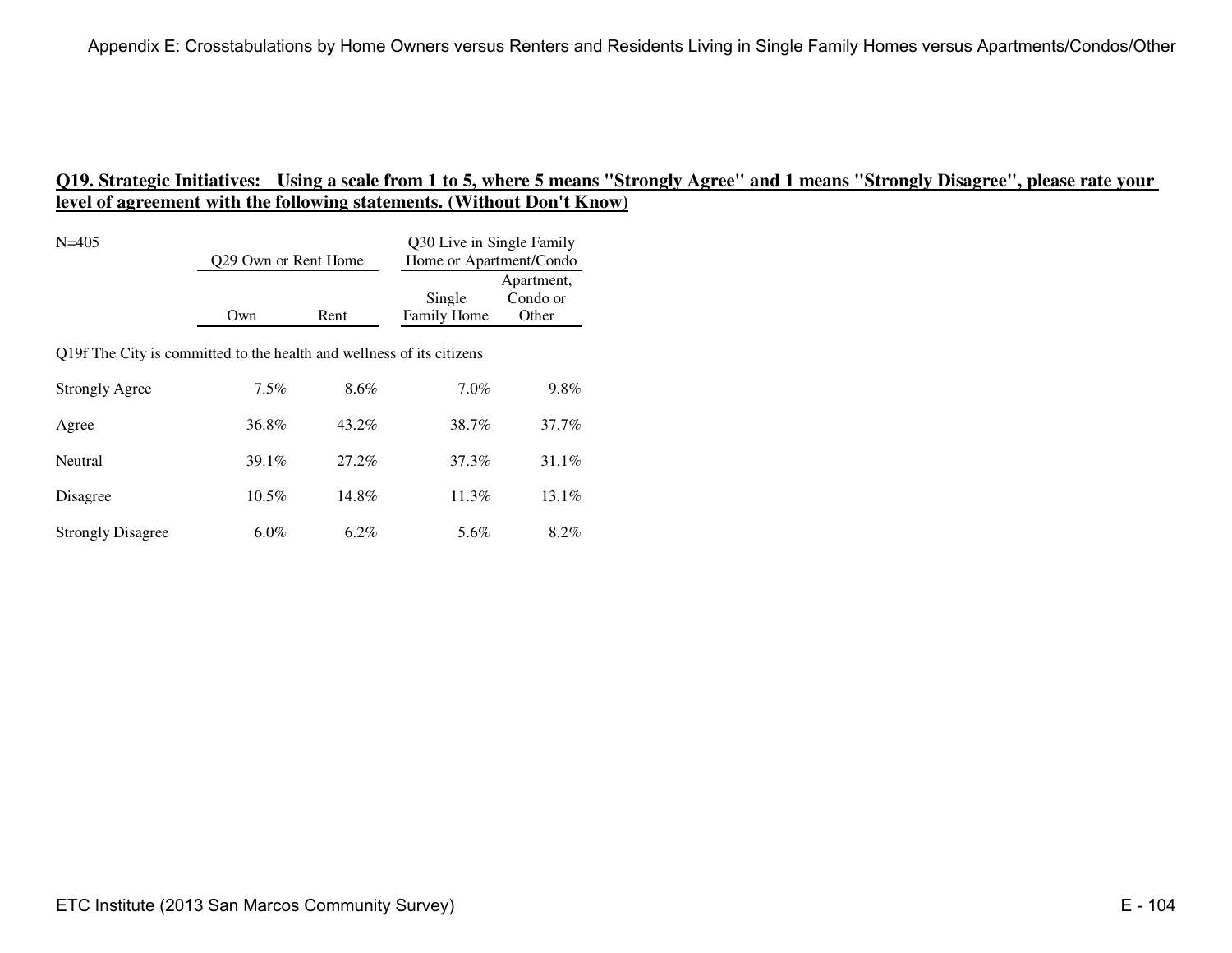## Q19. Strategic Initiatives: Using a scale from 1 to 5, where 5 means "Strongly Agree" and 1 means "Strongly Disagree", please rate your level of agreement with the following statements. (Without Don't Know)

| N=405 | Q29 Own or Rent Home | | Q30 Live in Single Family Home or Apartment/Condo | |
|---|---|---|---|---|
| | Own | Rent | Single Family Home | Apartment, Condo or Other |
| Q19f The City is committed to the health and wellness of its citizens | | | | |
| Strongly Agree | 7.5% | 8.6% | 7.0% | 9.8% |
| Agree | 36.8% | 43.2% | 38.7% | 37.7% |
| Neutral | 39.1% | 27.2% | 37.3% | 31.1% |
| Disagree | 10.5% | 14.8% | 11.3% | 13.1% |
| Strongly Disagree | 6.0% | 6.2% | 5.6% | 8.2% |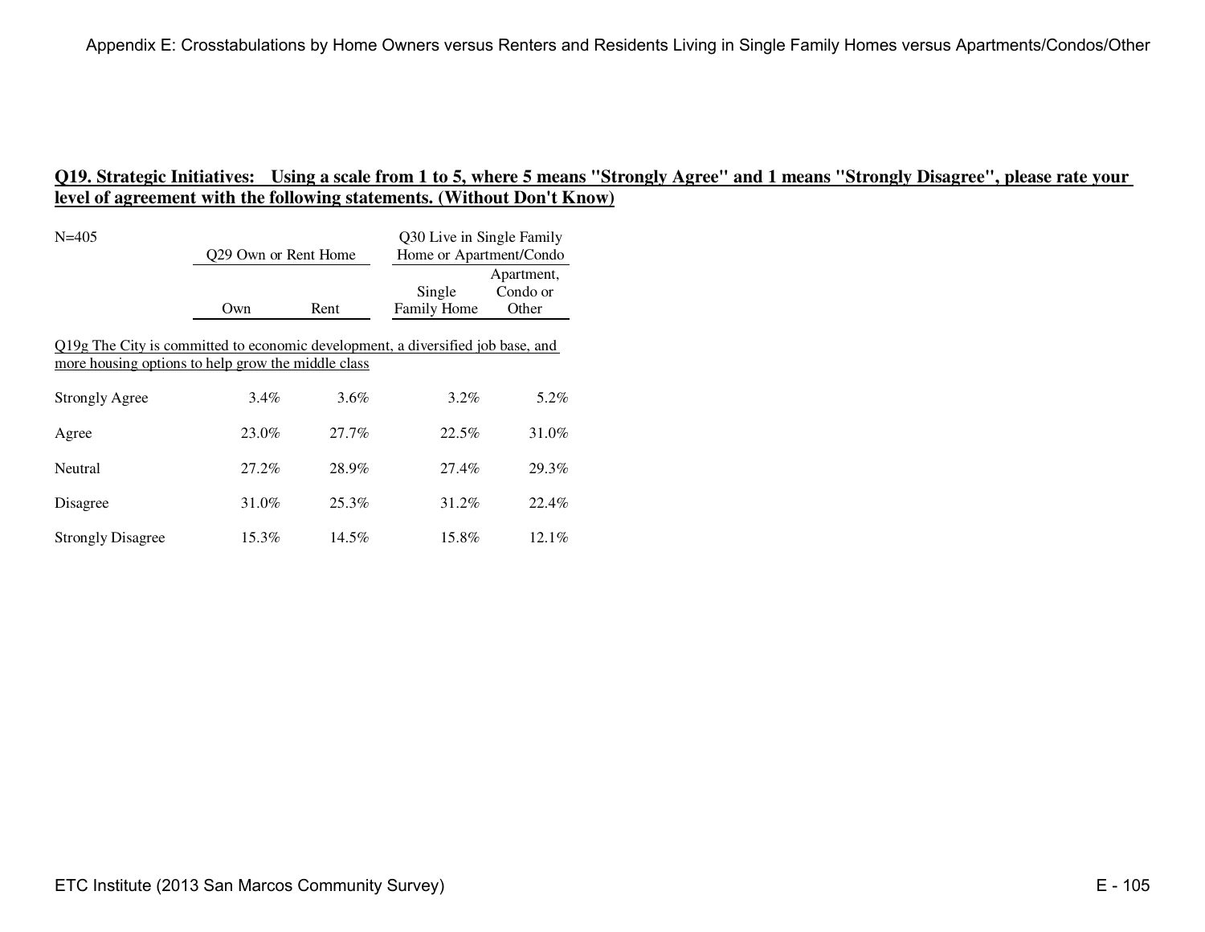## Q19. Strategic Initiatives: Using a scale from 1 to 5, where 5 means "Strongly Agree" and 1 means "Strongly Disagree", please rate your level of agreement with the following statements. (Without Don't Know)

N=405

| | Q29 Own or Rent Home | | Q30 Live in Single Family Home or Apartment/Condo | |
|---|---|---|---|---|
| | Own | Rent | Single Family Home | Apartment, Condo or Other |
| **Q19g The City is committed to economic development, a diversified job base, and more housing options to help grow the middle class** | | | | |
| Strongly Agree | 3.4% | 3.6% | 3.2% | 5.2% |
| Agree | 23.0% | 27.7% | 22.5% | 31.0% |
| Neutral | 27.2% | 28.9% | 27.4% | 29.3% |
| Disagree | 31.0% | 25.3% | 31.2% | 22.4% |
| Strongly Disagree | 15.3% | 14.5% | 15.8% | 12.1% |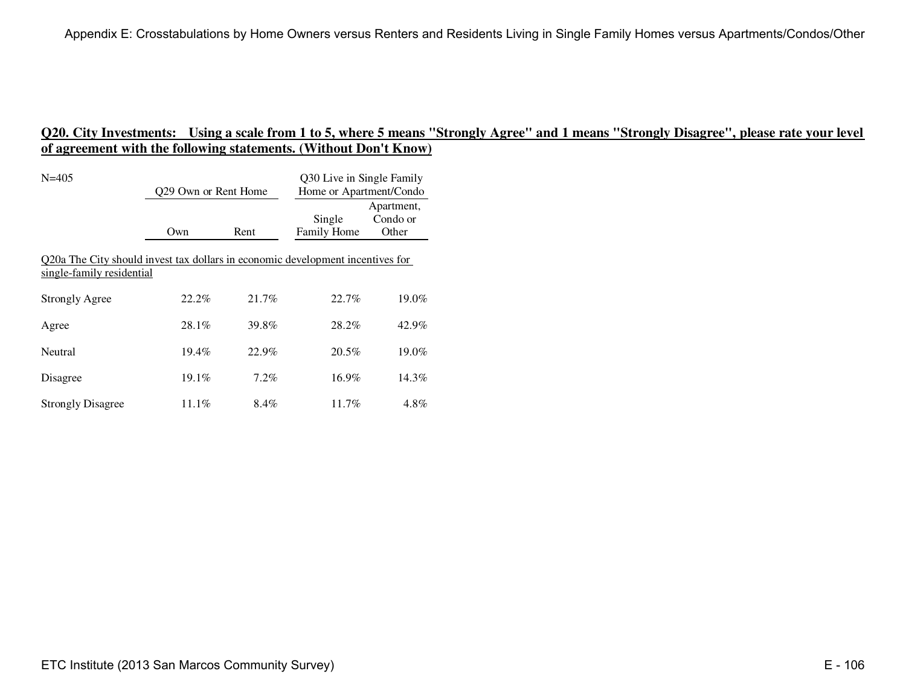## Q20. City Investments: Using a scale from 1 to 5, where 5 means "Strongly Agree" and 1 means "Strongly Disagree", please rate your level of agreement with the following statements. (Without Don't Know)

N=405

| | Q29 Own or Rent Home | | Q30 Live in Single Family Home or Apartment/Condo | |
|---|---|---|---|---|
| | Own | Rent | Single Family Home | Apartment, Condo or Other |
| **Q20a The City should invest tax dollars in economic development incentives for single-family residential** | | | | |
| Strongly Agree | 22.2% | 21.7% | 22.7% | 19.0% |
| Agree | 28.1% | 39.8% | 28.2% | 42.9% |
| Neutral | 19.4% | 22.9% | 20.5% | 19.0% |
| Disagree | 19.1% | 7.2% | 16.9% | 14.3% |
| Strongly Disagree | 11.1% | 8.4% | 11.7% | 4.8% |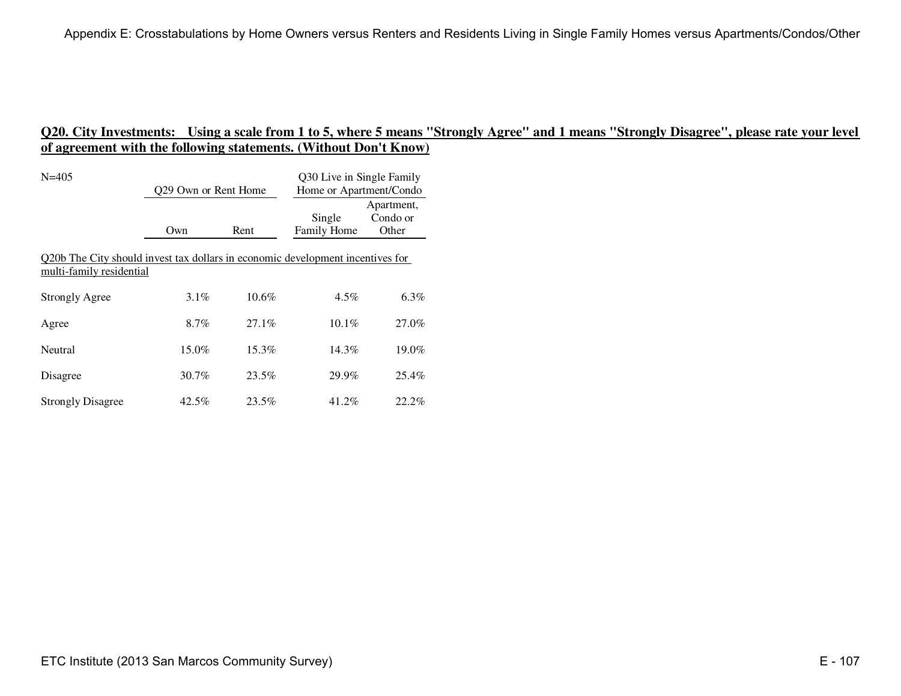## Q20. City Investments: Using a scale from 1 to 5, where 5 means "Strongly Agree" and 1 means "Strongly Disagree", please rate your level of agreement with the following statements. (Without Don't Know)

N=405

| | Q29 Own or Rent Home | | Q30 Live in Single Family Home or Apartment/Condo | |
|---|---|---|---|---|
| | Own | Rent | Single Family Home | Apartment, Condo or Other |
| Q20b The City should invest tax dollars in economic development incentives for multi-family residential | | | | |
| Strongly Agree | 3.1% | 10.6% | 4.5% | 6.3% |
| Agree | 8.7% | 27.1% | 10.1% | 27.0% |
| Neutral | 15.0% | 15.3% | 14.3% | 19.0% |
| Disagree | 30.7% | 23.5% | 29.9% | 25.4% |
| Strongly Disagree | 42.5% | 23.5% | 41.2% | 22.2% |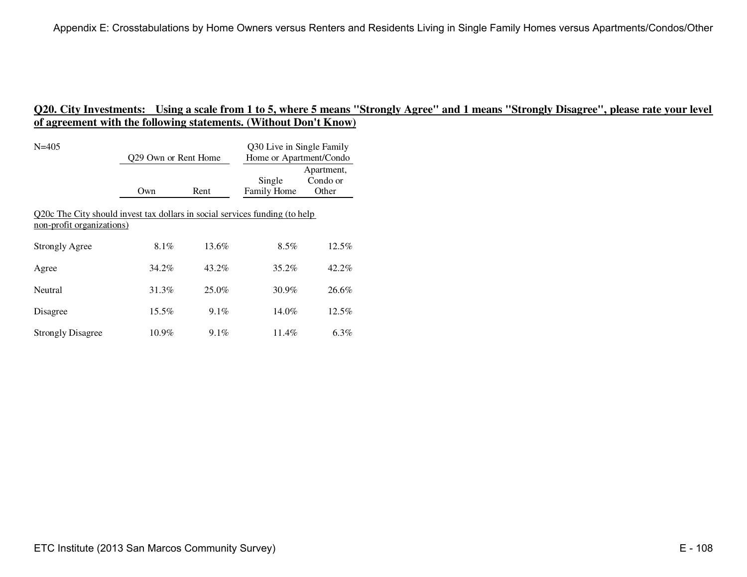**Q20. City Investments: Using a scale from 1 to 5, where 5 means "Strongly Agree" and 1 means "Strongly Disagree", please rate your level of agreement with the following statements. (Without Don't Know)**

N=405

| | Q29 Own or Rent Home | | Q30 Live in Single Family Home or Apartment/Condo | |
|---|---|---|---|---|
| | Own | Rent | Single Family Home | Apartment, Condo or Other |
| Q20c The City should invest tax dollars in social services funding (to help non-profit organizations) | | | | |
| Strongly Agree | 8.1% | 13.6% | 8.5% | 12.5% |
| Agree | 34.2% | 43.2% | 35.2% | 42.2% |
| Neutral | 31.3% | 25.0% | 30.9% | 26.6% |
| Disagree | 15.5% | 9.1% | 14.0% | 12.5% |
| Strongly Disagree | 10.9% | 9.1% | 11.4% | 6.3% |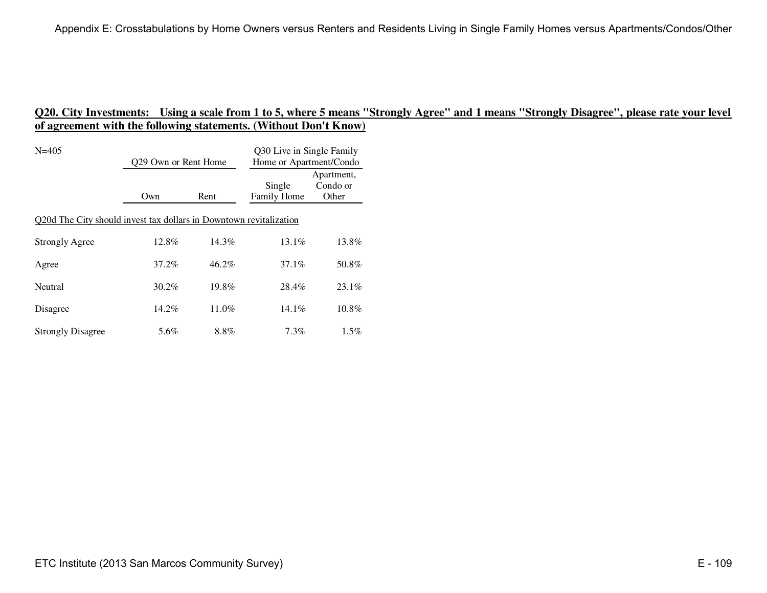## Q20. City Investments: Using a scale from 1 to 5, where 5 means "Strongly Agree" and 1 means "Strongly Disagree", please rate your level of agreement with the following statements. (Without Don't Know)

N=405

| | Q29 Own or Rent Home | | Q30 Live in Single Family Home or Apartment/Condo | |
|---|---|---|---|---|
| | Own | Rent | Single Family Home | Apartment, Condo or Other |
| **Q20d The City should invest tax dollars in Downtown revitalization** | | | | |
| Strongly Agree | 12.8% | 14.3% | 13.1% | 13.8% |
| Agree | 37.2% | 46.2% | 37.1% | 50.8% |
| Neutral | 30.2% | 19.8% | 28.4% | 23.1% |
| Disagree | 14.2% | 11.0% | 14.1% | 10.8% |
| Strongly Disagree | 5.6% | 8.8% | 7.3% | 1.5% |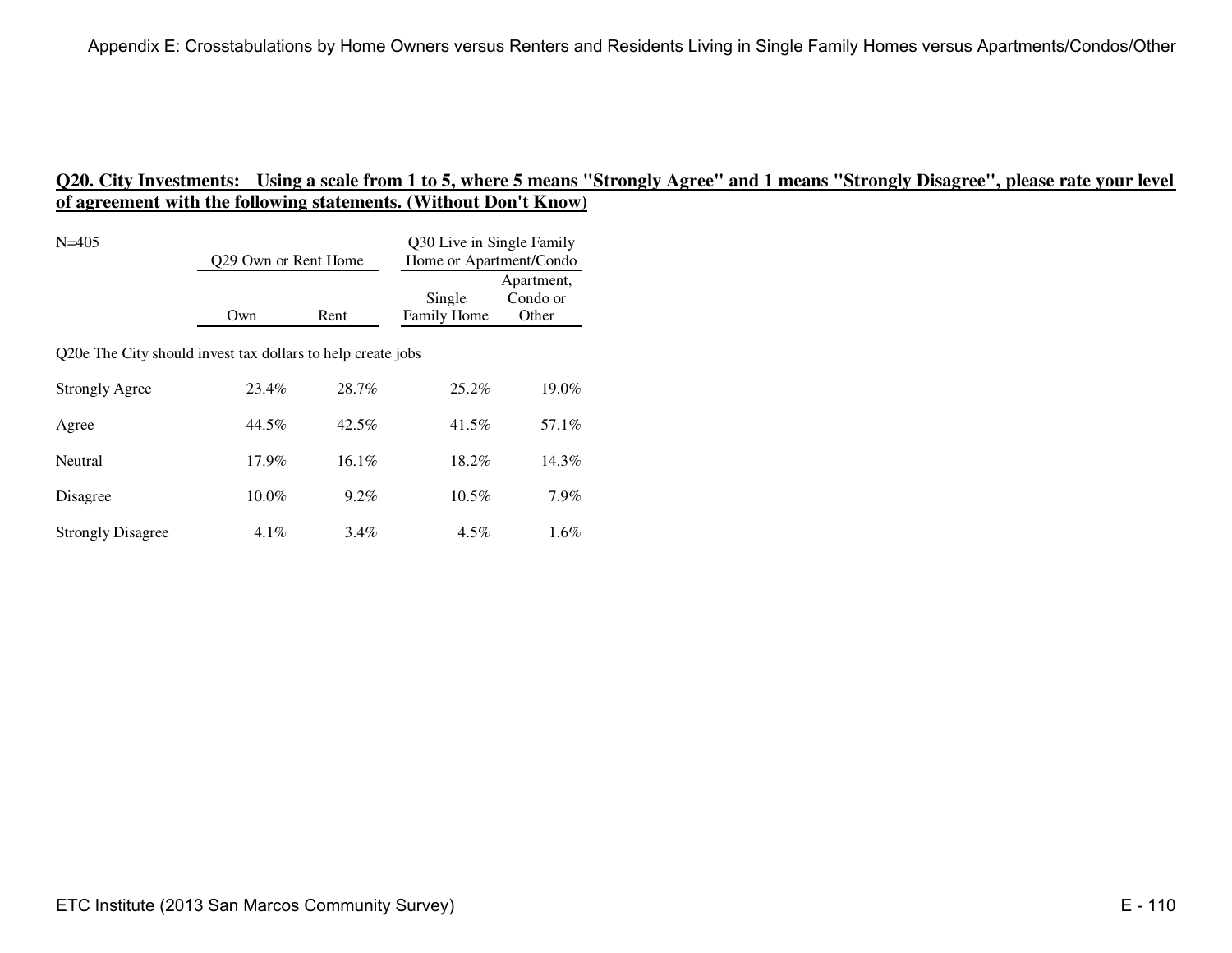## Q20. City Investments: Using a scale from 1 to 5, where 5 means "Strongly Agree" and 1 means "Strongly Disagree", please rate your level of agreement with the following statements. (Without Don't Know)

N=405

| | Q29 Own or Rent Home | | Q30 Live in Single Family Home or Apartment/Condo | |
|---|---|---|---|---|
| | Own | Rent | Single Family Home | Apartment, Condo or Other |
| Q20e The City should invest tax dollars to help create jobs | | | | |
| Strongly Agree | 23.4% | 28.7% | 25.2% | 19.0% |
| Agree | 44.5% | 42.5% | 41.5% | 57.1% |
| Neutral | 17.9% | 16.1% | 18.2% | 14.3% |
| Disagree | 10.0% | 9.2% | 10.5% | 7.9% |
| Strongly Disagree | 4.1% | 3.4% | 4.5% | 1.6% |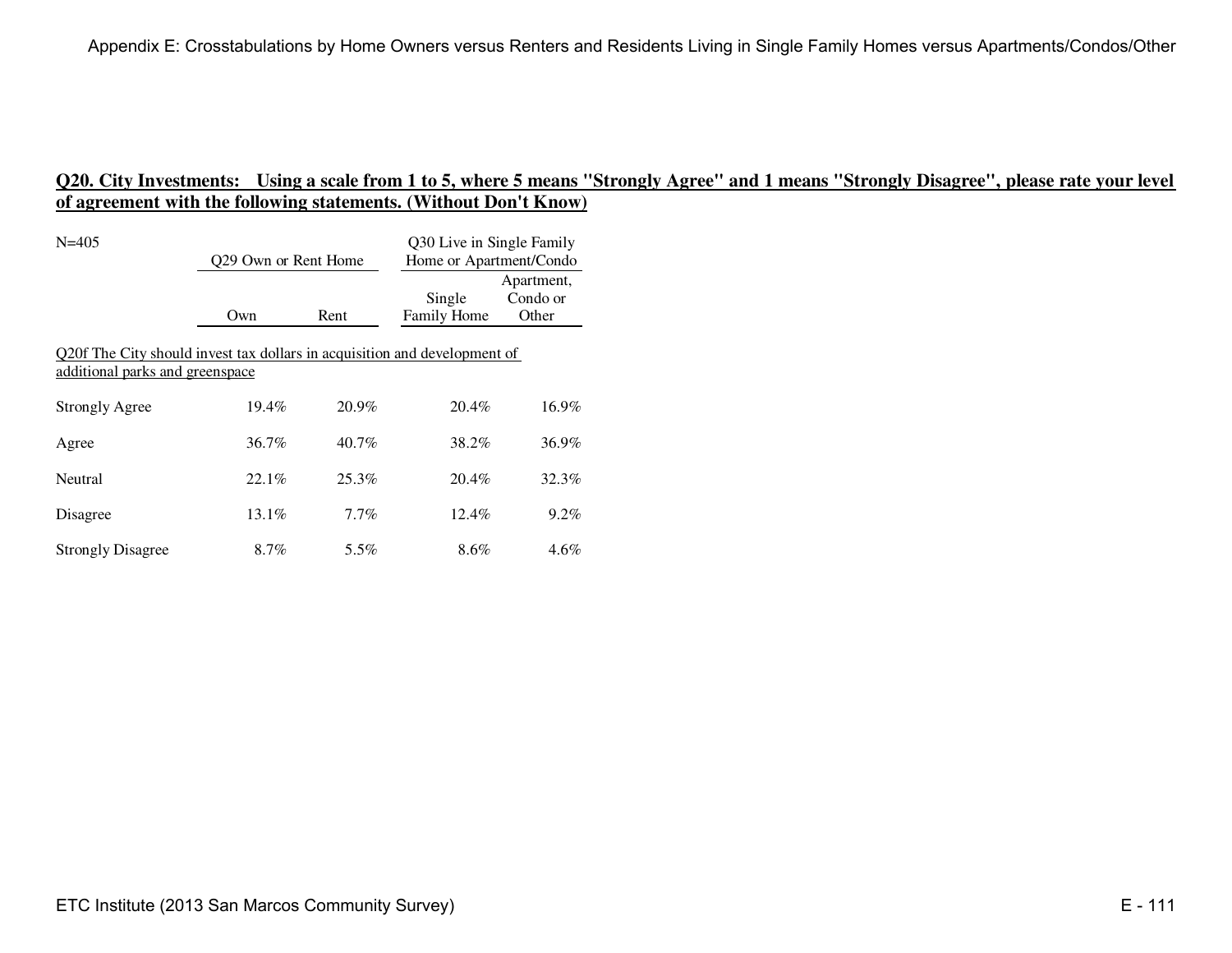## Q20. City Investments: Using a scale from 1 to 5, where 5 means "Strongly Agree" and 1 means "Strongly Disagree", please rate your level of agreement with the following statements. (Without Don't Know)

| N=405 | Q29 Own or Rent Home | | Q30 Live in Single Family Home or Apartment/Condo | |
|---|---|---|---|---|
| | Own | Rent | Single Family Home | Apartment, Condo or Other |
| **Q20f The City should invest tax dollars in acquisition and development of additional parks and greenspace** | | | | |
| Strongly Agree | 19.4% | 20.9% | 20.4% | 16.9% |
| Agree | 36.7% | 40.7% | 38.2% | 36.9% |
| Neutral | 22.1% | 25.3% | 20.4% | 32.3% |
| Disagree | 13.1% | 7.7% | 12.4% | 9.2% |
| Strongly Disagree | 8.7% | 5.5% | 8.6% | 4.6% |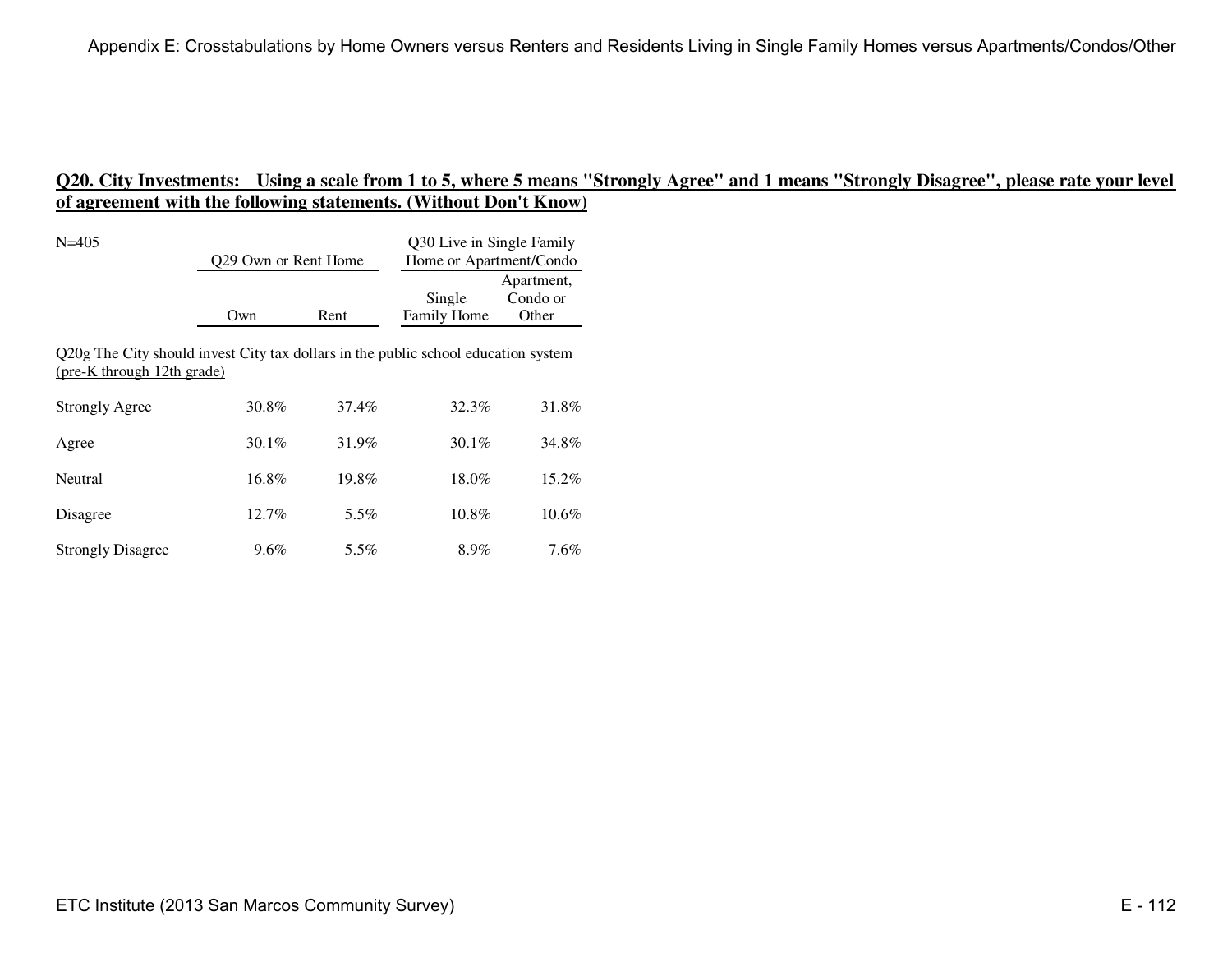## Q20. City Investments: Using a scale from 1 to 5, where 5 means "Strongly Agree" and 1 means "Strongly Disagree", please rate your level of agreement with the following statements. (Without Don't Know)

N=405

| | Q29 Own or Rent Home | | Q30 Live in Single Family Home or Apartment/Condo | |
|---|---|---|---|---|
| | Own | Rent | Single Family Home | Apartment, Condo or Other |
| **Q20g The City should invest City tax dollars in the public school education system (pre-K through 12th grade)** | | | | |
| Strongly Agree | 30.8% | 37.4% | 32.3% | 31.8% |
| Agree | 30.1% | 31.9% | 30.1% | 34.8% |
| Neutral | 16.8% | 19.8% | 18.0% | 15.2% |
| Disagree | 12.7% | 5.5% | 10.8% | 10.6% |
| Strongly Disagree | 9.6% | 5.5% | 8.9% | 7.6% |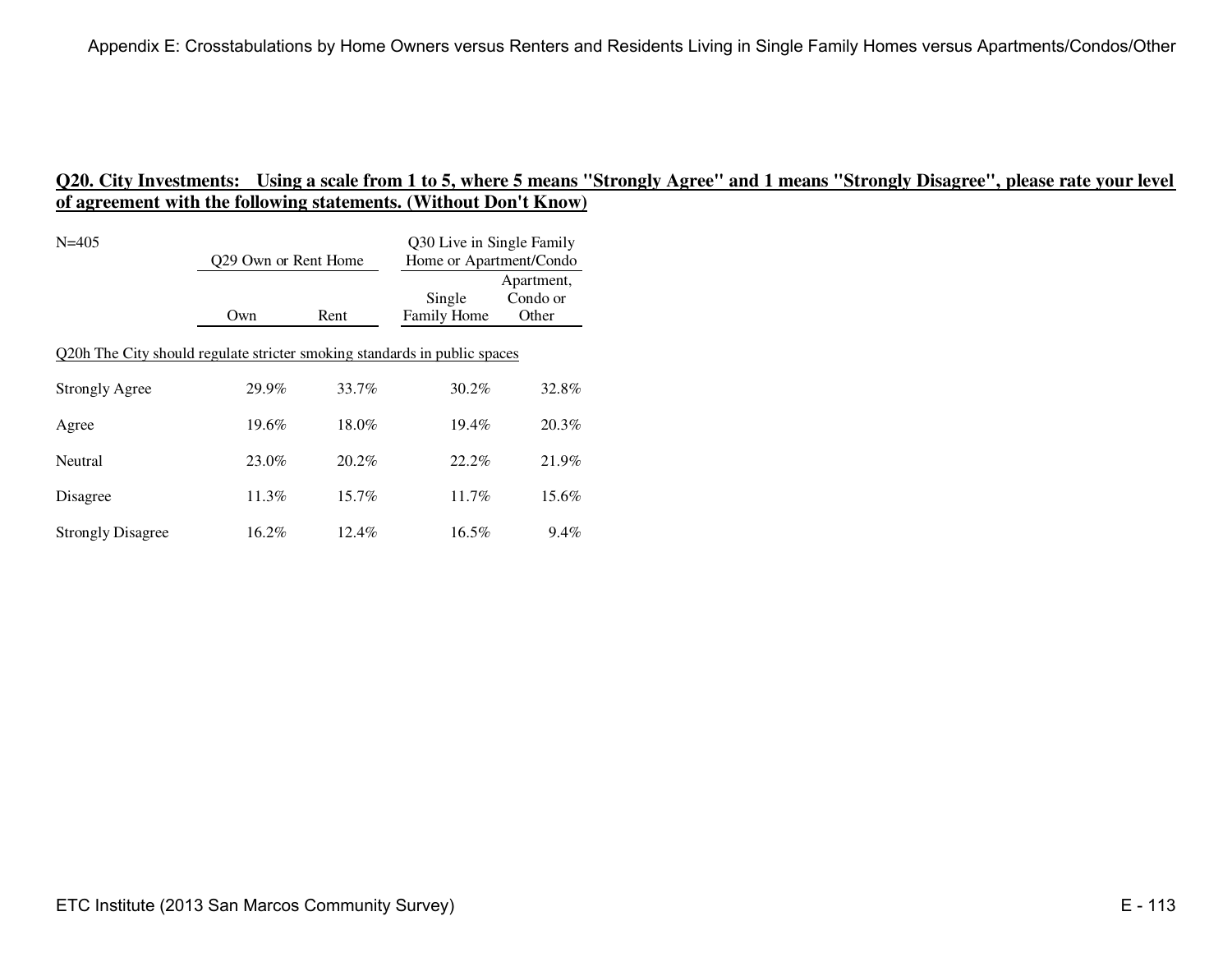## Q20. City Investments: Using a scale from 1 to 5, where 5 means "Strongly Agree" and 1 means "Strongly Disagree", please rate your level of agreement with the following statements. (Without Don't Know)

| N=405 | Q29 Own or Rent Home | | Q30 Live in Single Family Home or Apartment/Condo | |
|---|---|---|---|---|
| | Own | Rent | Single Family Home | Apartment, Condo or Other |
| Q20h The City should regulate stricter smoking standards in public spaces | | | | |
| Strongly Agree | 29.9% | 33.7% | 30.2% | 32.8% |
| Agree | 19.6% | 18.0% | 19.4% | 20.3% |
| Neutral | 23.0% | 20.2% | 22.2% | 21.9% |
| Disagree | 11.3% | 15.7% | 11.7% | 15.6% |
| Strongly Disagree | 16.2% | 12.4% | 16.5% | 9.4% |